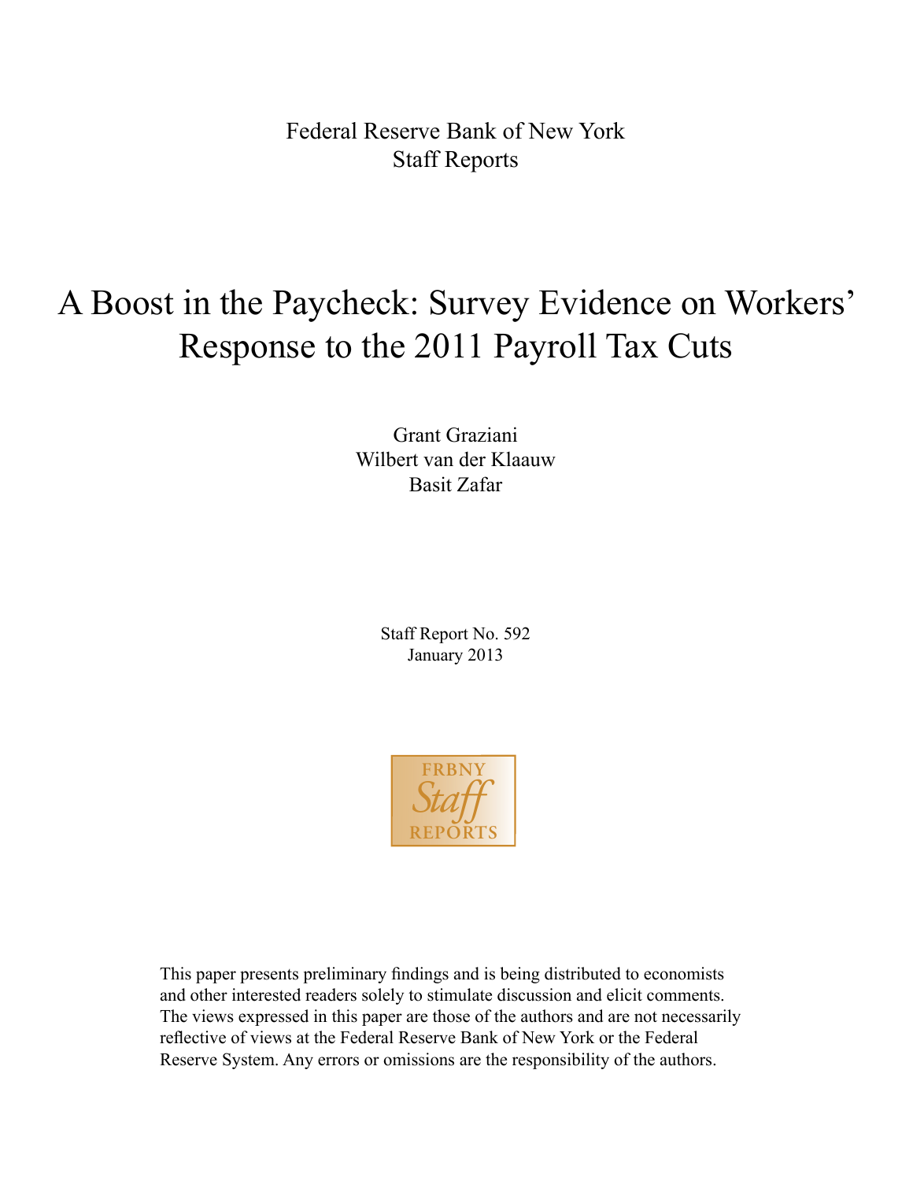Federal Reserve Bank of New York
Staff Reports

# A Boost in the Paycheck: Survey Evidence on Workers' Response to the 2011 Payroll Tax Cuts

Grant Graziani
Wilbert van der Klaauw
Basit Zafar

Staff Report No. 592
January 2013

FRBNY
*Staff*
REPORTS

This paper presents preliminary findings and is being distributed to economists and other interested readers solely to stimulate discussion and elicit comments. The views expressed in this paper are those of the authors and are not necessarily reflective of views at the Federal Reserve Bank of New York or the Federal Reserve System. Any errors or omissions are the responsibility of the authors.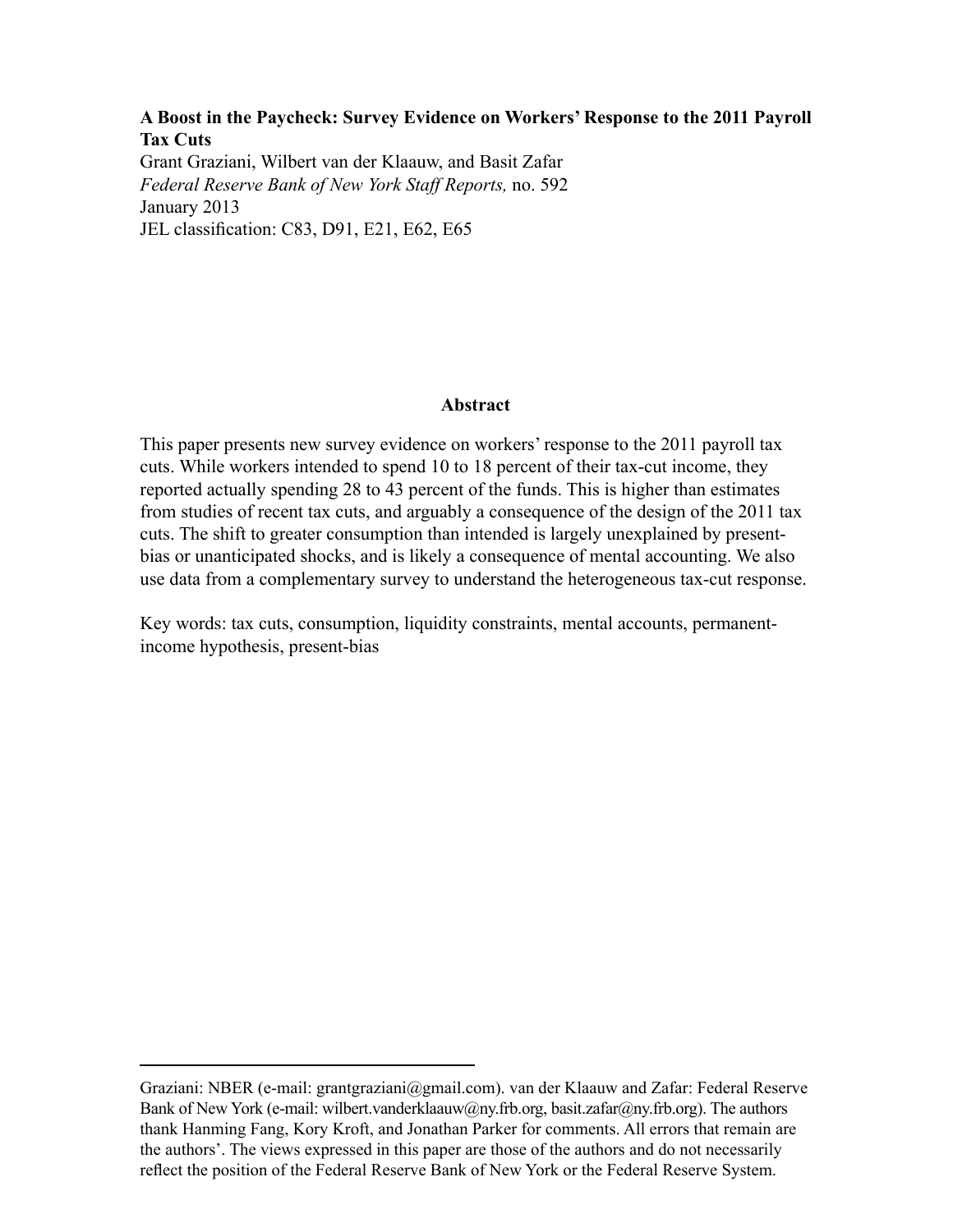**A Boost in the Paycheck: Survey Evidence on Workers' Response to the 2011 Payroll Tax Cuts**

Grant Graziani, Wilbert van der Klaauw, and Basit Zafar

*Federal Reserve Bank of New York Staff Reports,* no. 592

January 2013

JEL classification: C83, D91, E21, E62, E65

## Abstract

This paper presents new survey evidence on workers' response to the 2011 payroll tax cuts. While workers intended to spend 10 to 18 percent of their tax-cut income, they reported actually spending 28 to 43 percent of the funds. This is higher than estimates from studies of recent tax cuts, and arguably a consequence of the design of the 2011 tax cuts. The shift to greater consumption than intended is largely unexplained by present-bias or unanticipated shocks, and is likely a consequence of mental accounting. We also use data from a complementary survey to understand the heterogeneous tax-cut response.

Key words: tax cuts, consumption, liquidity constraints, mental accounts, permanent-income hypothesis, present-bias

---

Graziani: NBER (e-mail: grantgraziani@gmail.com). van der Klaauw and Zafar: Federal Reserve Bank of New York (e-mail: wilbert.vanderklaauw@ny.frb.org, basit.zafar@ny.frb.org). The authors thank Hanming Fang, Kory Kroft, and Jonathan Parker for comments. All errors that remain are the authors'. The views expressed in this paper are those of the authors and do not necessarily reflect the position of the Federal Reserve Bank of New York or the Federal Reserve System.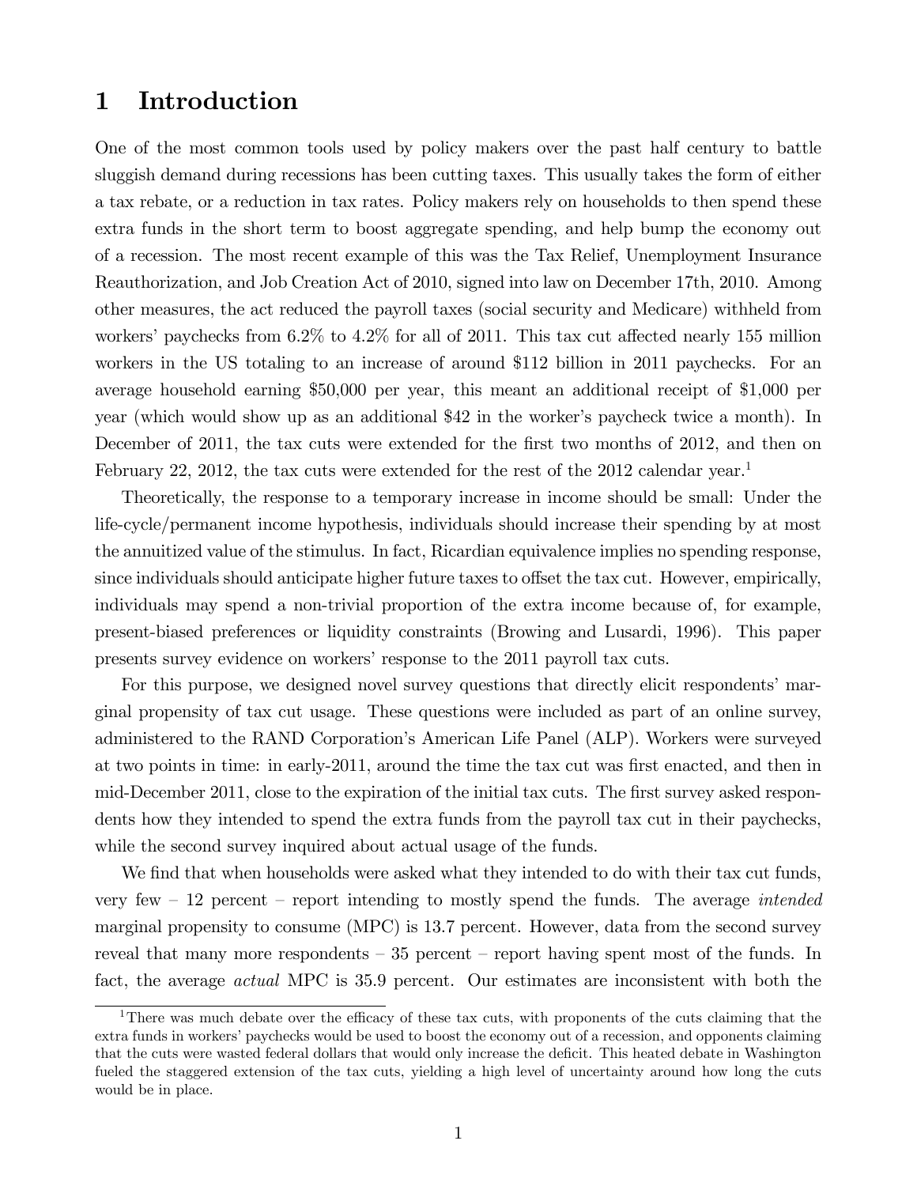# 1 Introduction

One of the most common tools used by policy makers over the past half century to battle sluggish demand during recessions has been cutting taxes. This usually takes the form of either a tax rebate, or a reduction in tax rates. Policy makers rely on households to then spend these extra funds in the short term to boost aggregate spending, and help bump the economy out of a recession. The most recent example of this was the Tax Relief, Unemployment Insurance Reauthorization, and Job Creation Act of 2010, signed into law on December 17th, 2010. Among other measures, the act reduced the payroll taxes (social security and Medicare) withheld from workers' paychecks from 6.2% to 4.2% for all of 2011. This tax cut affected nearly 155 million workers in the US totaling to an increase of around $112 billion in 2011 paychecks. For an average household earning $50,000 per year, this meant an additional receipt of $1,000 per year (which would show up as an additional $42 in the worker's paycheck twice a month). In December of 2011, the tax cuts were extended for the first two months of 2012, and then on February 22, 2012, the tax cuts were extended for the rest of the 2012 calendar year.[1]

Theoretically, the response to a temporary increase in income should be small: Under the life-cycle/permanent income hypothesis, individuals should increase their spending by at most the annuitized value of the stimulus. In fact, Ricardian equivalence implies no spending response, since individuals should anticipate higher future taxes to offset the tax cut. However, empirically, individuals may spend a non-trivial proportion of the extra income because of, for example, present-biased preferences or liquidity constraints (Browing and Lusardi, 1996). This paper presents survey evidence on workers' response to the 2011 payroll tax cuts.

For this purpose, we designed novel survey questions that directly elicit respondents' marginal propensity of tax cut usage. These questions were included as part of an online survey, administered to the RAND Corporation's American Life Panel (ALP). Workers were surveyed at two points in time: in early-2011, around the time the tax cut was first enacted, and then in mid-December 2011, close to the expiration of the initial tax cuts. The first survey asked respondents how they intended to spend the extra funds from the payroll tax cut in their paychecks, while the second survey inquired about actual usage of the funds.

We find that when households were asked what they intended to do with their tax cut funds, very few – 12 percent – report intending to mostly spend the funds. The average *intended* marginal propensity to consume (MPC) is 13.7 percent. However, data from the second survey reveal that many more respondents – 35 percent – report having spent most of the funds. In fact, the average *actual* MPC is 35.9 percent. Our estimates are inconsistent with both the

[1] There was much debate over the efficacy of these tax cuts, with proponents of the cuts claiming that the extra funds in workers' paychecks would be used to boost the economy out of a recession, and opponents claiming that the cuts were wasted federal dollars that would only increase the deficit. This heated debate in Washington fueled the staggered extension of the tax cuts, yielding a high level of uncertainty around how long the cuts would be in place.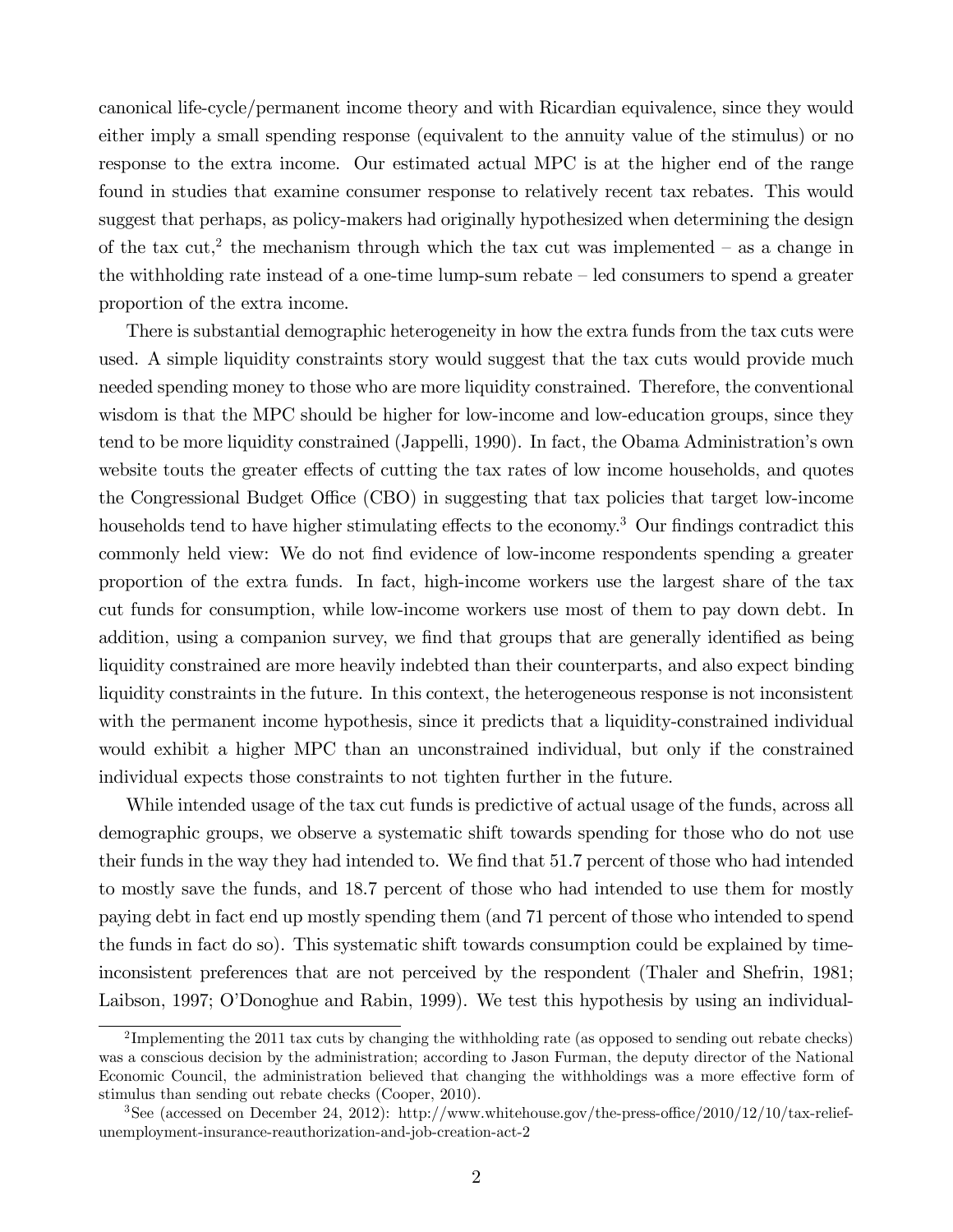canonical life-cycle/permanent income theory and with Ricardian equivalence, since they would either imply a small spending response (equivalent to the annuity value of the stimulus) or no response to the extra income. Our estimated actual MPC is at the higher end of the range found in studies that examine consumer response to relatively recent tax rebates. This would suggest that perhaps, as policy-makers had originally hypothesized when determining the design of the tax cut,[2] the mechanism through which the tax cut was implemented – as a change in the withholding rate instead of a one-time lump-sum rebate – led consumers to spend a greater proportion of the extra income.

There is substantial demographic heterogeneity in how the extra funds from the tax cuts were used. A simple liquidity constraints story would suggest that the tax cuts would provide much needed spending money to those who are more liquidity constrained. Therefore, the conventional wisdom is that the MPC should be higher for low-income and low-education groups, since they tend to be more liquidity constrained (Jappelli, 1990). In fact, the Obama Administration's own website touts the greater effects of cutting the tax rates of low income households, and quotes the Congressional Budget Office (CBO) in suggesting that tax policies that target low-income households tend to have higher stimulating effects to the economy.[3] Our findings contradict this commonly held view: We do not find evidence of low-income respondents spending a greater proportion of the extra funds. In fact, high-income workers use the largest share of the tax cut funds for consumption, while low-income workers use most of them to pay down debt. In addition, using a companion survey, we find that groups that are generally identified as being liquidity constrained are more heavily indebted than their counterparts, and also expect binding liquidity constraints in the future. In this context, the heterogeneous response is not inconsistent with the permanent income hypothesis, since it predicts that a liquidity-constrained individual would exhibit a higher MPC than an unconstrained individual, but only if the constrained individual expects those constraints to not tighten further in the future.

While intended usage of the tax cut funds is predictive of actual usage of the funds, across all demographic groups, we observe a systematic shift towards spending for those who do not use their funds in the way they had intended to. We find that 51.7 percent of those who had intended to mostly save the funds, and 18.7 percent of those who had intended to use them for mostly paying debt in fact end up mostly spending them (and 71 percent of those who intended to spend the funds in fact do so). This systematic shift towards consumption could be explained by time-inconsistent preferences that are not perceived by the respondent (Thaler and Shefrin, 1981; Laibson, 1997; O'Donoghue and Rabin, 1999). We test this hypothesis by using an individual-

[2]Implementing the 2011 tax cuts by changing the withholding rate (as opposed to sending out rebate checks) was a conscious decision by the administration; according to Jason Furman, the deputy director of the National Economic Council, the administration believed that changing the withholdings was a more effective form of stimulus than sending out rebate checks (Cooper, 2010).

[3]See (accessed on December 24, 2012): http://www.whitehouse.gov/the-press-office/2010/12/10/tax-relief-unemployment-insurance-reauthorization-and-job-creation-act-2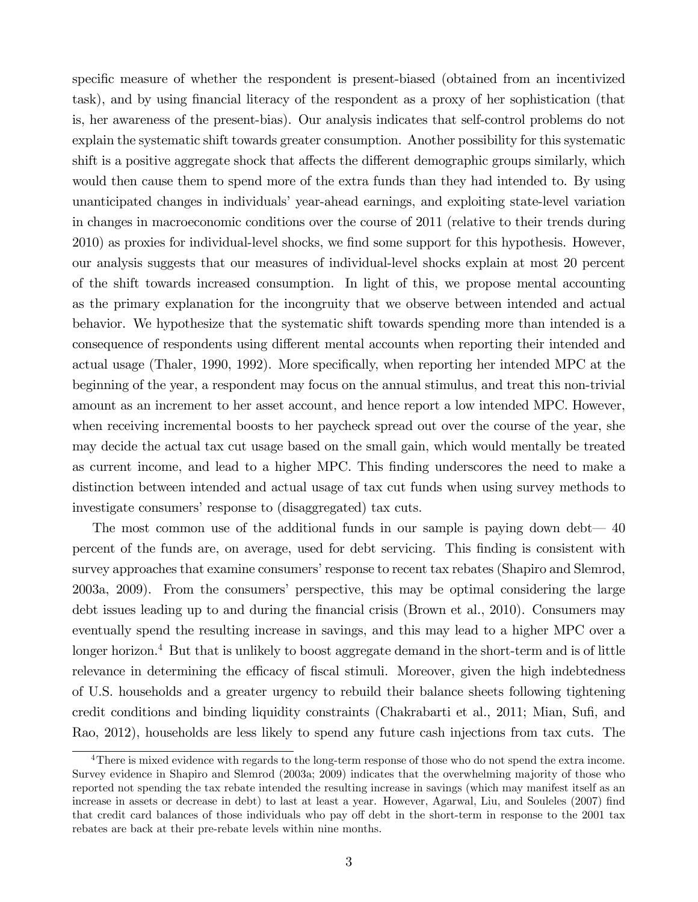specific measure of whether the respondent is present-biased (obtained from an incentivized task), and by using financial literacy of the respondent as a proxy of her sophistication (that is, her awareness of the present-bias). Our analysis indicates that self-control problems do not explain the systematic shift towards greater consumption. Another possibility for this systematic shift is a positive aggregate shock that affects the different demographic groups similarly, which would then cause them to spend more of the extra funds than they had intended to. By using unanticipated changes in individuals' year-ahead earnings, and exploiting state-level variation in changes in macroeconomic conditions over the course of 2011 (relative to their trends during 2010) as proxies for individual-level shocks, we find some support for this hypothesis. However, our analysis suggests that our measures of individual-level shocks explain at most 20 percent of the shift towards increased consumption. In light of this, we propose mental accounting as the primary explanation for the incongruity that we observe between intended and actual behavior. We hypothesize that the systematic shift towards spending more than intended is a consequence of respondents using different mental accounts when reporting their intended and actual usage (Thaler, 1990, 1992). More specifically, when reporting her intended MPC at the beginning of the year, a respondent may focus on the annual stimulus, and treat this non-trivial amount as an increment to her asset account, and hence report a low intended MPC. However, when receiving incremental boosts to her paycheck spread out over the course of the year, she may decide the actual tax cut usage based on the small gain, which would mentally be treated as current income, and lead to a higher MPC. This finding underscores the need to make a distinction between intended and actual usage of tax cut funds when using survey methods to investigate consumers' response to (disaggregated) tax cuts.

The most common use of the additional funds in our sample is paying down debt— 40 percent of the funds are, on average, used for debt servicing. This finding is consistent with survey approaches that examine consumers' response to recent tax rebates (Shapiro and Slemrod, 2003a, 2009). From the consumers' perspective, this may be optimal considering the large debt issues leading up to and during the financial crisis (Brown et al., 2010). Consumers may eventually spend the resulting increase in savings, and this may lead to a higher MPC over a longer horizon.[4] But that is unlikely to boost aggregate demand in the short-term and is of little relevance in determining the efficacy of fiscal stimuli. Moreover, given the high indebtedness of U.S. households and a greater urgency to rebuild their balance sheets following tightening credit conditions and binding liquidity constraints (Chakrabarti et al., 2011; Mian, Sufi, and Rao, 2012), households are less likely to spend any future cash injections from tax cuts. The

[4]There is mixed evidence with regards to the long-term response of those who do not spend the extra income. Survey evidence in Shapiro and Slemrod (2003a; 2009) indicates that the overwhelming majority of those who reported not spending the tax rebate intended the resulting increase in savings (which may manifest itself as an increase in assets or decrease in debt) to last at least a year. However, Agarwal, Liu, and Souleles (2007) find that credit card balances of those individuals who pay off debt in the short-term in response to the 2001 tax rebates are back at their pre-rebate levels within nine months.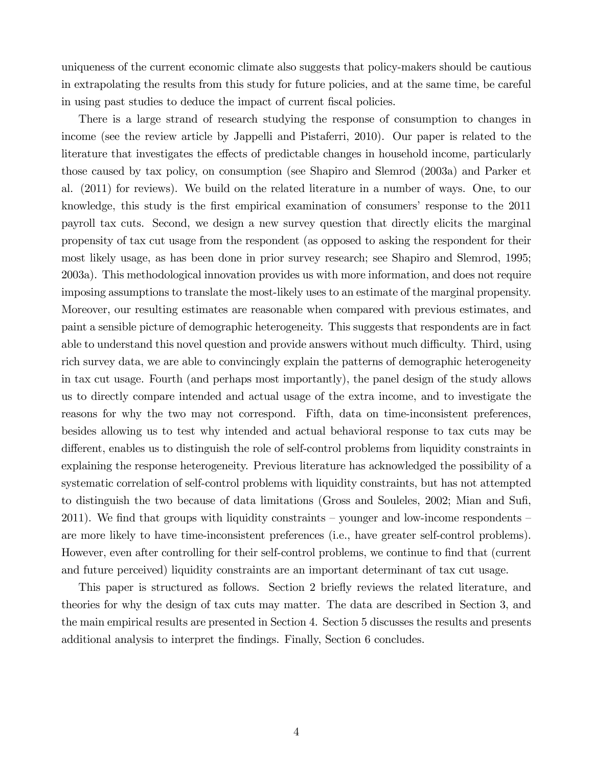uniqueness of the current economic climate also suggests that policy-makers should be cautious in extrapolating the results from this study for future policies, and at the same time, be careful in using past studies to deduce the impact of current fiscal policies.

There is a large strand of research studying the response of consumption to changes in income (see the review article by Jappelli and Pistaferri, 2010). Our paper is related to the literature that investigates the effects of predictable changes in household income, particularly those caused by tax policy, on consumption (see Shapiro and Slemrod (2003a) and Parker et al. (2011) for reviews). We build on the related literature in a number of ways. One, to our knowledge, this study is the first empirical examination of consumers' response to the 2011 payroll tax cuts. Second, we design a new survey question that directly elicits the marginal propensity of tax cut usage from the respondent (as opposed to asking the respondent for their most likely usage, as has been done in prior survey research; see Shapiro and Slemrod, 1995; 2003a). This methodological innovation provides us with more information, and does not require imposing assumptions to translate the most-likely uses to an estimate of the marginal propensity. Moreover, our resulting estimates are reasonable when compared with previous estimates, and paint a sensible picture of demographic heterogeneity. This suggests that respondents are in fact able to understand this novel question and provide answers without much difficulty. Third, using rich survey data, we are able to convincingly explain the patterns of demographic heterogeneity in tax cut usage. Fourth (and perhaps most importantly), the panel design of the study allows us to directly compare intended and actual usage of the extra income, and to investigate the reasons for why the two may not correspond. Fifth, data on time-inconsistent preferences, besides allowing us to test why intended and actual behavioral response to tax cuts may be different, enables us to distinguish the role of self-control problems from liquidity constraints in explaining the response heterogeneity. Previous literature has acknowledged the possibility of a systematic correlation of self-control problems with liquidity constraints, but has not attempted to distinguish the two because of data limitations (Gross and Souleles, 2002; Mian and Sufi, 2011). We find that groups with liquidity constraints – younger and low-income respondents – are more likely to have time-inconsistent preferences (i.e., have greater self-control problems). However, even after controlling for their self-control problems, we continue to find that (current and future perceived) liquidity constraints are an important determinant of tax cut usage.

This paper is structured as follows. Section 2 briefly reviews the related literature, and theories for why the design of tax cuts may matter. The data are described in Section 3, and the main empirical results are presented in Section 4. Section 5 discusses the results and presents additional analysis to interpret the findings. Finally, Section 6 concludes.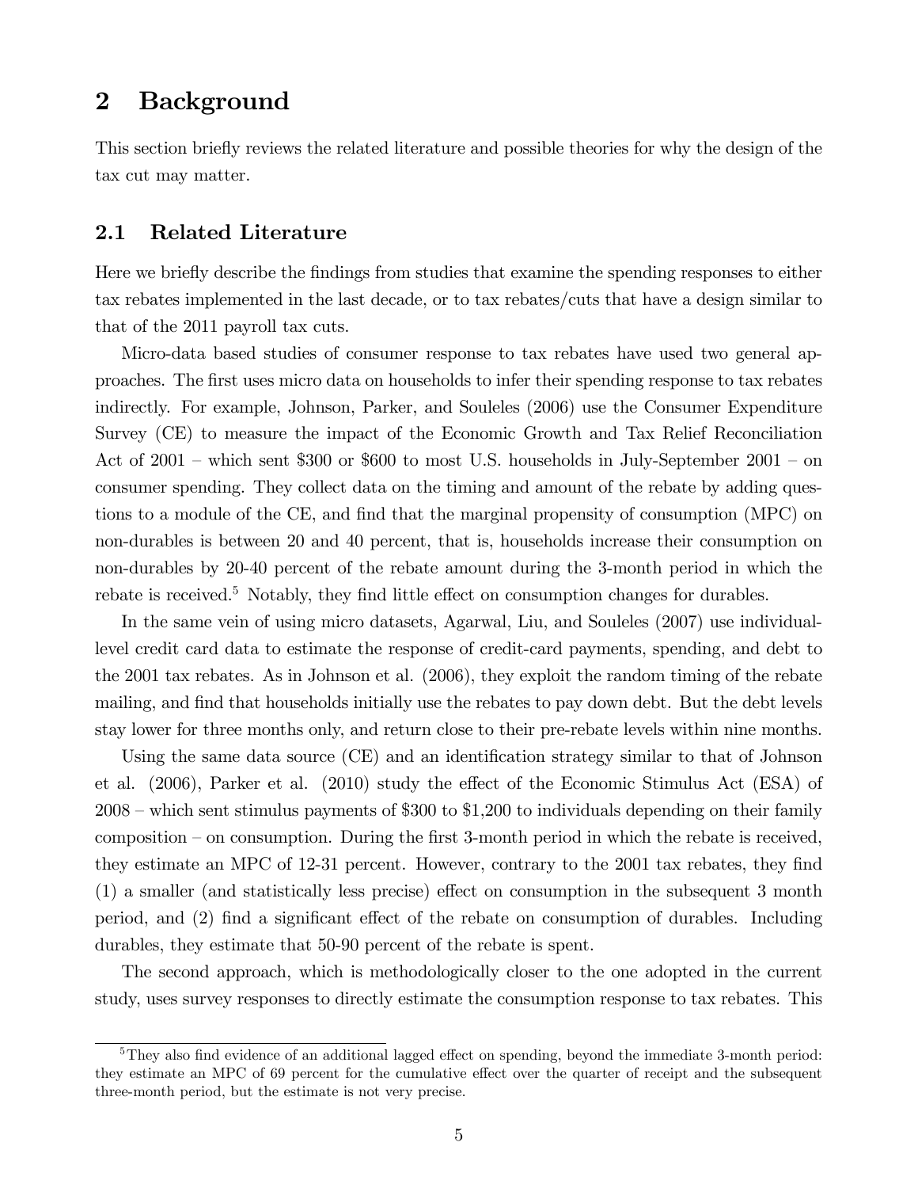# 2 Background

This section briefly reviews the related literature and possible theories for why the design of the tax cut may matter.

## 2.1 Related Literature

Here we briefly describe the findings from studies that examine the spending responses to either tax rebates implemented in the last decade, or to tax rebates/cuts that have a design similar to that of the 2011 payroll tax cuts.

Micro-data based studies of consumer response to tax rebates have used two general approaches. The first uses micro data on households to infer their spending response to tax rebates indirectly. For example, Johnson, Parker, and Souleles (2006) use the Consumer Expenditure Survey (CE) to measure the impact of the Economic Growth and Tax Relief Reconciliation Act of 2001 – which sent $300 or $600 to most U.S. households in July-September 2001 – on consumer spending. They collect data on the timing and amount of the rebate by adding questions to a module of the CE, and find that the marginal propensity of consumption (MPC) on non-durables is between 20 and 40 percent, that is, households increase their consumption on non-durables by 20-40 percent of the rebate amount during the 3-month period in which the rebate is received.[5] Notably, they find little effect on consumption changes for durables.

In the same vein of using micro datasets, Agarwal, Liu, and Souleles (2007) use individual-level credit card data to estimate the response of credit-card payments, spending, and debt to the 2001 tax rebates. As in Johnson et al. (2006), they exploit the random timing of the rebate mailing, and find that households initially use the rebates to pay down debt. But the debt levels stay lower for three months only, and return close to their pre-rebate levels within nine months.

Using the same data source (CE) and an identification strategy similar to that of Johnson et al. (2006), Parker et al. (2010) study the effect of the Economic Stimulus Act (ESA) of 2008 – which sent stimulus payments of $300 to $1,200 to individuals depending on their family composition – on consumption. During the first 3-month period in which the rebate is received, they estimate an MPC of 12-31 percent. However, contrary to the 2001 tax rebates, they find (1) a smaller (and statistically less precise) effect on consumption in the subsequent 3 month period, and (2) find a significant effect of the rebate on consumption of durables. Including durables, they estimate that 50-90 percent of the rebate is spent.

The second approach, which is methodologically closer to the one adopted in the current study, uses survey responses to directly estimate the consumption response to tax rebates. This

[5] They also find evidence of an additional lagged effect on spending, beyond the immediate 3-month period: they estimate an MPC of 69 percent for the cumulative effect over the quarter of receipt and the subsequent three-month period, but the estimate is not very precise.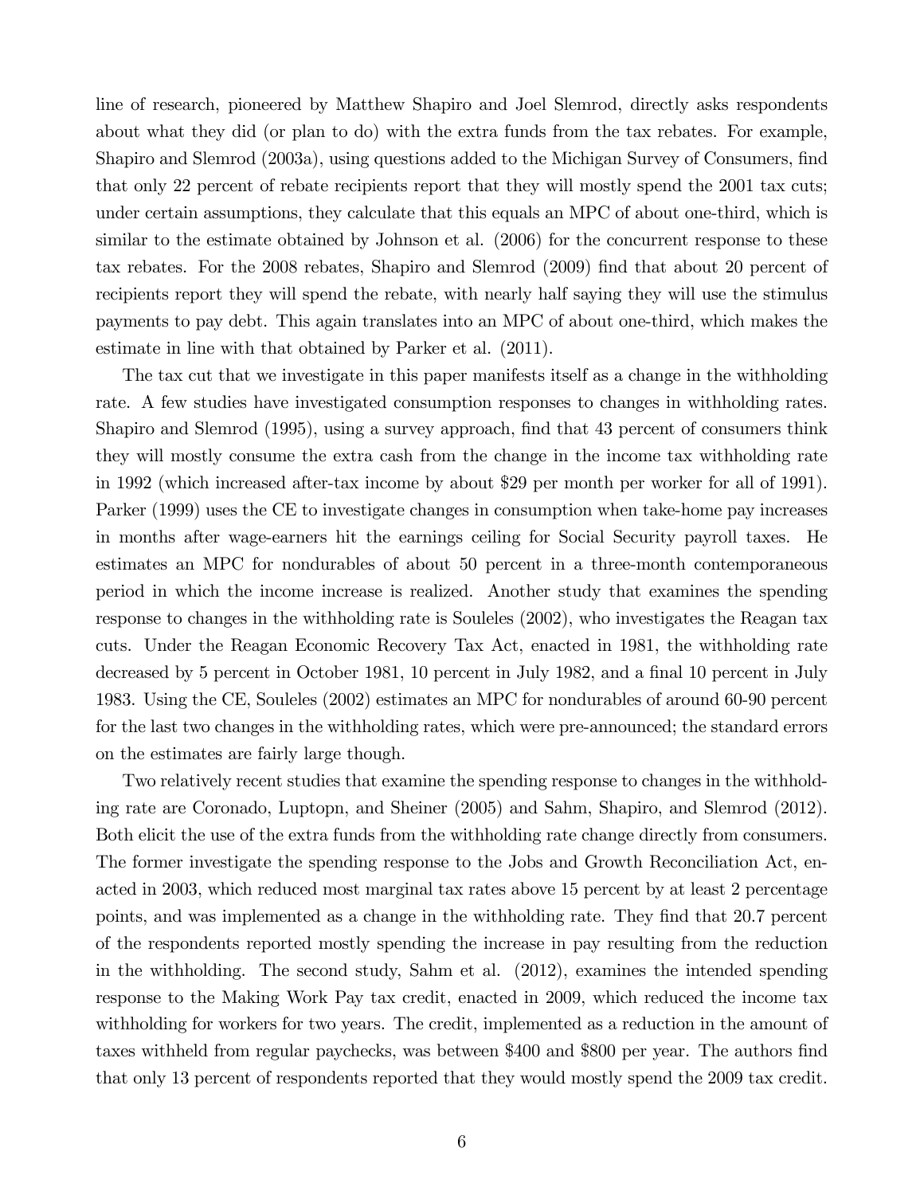line of research, pioneered by Matthew Shapiro and Joel Slemrod, directly asks respondents about what they did (or plan to do) with the extra funds from the tax rebates. For example, Shapiro and Slemrod (2003a), using questions added to the Michigan Survey of Consumers, find that only 22 percent of rebate recipients report that they will mostly spend the 2001 tax cuts; under certain assumptions, they calculate that this equals an MPC of about one-third, which is similar to the estimate obtained by Johnson et al. (2006) for the concurrent response to these tax rebates. For the 2008 rebates, Shapiro and Slemrod (2009) find that about 20 percent of recipients report they will spend the rebate, with nearly half saying they will use the stimulus payments to pay debt. This again translates into an MPC of about one-third, which makes the estimate in line with that obtained by Parker et al. (2011).

The tax cut that we investigate in this paper manifests itself as a change in the withholding rate. A few studies have investigated consumption responses to changes in withholding rates. Shapiro and Slemrod (1995), using a survey approach, find that 43 percent of consumers think they will mostly consume the extra cash from the change in the income tax withholding rate in 1992 (which increased after-tax income by about $29 per month per worker for all of 1991). Parker (1999) uses the CE to investigate changes in consumption when take-home pay increases in months after wage-earners hit the earnings ceiling for Social Security payroll taxes. He estimates an MPC for nondurables of about 50 percent in a three-month contemporaneous period in which the income increase is realized. Another study that examines the spending response to changes in the withholding rate is Souleles (2002), who investigates the Reagan tax cuts. Under the Reagan Economic Recovery Tax Act, enacted in 1981, the withholding rate decreased by 5 percent in October 1981, 10 percent in July 1982, and a final 10 percent in July 1983. Using the CE, Souleles (2002) estimates an MPC for nondurables of around 60-90 percent for the last two changes in the withholding rates, which were pre-announced; the standard errors on the estimates are fairly large though.

Two relatively recent studies that examine the spending response to changes in the withholding rate are Coronado, Luptopn, and Sheiner (2005) and Sahm, Shapiro, and Slemrod (2012). Both elicit the use of the extra funds from the withholding rate change directly from consumers. The former investigate the spending response to the Jobs and Growth Reconciliation Act, enacted in 2003, which reduced most marginal tax rates above 15 percent by at least 2 percentage points, and was implemented as a change in the withholding rate. They find that 20.7 percent of the respondents reported mostly spending the increase in pay resulting from the reduction in the withholding. The second study, Sahm et al. (2012), examines the intended spending response to the Making Work Pay tax credit, enacted in 2009, which reduced the income tax withholding for workers for two years. The credit, implemented as a reduction in the amount of taxes withheld from regular paychecks, was between $400 and $800 per year. The authors find that only 13 percent of respondents reported that they would mostly spend the 2009 tax credit.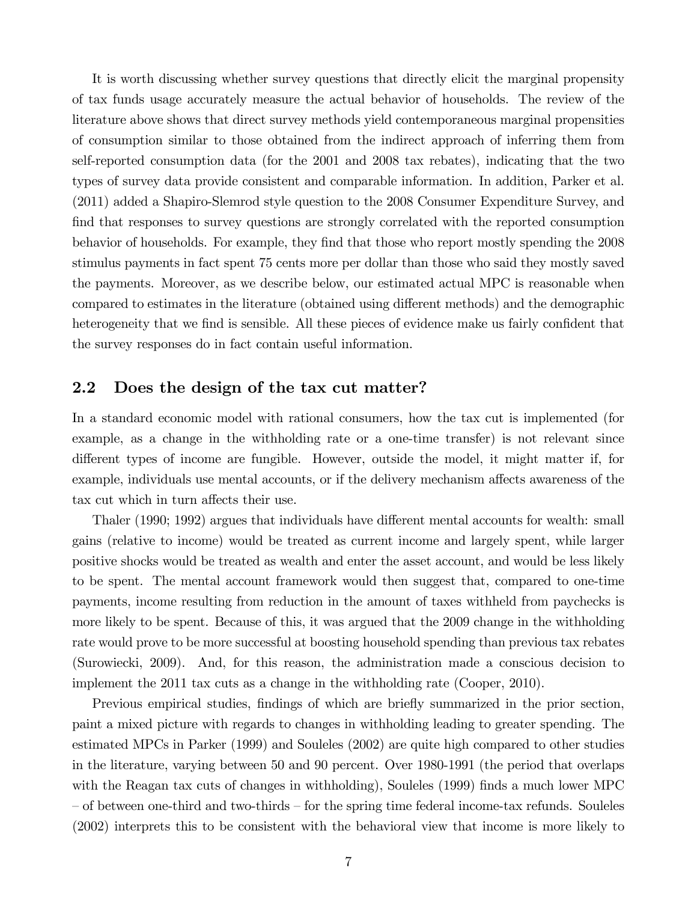It is worth discussing whether survey questions that directly elicit the marginal propensity of tax funds usage accurately measure the actual behavior of households. The review of the literature above shows that direct survey methods yield contemporaneous marginal propensities of consumption similar to those obtained from the indirect approach of inferring them from self-reported consumption data (for the 2001 and 2008 tax rebates), indicating that the two types of survey data provide consistent and comparable information. In addition, Parker et al. (2011) added a Shapiro-Slemrod style question to the 2008 Consumer Expenditure Survey, and find that responses to survey questions are strongly correlated with the reported consumption behavior of households. For example, they find that those who report mostly spending the 2008 stimulus payments in fact spent 75 cents more per dollar than those who said they mostly saved the payments. Moreover, as we describe below, our estimated actual MPC is reasonable when compared to estimates in the literature (obtained using different methods) and the demographic heterogeneity that we find is sensible. All these pieces of evidence make us fairly confident that the survey responses do in fact contain useful information.

## 2.2 Does the design of the tax cut matter?

In a standard economic model with rational consumers, how the tax cut is implemented (for example, as a change in the withholding rate or a one-time transfer) is not relevant since different types of income are fungible. However, outside the model, it might matter if, for example, individuals use mental accounts, or if the delivery mechanism affects awareness of the tax cut which in turn affects their use.

Thaler (1990; 1992) argues that individuals have different mental accounts for wealth: small gains (relative to income) would be treated as current income and largely spent, while larger positive shocks would be treated as wealth and enter the asset account, and would be less likely to be spent. The mental account framework would then suggest that, compared to one-time payments, income resulting from reduction in the amount of taxes withheld from paychecks is more likely to be spent. Because of this, it was argued that the 2009 change in the withholding rate would prove to be more successful at boosting household spending than previous tax rebates (Surowiecki, 2009). And, for this reason, the administration made a conscious decision to implement the 2011 tax cuts as a change in the withholding rate (Cooper, 2010).

Previous empirical studies, findings of which are briefly summarized in the prior section, paint a mixed picture with regards to changes in withholding leading to greater spending. The estimated MPCs in Parker (1999) and Souleles (2002) are quite high compared to other studies in the literature, varying between 50 and 90 percent. Over 1980-1991 (the period that overlaps with the Reagan tax cuts of changes in withholding), Souleles (1999) finds a much lower MPC – of between one-third and two-thirds – for the spring time federal income-tax refunds. Souleles (2002) interprets this to be consistent with the behavioral view that income is more likely to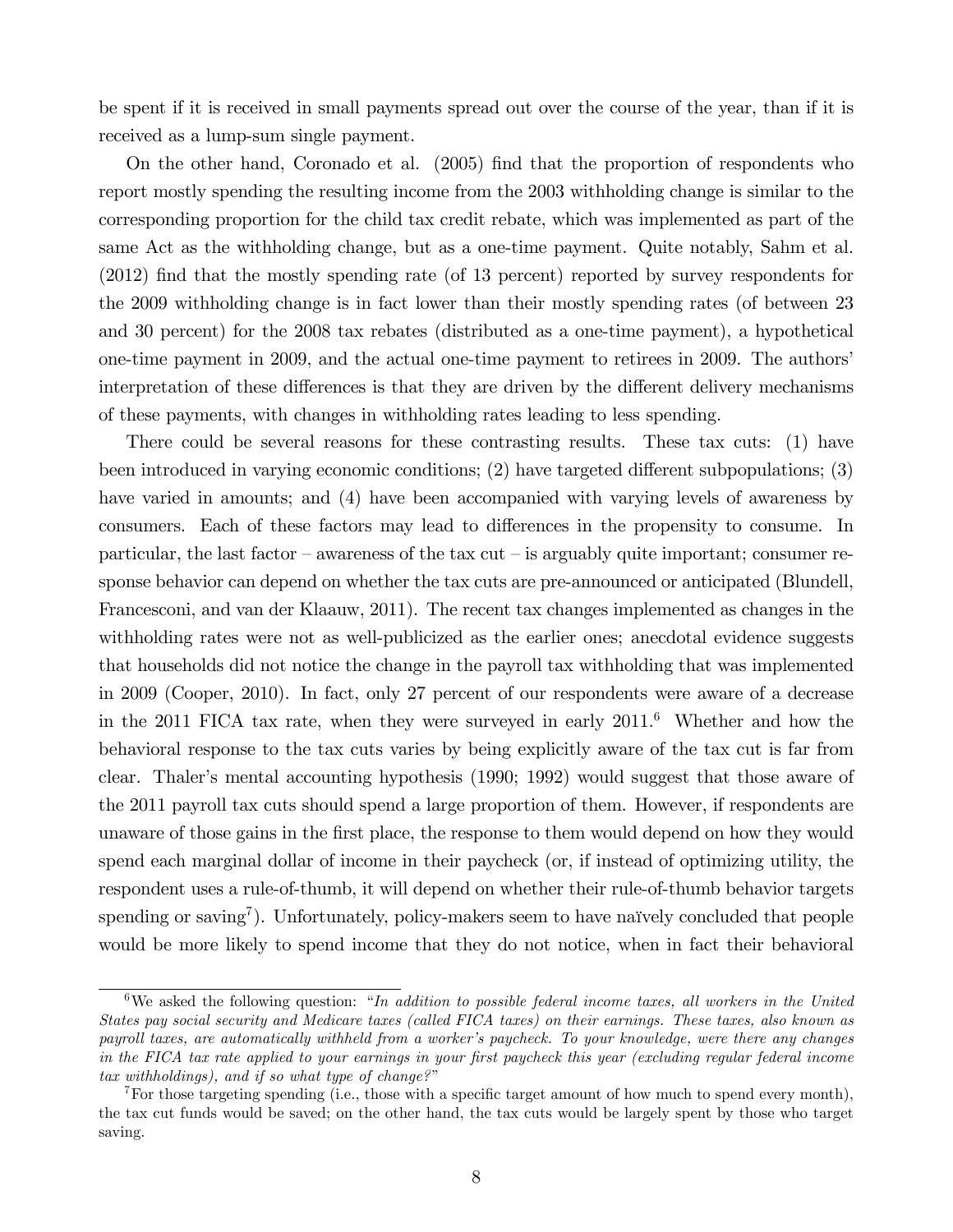be spent if it is received in small payments spread out over the course of the year, than if it is received as a lump-sum single payment.

On the other hand, Coronado et al. (2005) find that the proportion of respondents who report mostly spending the resulting income from the 2003 withholding change is similar to the corresponding proportion for the child tax credit rebate, which was implemented as part of the same Act as the withholding change, but as a one-time payment. Quite notably, Sahm et al. (2012) find that the mostly spending rate (of 13 percent) reported by survey respondents for the 2009 withholding change is in fact lower than their mostly spending rates (of between 23 and 30 percent) for the 2008 tax rebates (distributed as a one-time payment), a hypothetical one-time payment in 2009, and the actual one-time payment to retirees in 2009. The authors' interpretation of these differences is that they are driven by the different delivery mechanisms of these payments, with changes in withholding rates leading to less spending.

There could be several reasons for these contrasting results. These tax cuts: (1) have been introduced in varying economic conditions; (2) have targeted different subpopulations; (3) have varied in amounts; and (4) have been accompanied with varying levels of awareness by consumers. Each of these factors may lead to differences in the propensity to consume. In particular, the last factor – awareness of the tax cut – is arguably quite important; consumer response behavior can depend on whether the tax cuts are pre-announced or anticipated (Blundell, Francesconi, and van der Klaauw, 2011). The recent tax changes implemented as changes in the withholding rates were not as well-publicized as the earlier ones; anecdotal evidence suggests that households did not notice the change in the payroll tax withholding that was implemented in 2009 (Cooper, 2010). In fact, only 27 percent of our respondents were aware of a decrease in the 2011 FICA tax rate, when they were surveyed in early 2011.[6] Whether and how the behavioral response to the tax cuts varies by being explicitly aware of the tax cut is far from clear. Thaler's mental accounting hypothesis (1990; 1992) would suggest that those aware of the 2011 payroll tax cuts should spend a large proportion of them. However, if respondents are unaware of those gains in the first place, the response to them would depend on how they would spend each marginal dollar of income in their paycheck (or, if instead of optimizing utility, the respondent uses a rule-of-thumb, it will depend on whether their rule-of-thumb behavior targets spending or saving[7]). Unfortunately, policy-makers seem to have naïvely concluded that people would be more likely to spend income that they do not notice, when in fact their behavioral

[6] We asked the following question: "*In addition to possible federal income taxes, all workers in the United States pay social security and Medicare taxes (called FICA taxes) on their earnings. These taxes, also known as payroll taxes, are automatically withheld from a worker's paycheck. To your knowledge, were there any changes in the FICA tax rate applied to your earnings in your first paycheck this year (excluding regular federal income tax withholdings), and if so what type of change?*"

[7] For those targeting spending (i.e., those with a specific target amount of how much to spend every month), the tax cut funds would be saved; on the other hand, the tax cuts would be largely spent by those who target saving.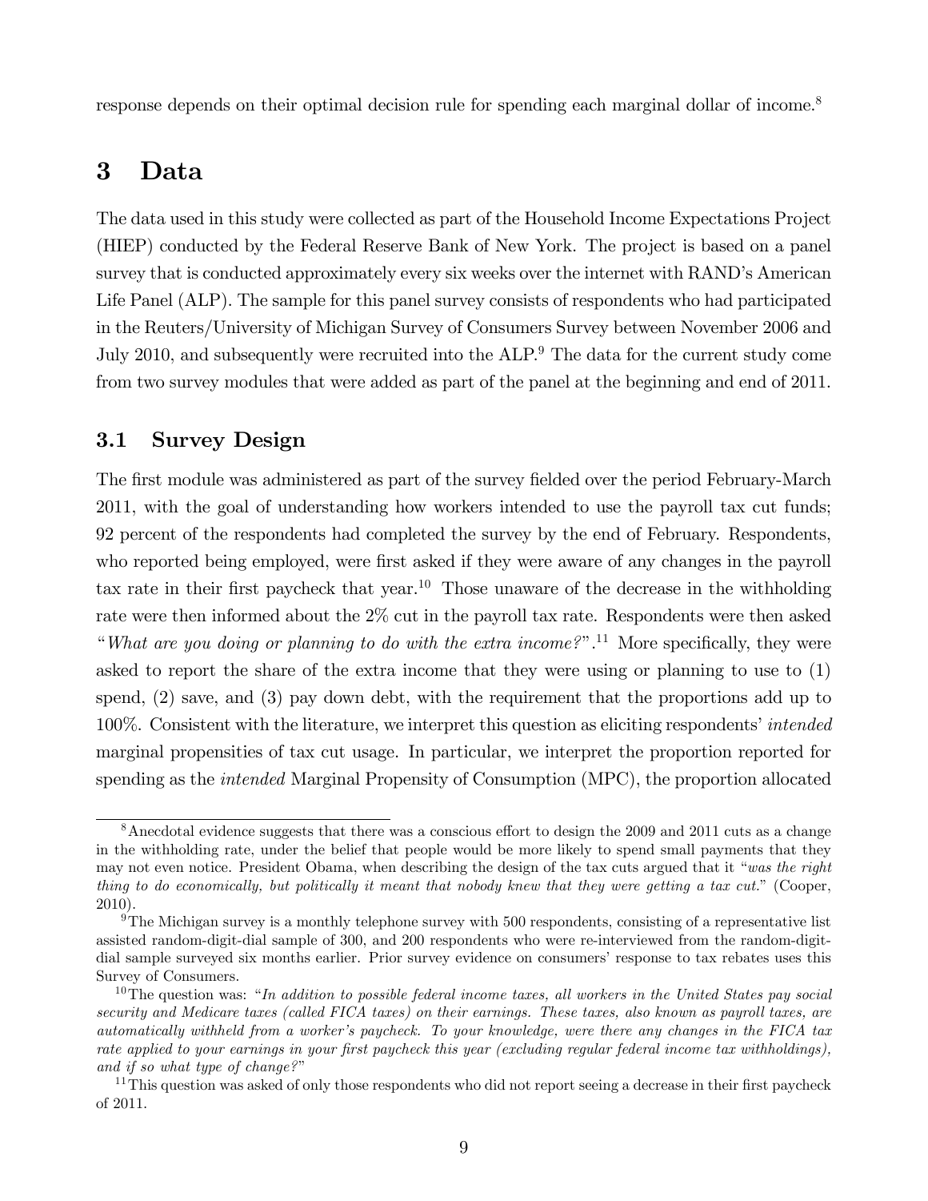response depends on their optimal decision rule for spending each marginal dollar of income.[8]

# 3 Data

The data used in this study were collected as part of the Household Income Expectations Project (HIEP) conducted by the Federal Reserve Bank of New York. The project is based on a panel survey that is conducted approximately every six weeks over the internet with RAND's American Life Panel (ALP). The sample for this panel survey consists of respondents who had participated in the Reuters/University of Michigan Survey of Consumers Survey between November 2006 and July 2010, and subsequently were recruited into the ALP.[9] The data for the current study come from two survey modules that were added as part of the panel at the beginning and end of 2011.

## 3.1 Survey Design

The first module was administered as part of the survey fielded over the period February-March 2011, with the goal of understanding how workers intended to use the payroll tax cut funds; 92 percent of the respondents had completed the survey by the end of February. Respondents, who reported being employed, were first asked if they were aware of any changes in the payroll tax rate in their first paycheck that year.[10] Those unaware of the decrease in the withholding rate were then informed about the 2% cut in the payroll tax rate. Respondents were then asked "*What are you doing or planning to do with the extra income?*".[11] More specifically, they were asked to report the share of the extra income that they were using or planning to use to (1) spend, (2) save, and (3) pay down debt, with the requirement that the proportions add up to 100%. Consistent with the literature, we interpret this question as eliciting respondents' *intended* marginal propensities of tax cut usage. In particular, we interpret the proportion reported for spending as the *intended* Marginal Propensity of Consumption (MPC), the proportion allocated

[8] Anecdotal evidence suggests that there was a conscious effort to design the 2009 and 2011 cuts as a change in the withholding rate, under the belief that people would be more likely to spend small payments that they may not even notice. President Obama, when describing the design of the tax cuts argued that it "*was the right thing to do economically, but politically it meant that nobody knew that they were getting a tax cut.*" (Cooper, 2010).

[9] The Michigan survey is a monthly telephone survey with 500 respondents, consisting of a representative list assisted random-digit-dial sample of 300, and 200 respondents who were re-interviewed from the random-digit-dial sample surveyed six months earlier. Prior survey evidence on consumers' response to tax rebates uses this Survey of Consumers.

[10] The question was: "*In addition to possible federal income taxes, all workers in the United States pay social security and Medicare taxes (called FICA taxes) on their earnings. These taxes, also known as payroll taxes, are automatically withheld from a worker's paycheck. To your knowledge, were there any changes in the FICA tax rate applied to your earnings in your first paycheck this year (excluding regular federal income tax withholdings), and if so what type of change?*"

[11] This question was asked of only those respondents who did not report seeing a decrease in their first paycheck of 2011.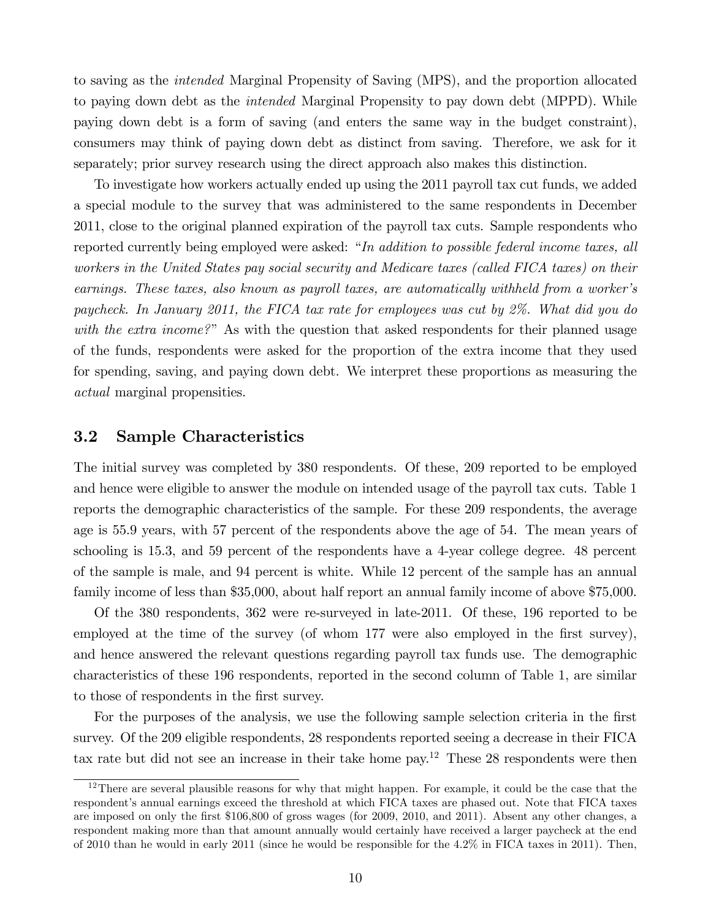to saving as the *intended* Marginal Propensity of Saving (MPS), and the proportion allocated to paying down debt as the *intended* Marginal Propensity to pay down debt (MPPD). While paying down debt is a form of saving (and enters the same way in the budget constraint), consumers may think of paying down debt as distinct from saving. Therefore, we ask for it separately; prior survey research using the direct approach also makes this distinction.

To investigate how workers actually ended up using the 2011 payroll tax cut funds, we added a special module to the survey that was administered to the same respondents in December 2011, close to the original planned expiration of the payroll tax cuts. Sample respondents who reported currently being employed were asked: "*In addition to possible federal income taxes, all workers in the United States pay social security and Medicare taxes (called FICA taxes) on their earnings. These taxes, also known as payroll taxes, are automatically withheld from a worker's paycheck. In January 2011, the FICA tax rate for employees was cut by 2%. What did you do with the extra income?*" As with the question that asked respondents for their planned usage of the funds, respondents were asked for the proportion of the extra income that they used for spending, saving, and paying down debt. We interpret these proportions as measuring the *actual* marginal propensities.

## 3.2 Sample Characteristics

The initial survey was completed by 380 respondents. Of these, 209 reported to be employed and hence were eligible to answer the module on intended usage of the payroll tax cuts. Table 1 reports the demographic characteristics of the sample. For these 209 respondents, the average age is 55.9 years, with 57 percent of the respondents above the age of 54. The mean years of schooling is 15.3, and 59 percent of the respondents have a 4-year college degree. 48 percent of the sample is male, and 94 percent is white. While 12 percent of the sample has an annual family income of less than \$35,000, about half report an annual family income of above \$75,000.

Of the 380 respondents, 362 were re-surveyed in late-2011. Of these, 196 reported to be employed at the time of the survey (of whom 177 were also employed in the first survey), and hence answered the relevant questions regarding payroll tax funds use. The demographic characteristics of these 196 respondents, reported in the second column of Table 1, are similar to those of respondents in the first survey.

For the purposes of the analysis, we use the following sample selection criteria in the first survey. Of the 209 eligible respondents, 28 respondents reported seeing a decrease in their FICA tax rate but did not see an increase in their take home pay.[12] These 28 respondents were then

[12] There are several plausible reasons for why that might happen. For example, it could be the case that the respondent's annual earnings exceed the threshold at which FICA taxes are phased out. Note that FICA taxes are imposed on only the first \$106,800 of gross wages (for 2009, 2010, and 2011). Absent any other changes, a respondent making more than that amount annually would certainly have received a larger paycheck at the end of 2010 than he would in early 2011 (since he would be responsible for the 4.2% in FICA taxes in 2011). Then,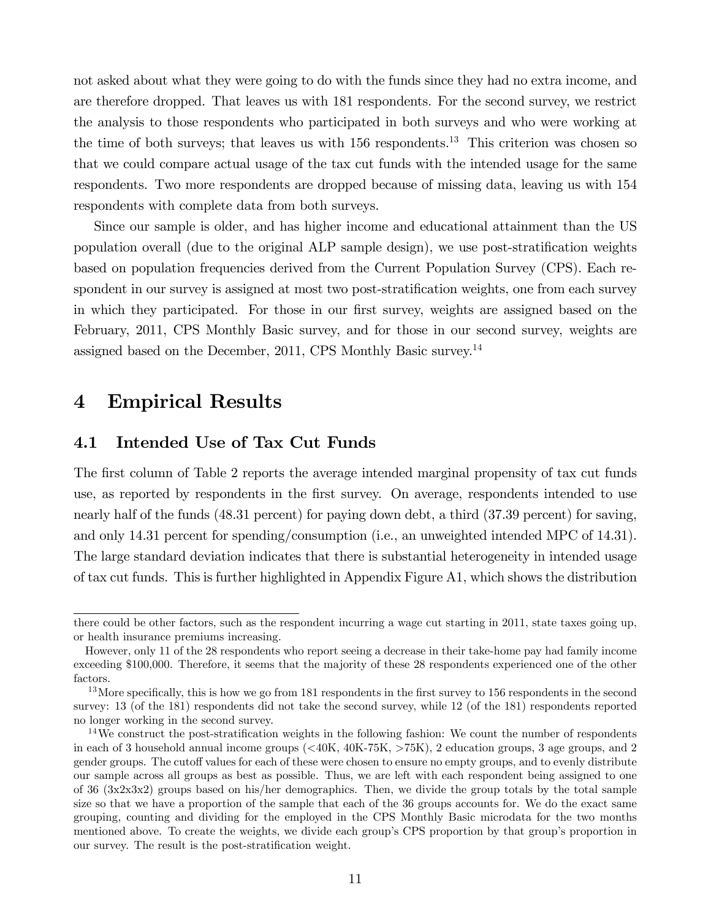not asked about what they were going to do with the funds since they had no extra income, and are therefore dropped. That leaves us with 181 respondents. For the second survey, we restrict the analysis to those respondents who participated in both surveys and who were working at the time of both surveys; that leaves us with 156 respondents.[13] This criterion was chosen so that we could compare actual usage of the tax cut funds with the intended usage for the same respondents. Two more respondents are dropped because of missing data, leaving us with 154 respondents with complete data from both surveys.

Since our sample is older, and has higher income and educational attainment than the US population overall (due to the original ALP sample design), we use post-stratification weights based on population frequencies derived from the Current Population Survey (CPS). Each respondent in our survey is assigned at most two post-stratification weights, one from each survey in which they participated. For those in our first survey, weights are assigned based on the February, 2011, CPS Monthly Basic survey, and for those in our second survey, weights are assigned based on the December, 2011, CPS Monthly Basic survey.[14]

# 4 Empirical Results

## 4.1 Intended Use of Tax Cut Funds

The first column of Table 2 reports the average intended marginal propensity of tax cut funds use, as reported by respondents in the first survey. On average, respondents intended to use nearly half of the funds (48.31 percent) for paying down debt, a third (37.39 percent) for saving, and only 14.31 percent for spending/consumption (i.e., an unweighted intended MPC of 14.31). The large standard deviation indicates that there is substantial heterogeneity in intended usage of tax cut funds. This is further highlighted in Appendix Figure A1, which shows the distribution

---

there could be other factors, such as the respondent incurring a wage cut starting in 2011, state taxes going up, or health insurance premiums increasing.

However, only 11 of the 28 respondents who report seeing a decrease in their take-home pay had family income exceeding \$100,000. Therefore, it seems that the majority of these 28 respondents experienced one of the other factors.

[13] More specifically, this is how we go from 181 respondents in the first survey to 156 respondents in the second survey: 13 (of the 181) respondents did not take the second survey, while 12 (of the 181) respondents reported no longer working in the second survey.

[14] We construct the post-stratification weights in the following fashion: We count the number of respondents in each of 3 household annual income groups (<40K, 40K-75K, >75K), 2 education groups, 3 age groups, and 2 gender groups. The cutoff values for each of these were chosen to ensure no empty groups, and to evenly distribute our sample across all groups as best as possible. Thus, we are left with each respondent being assigned to one of 36 (3x2x3x2) groups based on his/her demographics. Then, we divide the group totals by the total sample size so that we have a proportion of the sample that each of the 36 groups accounts for. We do the exact same grouping, counting and dividing for the employed in the CPS Monthly Basic microdata for the two months mentioned above. To create the weights, we divide each group's CPS proportion by that group's proportion in our survey. The result is the post-stratification weight.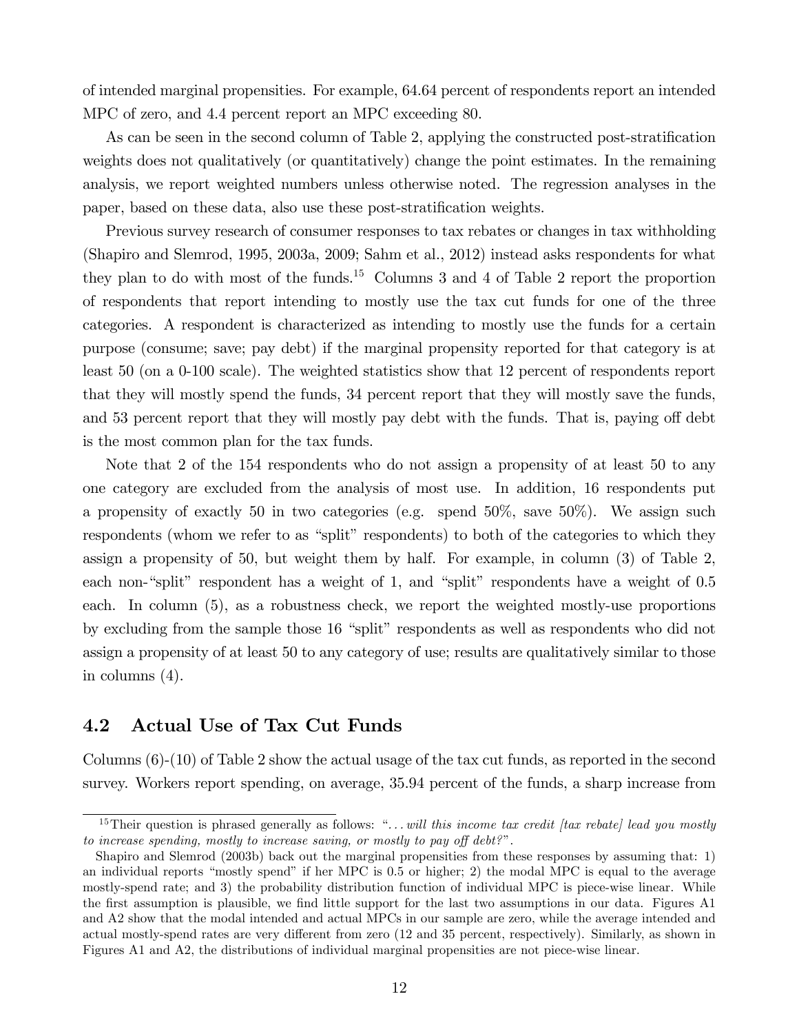of intended marginal propensities. For example, 64.64 percent of respondents report an intended MPC of zero, and 4.4 percent report an MPC exceeding 80.

As can be seen in the second column of Table 2, applying the constructed post-stratification weights does not qualitatively (or quantitatively) change the point estimates. In the remaining analysis, we report weighted numbers unless otherwise noted. The regression analyses in the paper, based on these data, also use these post-stratification weights.

Previous survey research of consumer responses to tax rebates or changes in tax withholding (Shapiro and Slemrod, 1995, 2003a, 2009; Sahm et al., 2012) instead asks respondents for what they plan to do with most of the funds.[15] Columns 3 and 4 of Table 2 report the proportion of respondents that report intending to mostly use the tax cut funds for one of the three categories. A respondent is characterized as intending to mostly use the funds for a certain purpose (consume; save; pay debt) if the marginal propensity reported for that category is at least 50 (on a 0-100 scale). The weighted statistics show that 12 percent of respondents report that they will mostly spend the funds, 34 percent report that they will mostly save the funds, and 53 percent report that they will mostly pay debt with the funds. That is, paying off debt is the most common plan for the tax funds.

Note that 2 of the 154 respondents who do not assign a propensity of at least 50 to any one category are excluded from the analysis of most use. In addition, 16 respondents put a propensity of exactly 50 in two categories (e.g. spend 50%, save 50%). We assign such respondents (whom we refer to as "split" respondents) to both of the categories to which they assign a propensity of 50, but weight them by half. For example, in column (3) of Table 2, each non-"split" respondent has a weight of 1, and "split" respondents have a weight of 0.5 each. In column (5), as a robustness check, we report the weighted mostly-use proportions by excluding from the sample those 16 "split" respondents as well as respondents who did not assign a propensity of at least 50 to any category of use; results are qualitatively similar to those in columns (4).

## 4.2 Actual Use of Tax Cut Funds

Columns (6)-(10) of Table 2 show the actual usage of the tax cut funds, as reported in the second survey. Workers report spending, on average, 35.94 percent of the funds, a sharp increase from

[15] Their question is phrased generally as follows: "*... will this income tax credit [tax rebate] lead you mostly to increase spending, mostly to increase saving, or mostly to pay off debt?*".

Shapiro and Slemrod (2003b) back out the marginal propensities from these responses by assuming that: 1) an individual reports "mostly spend" if her MPC is 0.5 or higher; 2) the modal MPC is equal to the average mostly-spend rate; and 3) the probability distribution function of individual MPC is piece-wise linear. While the first assumption is plausible, we find little support for the last two assumptions in our data. Figures A1 and A2 show that the modal intended and actual MPCs in our sample are zero, while the average intended and actual mostly-spend rates are very different from zero (12 and 35 percent, respectively). Similarly, as shown in Figures A1 and A2, the distributions of individual marginal propensities are not piece-wise linear.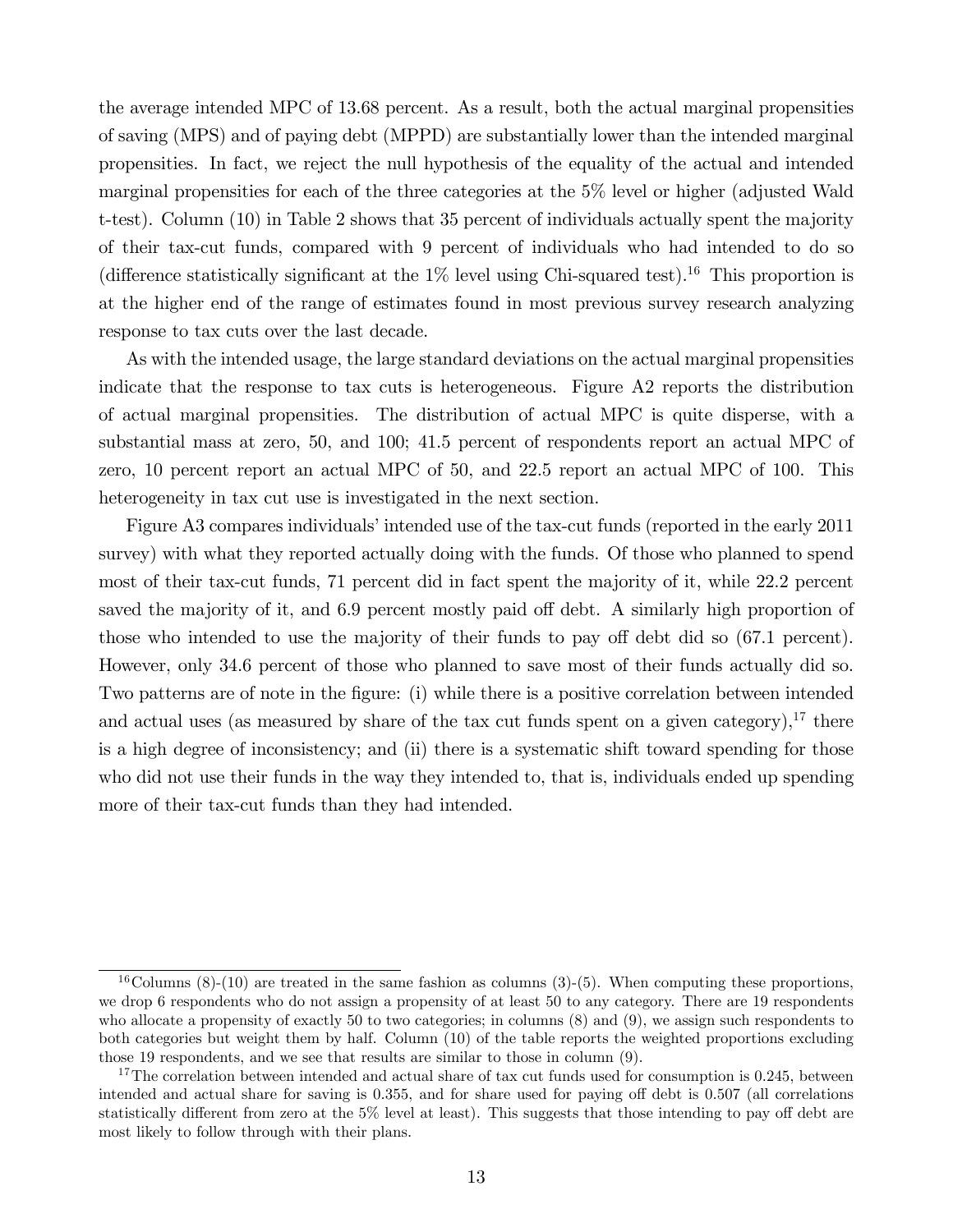the average intended MPC of 13.68 percent. As a result, both the actual marginal propensities of saving (MPS) and of paying debt (MPPD) are substantially lower than the intended marginal propensities. In fact, we reject the null hypothesis of the equality of the actual and intended marginal propensities for each of the three categories at the 5% level or higher (adjusted Wald t-test). Column (10) in Table 2 shows that 35 percent of individuals actually spent the majority of their tax-cut funds, compared with 9 percent of individuals who had intended to do so (difference statistically significant at the 1% level using Chi-squared test).[16] This proportion is at the higher end of the range of estimates found in most previous survey research analyzing response to tax cuts over the last decade.

As with the intended usage, the large standard deviations on the actual marginal propensities indicate that the response to tax cuts is heterogeneous. Figure A2 reports the distribution of actual marginal propensities. The distribution of actual MPC is quite disperse, with a substantial mass at zero, 50, and 100; 41.5 percent of respondents report an actual MPC of zero, 10 percent report an actual MPC of 50, and 22.5 report an actual MPC of 100. This heterogeneity in tax cut use is investigated in the next section.

Figure A3 compares individuals' intended use of the tax-cut funds (reported in the early 2011 survey) with what they reported actually doing with the funds. Of those who planned to spend most of their tax-cut funds, 71 percent did in fact spent the majority of it, while 22.2 percent saved the majority of it, and 6.9 percent mostly paid off debt. A similarly high proportion of those who intended to use the majority of their funds to pay off debt did so (67.1 percent). However, only 34.6 percent of those who planned to save most of their funds actually did so. Two patterns are of note in the figure: (i) while there is a positive correlation between intended and actual uses (as measured by share of the tax cut funds spent on a given category),[17] there is a high degree of inconsistency; and (ii) there is a systematic shift toward spending for those who did not use their funds in the way they intended to, that is, individuals ended up spending more of their tax-cut funds than they had intended.

[16] Columns (8)-(10) are treated in the same fashion as columns (3)-(5). When computing these proportions, we drop 6 respondents who do not assign a propensity of at least 50 to any category. There are 19 respondents who allocate a propensity of exactly 50 to two categories; in columns (8) and (9), we assign such respondents to both categories but weight them by half. Column (10) of the table reports the weighted proportions excluding those 19 respondents, and we see that results are similar to those in column (9).

[17] The correlation between intended and actual share of tax cut funds used for consumption is 0.245, between intended and actual share for saving is 0.355, and for share used for paying off debt is 0.507 (all correlations statistically different from zero at the 5% level at least). This suggests that those intending to pay off debt are most likely to follow through with their plans.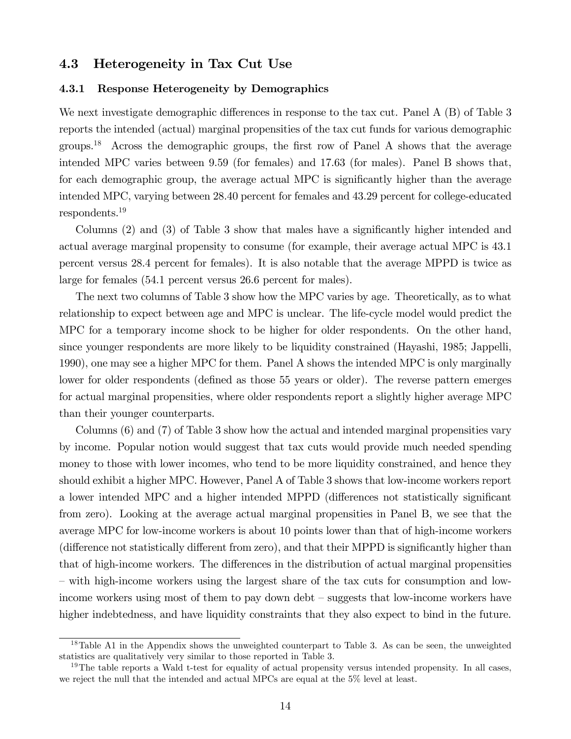## 4.3 Heterogeneity in Tax Cut Use

### 4.3.1 Response Heterogeneity by Demographics

We next investigate demographic differences in response to the tax cut. Panel A (B) of Table 3 reports the intended (actual) marginal propensities of the tax cut funds for various demographic groups.[18] Across the demographic groups, the first row of Panel A shows that the average intended MPC varies between 9.59 (for females) and 17.63 (for males). Panel B shows that, for each demographic group, the average actual MPC is significantly higher than the average intended MPC, varying between 28.40 percent for females and 43.29 percent for college-educated respondents.[19]

Columns (2) and (3) of Table 3 show that males have a significantly higher intended and actual average marginal propensity to consume (for example, their average actual MPC is 43.1 percent versus 28.4 percent for females). It is also notable that the average MPPD is twice as large for females (54.1 percent versus 26.6 percent for males).

The next two columns of Table 3 show how the MPC varies by age. Theoretically, as to what relationship to expect between age and MPC is unclear. The life-cycle model would predict the MPC for a temporary income shock to be higher for older respondents. On the other hand, since younger respondents are more likely to be liquidity constrained (Hayashi, 1985; Jappelli, 1990), one may see a higher MPC for them. Panel A shows the intended MPC is only marginally lower for older respondents (defined as those 55 years or older). The reverse pattern emerges for actual marginal propensities, where older respondents report a slightly higher average MPC than their younger counterparts.

Columns (6) and (7) of Table 3 show how the actual and intended marginal propensities vary by income. Popular notion would suggest that tax cuts would provide much needed spending money to those with lower incomes, who tend to be more liquidity constrained, and hence they should exhibit a higher MPC. However, Panel A of Table 3 shows that low-income workers report a lower intended MPC and a higher intended MPPD (differences not statistically significant from zero). Looking at the average actual marginal propensities in Panel B, we see that the average MPC for low-income workers is about 10 points lower than that of high-income workers (difference not statistically different from zero), and that their MPPD is significantly higher than that of high-income workers. The differences in the distribution of actual marginal propensities – with high-income workers using the largest share of the tax cuts for consumption and low-income workers using most of them to pay down debt – suggests that low-income workers have higher indebtedness, and have liquidity constraints that they also expect to bind in the future.

[18] Table A1 in the Appendix shows the unweighted counterpart to Table 3. As can be seen, the unweighted statistics are qualitatively very similar to those reported in Table 3.

[19] The table reports a Wald t-test for equality of actual propensity versus intended propensity. In all cases, we reject the null that the intended and actual MPCs are equal at the 5% level at least.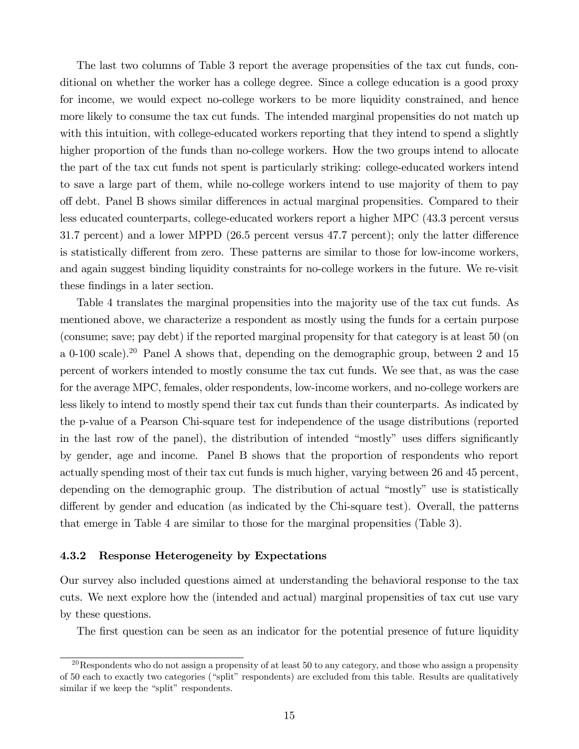The last two columns of Table 3 report the average propensities of the tax cut funds, conditional on whether the worker has a college degree. Since a college education is a good proxy for income, we would expect no-college workers to be more liquidity constrained, and hence more likely to consume the tax cut funds. The intended marginal propensities do not match up with this intuition, with college-educated workers reporting that they intend to spend a slightly higher proportion of the funds than no-college workers. How the two groups intend to allocate the part of the tax cut funds not spent is particularly striking: college-educated workers intend to save a large part of them, while no-college workers intend to use majority of them to pay off debt. Panel B shows similar differences in actual marginal propensities. Compared to their less educated counterparts, college-educated workers report a higher MPC (43.3 percent versus 31.7 percent) and a lower MPPD (26.5 percent versus 47.7 percent); only the latter difference is statistically different from zero. These patterns are similar to those for low-income workers, and again suggest binding liquidity constraints for no-college workers in the future. We re-visit these findings in a later section.

Table 4 translates the marginal propensities into the majority use of the tax cut funds. As mentioned above, we characterize a respondent as mostly using the funds for a certain purpose (consume; save; pay debt) if the reported marginal propensity for that category is at least 50 (on a 0-100 scale).[20] Panel A shows that, depending on the demographic group, between 2 and 15 percent of workers intended to mostly consume the tax cut funds. We see that, as was the case for the average MPC, females, older respondents, low-income workers, and no-college workers are less likely to intend to mostly spend their tax cut funds than their counterparts. As indicated by the p-value of a Pearson Chi-square test for independence of the usage distributions (reported in the last row of the panel), the distribution of intended "mostly" uses differs significantly by gender, age and income. Panel B shows that the proportion of respondents who report actually spending most of their tax cut funds is much higher, varying between 26 and 45 percent, depending on the demographic group. The distribution of actual "mostly" use is statistically different by gender and education (as indicated by the Chi-square test). Overall, the patterns that emerge in Table 4 are similar to those for the marginal propensities (Table 3).

### 4.3.2 Response Heterogeneity by Expectations

Our survey also included questions aimed at understanding the behavioral response to the tax cuts. We next explore how the (intended and actual) marginal propensities of tax cut use vary by these questions.

The first question can be seen as an indicator for the potential presence of future liquidity

[20] Respondents who do not assign a propensity of at least 50 to any category, and those who assign a propensity of 50 each to exactly two categories ("split" respondents) are excluded from this table. Results are qualitatively similar if we keep the "split" respondents.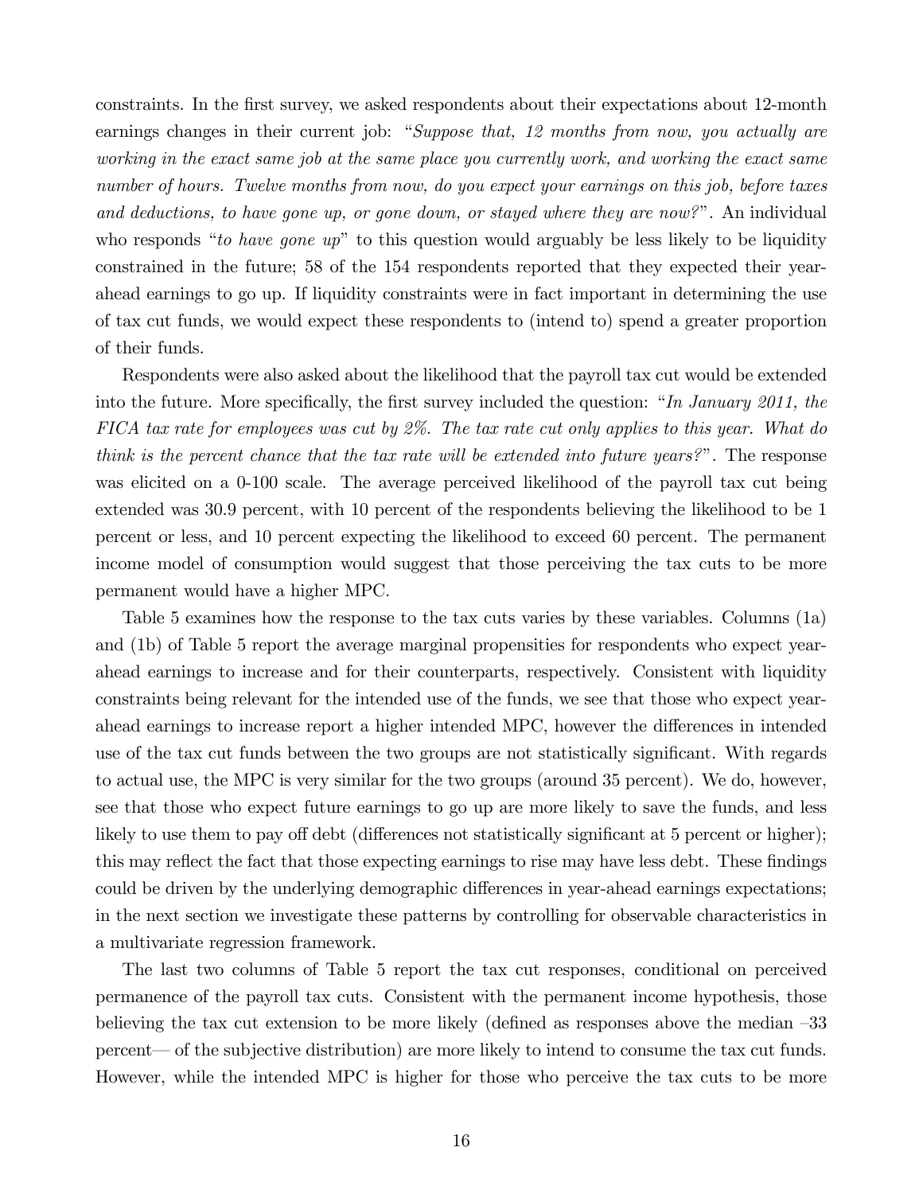constraints. In the first survey, we asked respondents about their expectations about 12-month earnings changes in their current job: "*Suppose that, 12 months from now, you actually are working in the exact same job at the same place you currently work, and working the exact same number of hours. Twelve months from now, do you expect your earnings on this job, before taxes and deductions, to have gone up, or gone down, or stayed where they are now?*". An individual who responds "*to have gone up*" to this question would arguably be less likely to be liquidity constrained in the future; 58 of the 154 respondents reported that they expected their year-ahead earnings to go up. If liquidity constraints were in fact important in determining the use of tax cut funds, we would expect these respondents to (intend to) spend a greater proportion of their funds.

Respondents were also asked about the likelihood that the payroll tax cut would be extended into the future. More specifically, the first survey included the question: "*In January 2011, the FICA tax rate for employees was cut by 2%. The tax rate cut only applies to this year. What do think is the percent chance that the tax rate will be extended into future years?*". The response was elicited on a 0-100 scale. The average perceived likelihood of the payroll tax cut being extended was 30.9 percent, with 10 percent of the respondents believing the likelihood to be 1 percent or less, and 10 percent expecting the likelihood to exceed 60 percent. The permanent income model of consumption would suggest that those perceiving the tax cuts to be more permanent would have a higher MPC.

Table 5 examines how the response to the tax cuts varies by these variables. Columns (1a) and (1b) of Table 5 report the average marginal propensities for respondents who expect year-ahead earnings to increase and for their counterparts, respectively. Consistent with liquidity constraints being relevant for the intended use of the funds, we see that those who expect year-ahead earnings to increase report a higher intended MPC, however the differences in intended use of the tax cut funds between the two groups are not statistically significant. With regards to actual use, the MPC is very similar for the two groups (around 35 percent). We do, however, see that those who expect future earnings to go up are more likely to save the funds, and less likely to use them to pay off debt (differences not statistically significant at 5 percent or higher); this may reflect the fact that those expecting earnings to rise may have less debt. These findings could be driven by the underlying demographic differences in year-ahead earnings expectations; in the next section we investigate these patterns by controlling for observable characteristics in a multivariate regression framework.

The last two columns of Table 5 report the tax cut responses, conditional on perceived permanence of the payroll tax cuts. Consistent with the permanent income hypothesis, those believing the tax cut extension to be more likely (defined as responses above the median –33 percent— of the subjective distribution) are more likely to intend to consume the tax cut funds. However, while the intended MPC is higher for those who perceive the tax cuts to be more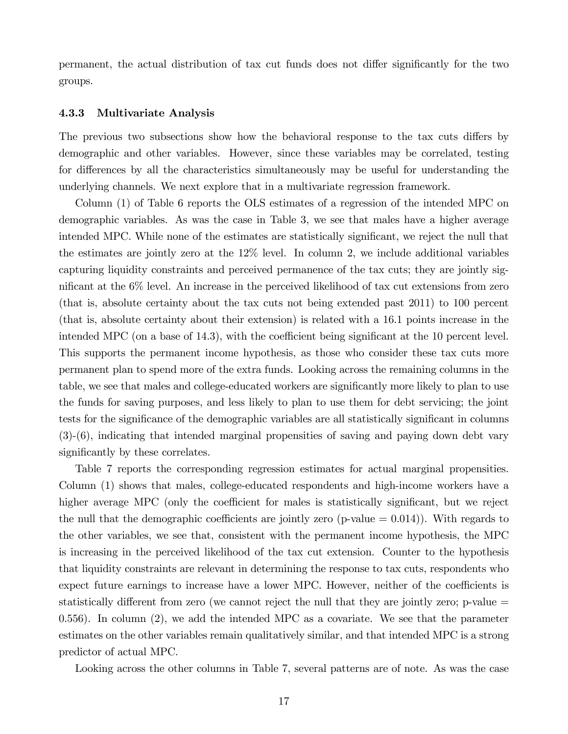permanent, the actual distribution of tax cut funds does not differ significantly for the two groups.

### 4.3.3 Multivariate Analysis

The previous two subsections show how the behavioral response to the tax cuts differs by demographic and other variables. However, since these variables may be correlated, testing for differences by all the characteristics simultaneously may be useful for understanding the underlying channels. We next explore that in a multivariate regression framework.

Column (1) of Table 6 reports the OLS estimates of a regression of the intended MPC on demographic variables. As was the case in Table 3, we see that males have a higher average intended MPC. While none of the estimates are statistically significant, we reject the null that the estimates are jointly zero at the 12% level. In column 2, we include additional variables capturing liquidity constraints and perceived permanence of the tax cuts; they are jointly significant at the 6% level. An increase in the perceived likelihood of tax cut extensions from zero (that is, absolute certainty about the tax cuts not being extended past 2011) to 100 percent (that is, absolute certainty about their extension) is related with a 16.1 points increase in the intended MPC (on a base of 14.3), with the coefficient being significant at the 10 percent level. This supports the permanent income hypothesis, as those who consider these tax cuts more permanent plan to spend more of the extra funds. Looking across the remaining columns in the table, we see that males and college-educated workers are significantly more likely to plan to use the funds for saving purposes, and less likely to plan to use them for debt servicing; the joint tests for the significance of the demographic variables are all statistically significant in columns (3)-(6), indicating that intended marginal propensities of saving and paying down debt vary significantly by these correlates.

Table 7 reports the corresponding regression estimates for actual marginal propensities. Column (1) shows that males, college-educated respondents and high-income workers have a higher average MPC (only the coefficient for males is statistically significant, but we reject the null that the demographic coefficients are jointly zero (p-value = 0.014)). With regards to the other variables, we see that, consistent with the permanent income hypothesis, the MPC is increasing in the perceived likelihood of the tax cut extension. Counter to the hypothesis that liquidity constraints are relevant in determining the response to tax cuts, respondents who expect future earnings to increase have a lower MPC. However, neither of the coefficients is statistically different from zero (we cannot reject the null that they are jointly zero; p-value = 0.556). In column (2), we add the intended MPC as a covariate. We see that the parameter estimates on the other variables remain qualitatively similar, and that intended MPC is a strong predictor of actual MPC.

Looking across the other columns in Table 7, several patterns are of note. As was the case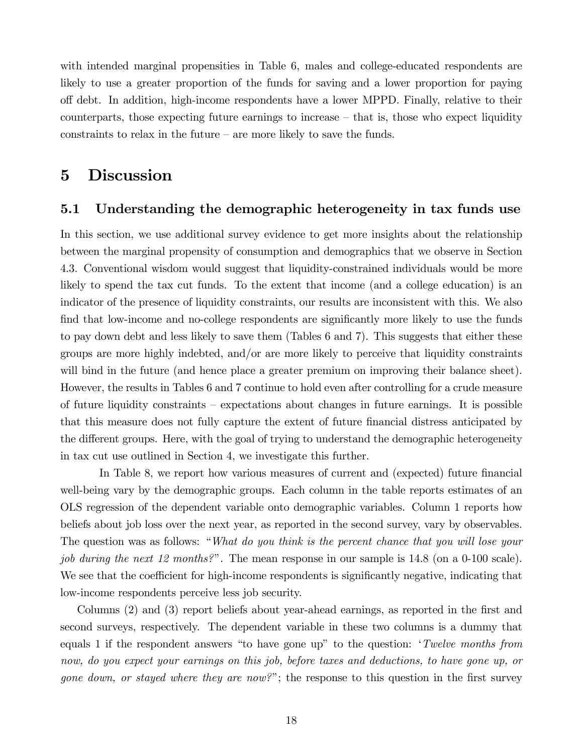with intended marginal propensities in Table 6, males and college-educated respondents are likely to use a greater proportion of the funds for saving and a lower proportion for paying off debt. In addition, high-income respondents have a lower MPPD. Finally, relative to their counterparts, those expecting future earnings to increase – that is, those who expect liquidity constraints to relax in the future – are more likely to save the funds.

# 5 Discussion

## 5.1 Understanding the demographic heterogeneity in tax funds use

In this section, we use additional survey evidence to get more insights about the relationship between the marginal propensity of consumption and demographics that we observe in Section 4.3. Conventional wisdom would suggest that liquidity-constrained individuals would be more likely to spend the tax cut funds. To the extent that income (and a college education) is an indicator of the presence of liquidity constraints, our results are inconsistent with this. We also find that low-income and no-college respondents are significantly more likely to use the funds to pay down debt and less likely to save them (Tables 6 and 7). This suggests that either these groups are more highly indebted, and/or are more likely to perceive that liquidity constraints will bind in the future (and hence place a greater premium on improving their balance sheet). However, the results in Tables 6 and 7 continue to hold even after controlling for a crude measure of future liquidity constraints – expectations about changes in future earnings. It is possible that this measure does not fully capture the extent of future financial distress anticipated by the different groups. Here, with the goal of trying to understand the demographic heterogeneity in tax cut use outlined in Section 4, we investigate this further.

In Table 8, we report how various measures of current and (expected) future financial well-being vary by the demographic groups. Each column in the table reports estimates of an OLS regression of the dependent variable onto demographic variables. Column 1 reports how beliefs about job loss over the next year, as reported in the second survey, vary by observables. The question was as follows: "*What do you think is the percent chance that you will lose your job during the next 12 months?*". The mean response in our sample is 14.8 (on a 0-100 scale). We see that the coefficient for high-income respondents is significantly negative, indicating that low-income respondents perceive less job security.

Columns (2) and (3) report beliefs about year-ahead earnings, as reported in the first and second surveys, respectively. The dependent variable in these two columns is a dummy that equals 1 if the respondent answers "to have gone up" to the question: '*Twelve months from now, do you expect your earnings on this job, before taxes and deductions, to have gone up, or gone down, or stayed where they are now?*"; the response to this question in the first survey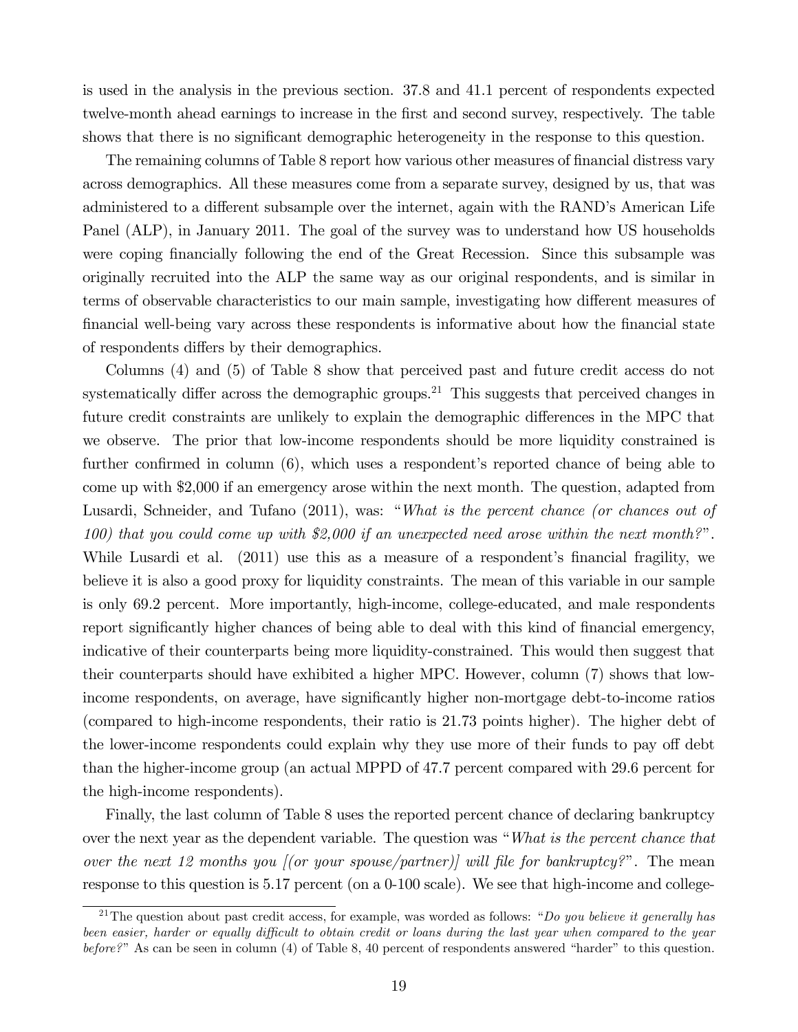is used in the analysis in the previous section. 37.8 and 41.1 percent of respondents expected twelve-month ahead earnings to increase in the first and second survey, respectively. The table shows that there is no significant demographic heterogeneity in the response to this question.

The remaining columns of Table 8 report how various other measures of financial distress vary across demographics. All these measures come from a separate survey, designed by us, that was administered to a different subsample over the internet, again with the RAND's American Life Panel (ALP), in January 2011. The goal of the survey was to understand how US households were coping financially following the end of the Great Recession. Since this subsample was originally recruited into the ALP the same way as our original respondents, and is similar in terms of observable characteristics to our main sample, investigating how different measures of financial well-being vary across these respondents is informative about how the financial state of respondents differs by their demographics.

Columns (4) and (5) of Table 8 show that perceived past and future credit access do not systematically differ across the demographic groups.[21] This suggests that perceived changes in future credit constraints are unlikely to explain the demographic differences in the MPC that we observe. The prior that low-income respondents should be more liquidity constrained is further confirmed in column (6), which uses a respondent's reported chance of being able to come up with \$2,000 if an emergency arose within the next month. The question, adapted from Lusardi, Schneider, and Tufano (2011), was: "*What is the percent chance (or chances out of 100) that you could come up with \$2,000 if an unexpected need arose within the next month?*". While Lusardi et al. (2011) use this as a measure of a respondent's financial fragility, we believe it is also a good proxy for liquidity constraints. The mean of this variable in our sample is only 69.2 percent. More importantly, high-income, college-educated, and male respondents report significantly higher chances of being able to deal with this kind of financial emergency, indicative of their counterparts being more liquidity-constrained. This would then suggest that their counterparts should have exhibited a higher MPC. However, column (7) shows that low-income respondents, on average, have significantly higher non-mortgage debt-to-income ratios (compared to high-income respondents, their ratio is 21.73 points higher). The higher debt of the lower-income respondents could explain why they use more of their funds to pay off debt than the higher-income group (an actual MPPD of 47.7 percent compared with 29.6 percent for the high-income respondents).

Finally, the last column of Table 8 uses the reported percent chance of declaring bankruptcy over the next year as the dependent variable. The question was "*What is the percent chance that over the next 12 months you [(or your spouse/partner)] will file for bankruptcy?*". The mean response to this question is 5.17 percent (on a 0-100 scale). We see that high-income and college-

[21] The question about past credit access, for example, was worded as follows: "*Do you believe it generally has been easier, harder or equally difficult to obtain credit or loans during the last year when compared to the year before?*" As can be seen in column (4) of Table 8, 40 percent of respondents answered "harder" to this question.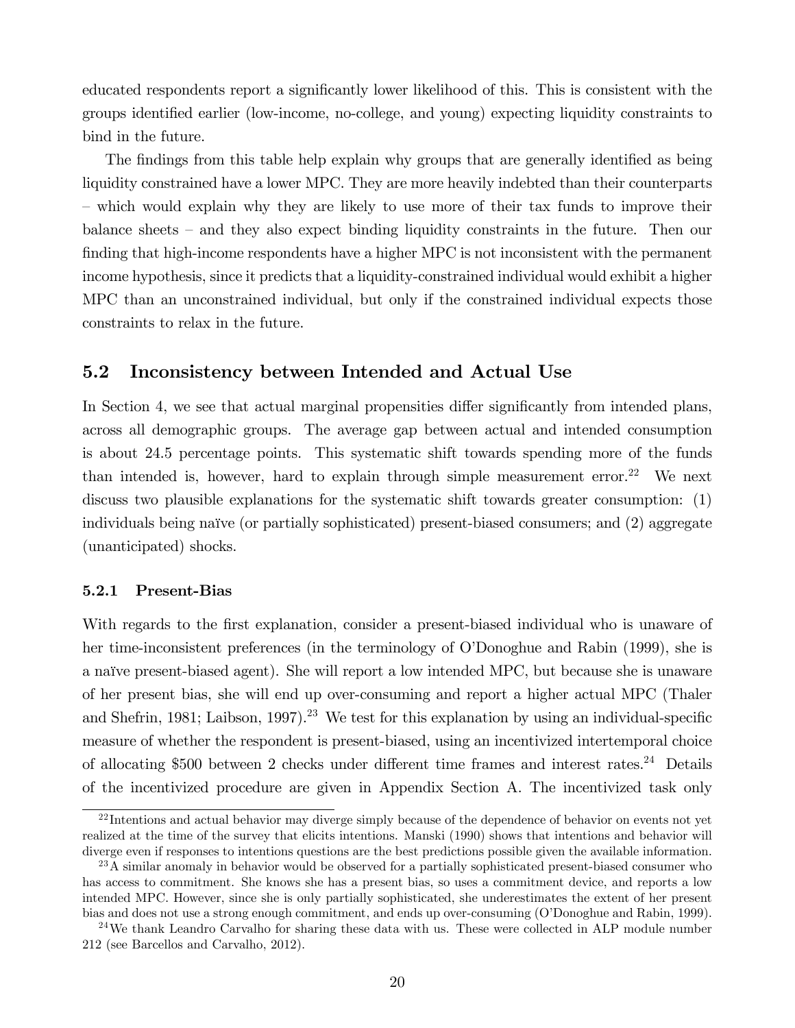educated respondents report a significantly lower likelihood of this. This is consistent with the groups identified earlier (low-income, no-college, and young) expecting liquidity constraints to bind in the future.

The findings from this table help explain why groups that are generally identified as being liquidity constrained have a lower MPC. They are more heavily indebted than their counterparts – which would explain why they are likely to use more of their tax funds to improve their balance sheets – and they also expect binding liquidity constraints in the future. Then our finding that high-income respondents have a higher MPC is not inconsistent with the permanent income hypothesis, since it predicts that a liquidity-constrained individual would exhibit a higher MPC than an unconstrained individual, but only if the constrained individual expects those constraints to relax in the future.

## 5.2 Inconsistency between Intended and Actual Use

In Section 4, we see that actual marginal propensities differ significantly from intended plans, across all demographic groups. The average gap between actual and intended consumption is about 24.5 percentage points. This systematic shift towards spending more of the funds than intended is, however, hard to explain through simple measurement error.[22] We next discuss two plausible explanations for the systematic shift towards greater consumption: (1) individuals being naïve (or partially sophisticated) present-biased consumers; and (2) aggregate (unanticipated) shocks.

### 5.2.1 Present-Bias

With regards to the first explanation, consider a present-biased individual who is unaware of her time-inconsistent preferences (in the terminology of O'Donoghue and Rabin (1999), she is a naïve present-biased agent). She will report a low intended MPC, but because she is unaware of her present bias, she will end up over-consuming and report a higher actual MPC (Thaler and Shefrin, 1981; Laibson, 1997).[23] We test for this explanation by using an individual-specific measure of whether the respondent is present-biased, using an incentivized intertemporal choice of allocating \$500 between 2 checks under different time frames and interest rates.[24] Details of the incentivized procedure are given in Appendix Section A. The incentivized task only

[22] Intentions and actual behavior may diverge simply because of the dependence of behavior on events not yet realized at the time of the survey that elicits intentions. Manski (1990) shows that intentions and behavior will diverge even if responses to intentions questions are the best predictions possible given the available information.

[23] A similar anomaly in behavior would be observed for a partially sophisticated present-biased consumer who has access to commitment. She knows she has a present bias, so uses a commitment device, and reports a low intended MPC. However, since she is only partially sophisticated, she underestimates the extent of her present bias and does not use a strong enough commitment, and ends up over-consuming (O'Donoghue and Rabin, 1999).

[24] We thank Leandro Carvalho for sharing these data with us. These were collected in ALP module number 212 (see Barcellos and Carvalho, 2012).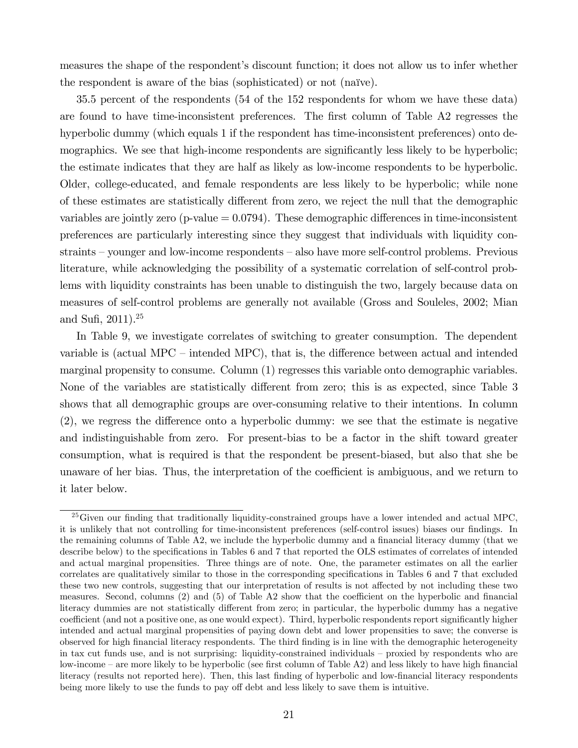measures the shape of the respondent's discount function; it does not allow us to infer whether the respondent is aware of the bias (sophisticated) or not (naïve).

35.5 percent of the respondents (54 of the 152 respondents for whom we have these data) are found to have time-inconsistent preferences. The first column of Table A2 regresses the hyperbolic dummy (which equals 1 if the respondent has time-inconsistent preferences) onto demographics. We see that high-income respondents are significantly less likely to be hyperbolic; the estimate indicates that they are half as likely as low-income respondents to be hyperbolic. Older, college-educated, and female respondents are less likely to be hyperbolic; while none of these estimates are statistically different from zero, we reject the null that the demographic variables are jointly zero (p-value = 0.0794). These demographic differences in time-inconsistent preferences are particularly interesting since they suggest that individuals with liquidity constraints – younger and low-income respondents – also have more self-control problems. Previous literature, while acknowledging the possibility of a systematic correlation of self-control problems with liquidity constraints has been unable to distinguish the two, largely because data on measures of self-control problems are generally not available (Gross and Souleles, 2002; Mian and Sufi, 2011).[25]

In Table 9, we investigate correlates of switching to greater consumption. The dependent variable is (actual MPC – intended MPC), that is, the difference between actual and intended marginal propensity to consume. Column (1) regresses this variable onto demographic variables. None of the variables are statistically different from zero; this is as expected, since Table 3 shows that all demographic groups are over-consuming relative to their intentions. In column (2), we regress the difference onto a hyperbolic dummy: we see that the estimate is negative and indistinguishable from zero. For present-bias to be a factor in the shift toward greater consumption, what is required is that the respondent be present-biased, but also that she be unaware of her bias. Thus, the interpretation of the coefficient is ambiguous, and we return to it later below.

[25] Given our finding that traditionally liquidity-constrained groups have a lower intended and actual MPC, it is unlikely that not controlling for time-inconsistent preferences (self-control issues) biases our findings. In the remaining columns of Table A2, we include the hyperbolic dummy and a financial literacy dummy (that we describe below) to the specifications in Tables 6 and 7 that reported the OLS estimates of correlates of intended and actual marginal propensities. Three things are of note. One, the parameter estimates on all the earlier correlates are qualitatively similar to those in the corresponding specifications in Tables 6 and 7 that excluded these two new controls, suggesting that our interpretation of results is not affected by not including these two measures. Second, columns (2) and (5) of Table A2 show that the coefficient on the hyperbolic and financial literacy dummies are not statistically different from zero; in particular, the hyperbolic dummy has a negative coefficient (and not a positive one, as one would expect). Third, hyperbolic respondents report significantly higher intended and actual marginal propensities of paying down debt and lower propensities to save; the converse is observed for high financial literacy respondents. The third finding is in line with the demographic heterogeneity in tax cut funds use, and is not surprising: liquidity-constrained individuals – proxied by respondents who are low-income – are more likely to be hyperbolic (see first column of Table A2) and less likely to have high financial literacy (results not reported here). Then, this last finding of hyperbolic and low-financial literacy respondents being more likely to use the funds to pay off debt and less likely to save them is intuitive.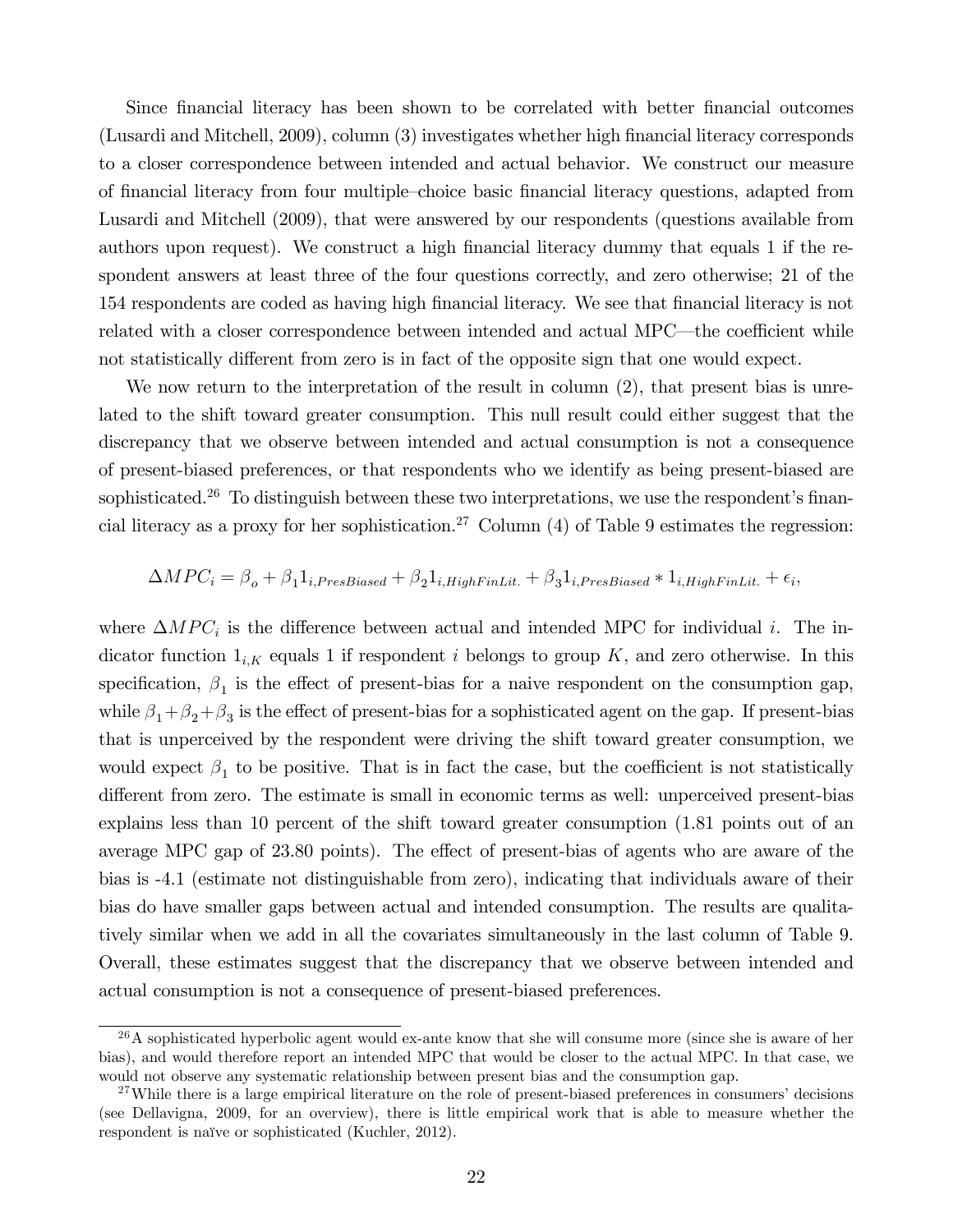Since financial literacy has been shown to be correlated with better financial outcomes (Lusardi and Mitchell, 2009), column (3) investigates whether high financial literacy corresponds to a closer correspondence between intended and actual behavior. We construct our measure of financial literacy from four multiple–choice basic financial literacy questions, adapted from Lusardi and Mitchell (2009), that were answered by our respondents (questions available from authors upon request). We construct a high financial literacy dummy that equals 1 if the respondent answers at least three of the four questions correctly, and zero otherwise; 21 of the 154 respondents are coded as having high financial literacy. We see that financial literacy is not related with a closer correspondence between intended and actual MPC—the coefficient while not statistically different from zero is in fact of the opposite sign that one would expect.

We now return to the interpretation of the result in column (2), that present bias is unrelated to the shift toward greater consumption. This null result could either suggest that the discrepancy that we observe between intended and actual consumption is not a consequence of present-biased preferences, or that respondents who we identify as being present-biased are sophisticated.[26] To distinguish between these two interpretations, we use the respondent's financial literacy as a proxy for her sophistication.[27] Column (4) of Table 9 estimates the regression:

$$\Delta MPC_i = \beta_o + \beta_1 1_{i,PresBiased} + \beta_2 1_{i,HighFinLit.} + \beta_3 1_{i,PresBiased} * 1_{i,HighFinLit.} + \epsilon_i,$$

where $\Delta MPC_i$ is the difference between actual and intended MPC for individual $i$. The indicator function $1_{i,K}$ equals 1 if respondent $i$ belongs to group $K$, and zero otherwise. In this specification, $\beta_1$ is the effect of present-bias for a naive respondent on the consumption gap, while $\beta_1 + \beta_2 + \beta_3$ is the effect of present-bias for a sophisticated agent on the gap. If present-bias that is unperceived by the respondent were driving the shift toward greater consumption, we would expect $\beta_1$ to be positive. That is in fact the case, but the coefficient is not statistically different from zero. The estimate is small in economic terms as well: unperceived present-bias explains less than 10 percent of the shift toward greater consumption (1.81 points out of an average MPC gap of 23.80 points). The effect of present-bias of agents who are aware of the bias is -4.1 (estimate not distinguishable from zero), indicating that individuals aware of their bias do have smaller gaps between actual and intended consumption. The results are qualitatively similar when we add in all the covariates simultaneously in the last column of Table 9. Overall, these estimates suggest that the discrepancy that we observe between intended and actual consumption is not a consequence of present-biased preferences.

---

[26] A sophisticated hyperbolic agent would ex-ante know that she will consume more (since she is aware of her bias), and would therefore report an intended MPC that would be closer to the actual MPC. In that case, we would not observe any systematic relationship between present bias and the consumption gap.

[27] While there is a large empirical literature on the role of present-biased preferences in consumers' decisions (see Dellavigna, 2009, for an overview), there is little empirical work that is able to measure whether the respondent is naïve or sophisticated (Kuchler, 2012).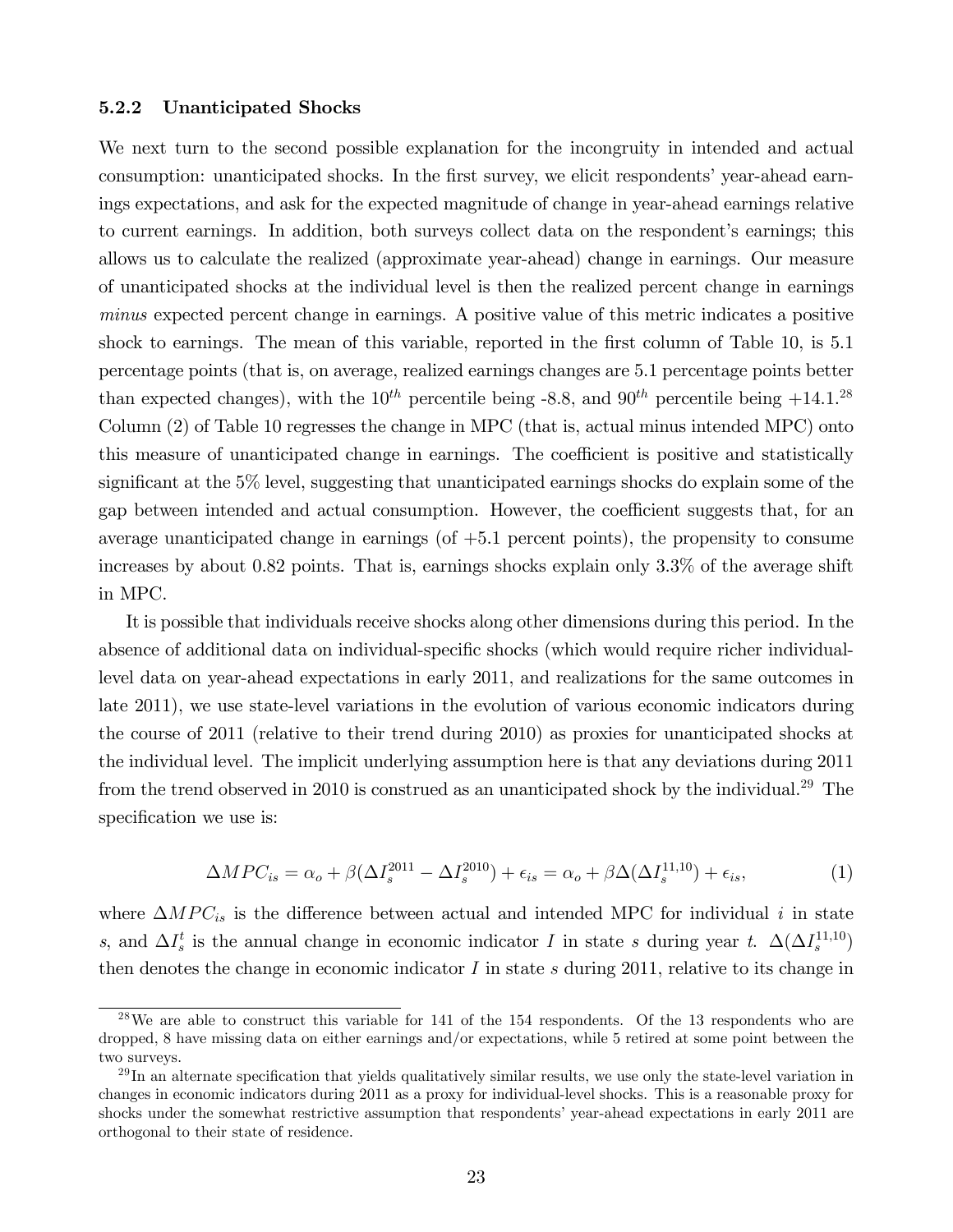### 5.2.2 Unanticipated Shocks

We next turn to the second possible explanation for the incongruity in intended and actual consumption: unanticipated shocks. In the first survey, we elicit respondents' year-ahead earnings expectations, and ask for the expected magnitude of change in year-ahead earnings relative to current earnings. In addition, both surveys collect data on the respondent's earnings; this allows us to calculate the realized (approximate year-ahead) change in earnings. Our measure of unanticipated shocks at the individual level is then the realized percent change in earnings *minus* expected percent change in earnings. A positive value of this metric indicates a positive shock to earnings. The mean of this variable, reported in the first column of Table 10, is 5.1 percentage points (that is, on average, realized earnings changes are 5.1 percentage points better than expected changes), with the $10^{th}$ percentile being -8.8, and $90^{th}$ percentile being +14.1.[28] Column (2) of Table 10 regresses the change in MPC (that is, actual minus intended MPC) onto this measure of unanticipated change in earnings. The coefficient is positive and statistically significant at the 5% level, suggesting that unanticipated earnings shocks do explain some of the gap between intended and actual consumption. However, the coefficient suggests that, for an average unanticipated change in earnings (of +5.1 percent points), the propensity to consume increases by about 0.82 points. That is, earnings shocks explain only 3.3% of the average shift in MPC.

It is possible that individuals receive shocks along other dimensions during this period. In the absence of additional data on individual-specific shocks (which would require richer individual-level data on year-ahead expectations in early 2011, and realizations for the same outcomes in late 2011), we use state-level variations in the evolution of various economic indicators during the course of 2011 (relative to their trend during 2010) as proxies for unanticipated shocks at the individual level. The implicit underlying assumption here is that any deviations during 2011 from the trend observed in 2010 is construed as an unanticipated shock by the individual.[29] The specification we use is:

$$\Delta MPC_{is} = \alpha_o + \beta(\Delta I_s^{2011} - \Delta I_s^{2010}) + \epsilon_{is} = \alpha_o + \beta\Delta(\Delta I_s^{11,10}) + \epsilon_{is}, \tag{1}$$

where $\Delta MPC_{is}$ is the difference between actual and intended MPC for individual $i$ in state $s$, and $\Delta I_s^t$ is the annual change in economic indicator $I$ in state $s$ during year $t$. $\Delta(\Delta I_s^{11,10})$ then denotes the change in economic indicator $I$ in state $s$ during 2011, relative to its change in

[28] We are able to construct this variable for 141 of the 154 respondents. Of the 13 respondents who are dropped, 8 have missing data on either earnings and/or expectations, while 5 retired at some point between the two surveys.

[29] In an alternate specification that yields qualitatively similar results, we use only the state-level variation in changes in economic indicators during 2011 as a proxy for individual-level shocks. This is a reasonable proxy for shocks under the somewhat restrictive assumption that respondents' year-ahead expectations in early 2011 are orthogonal to their state of residence.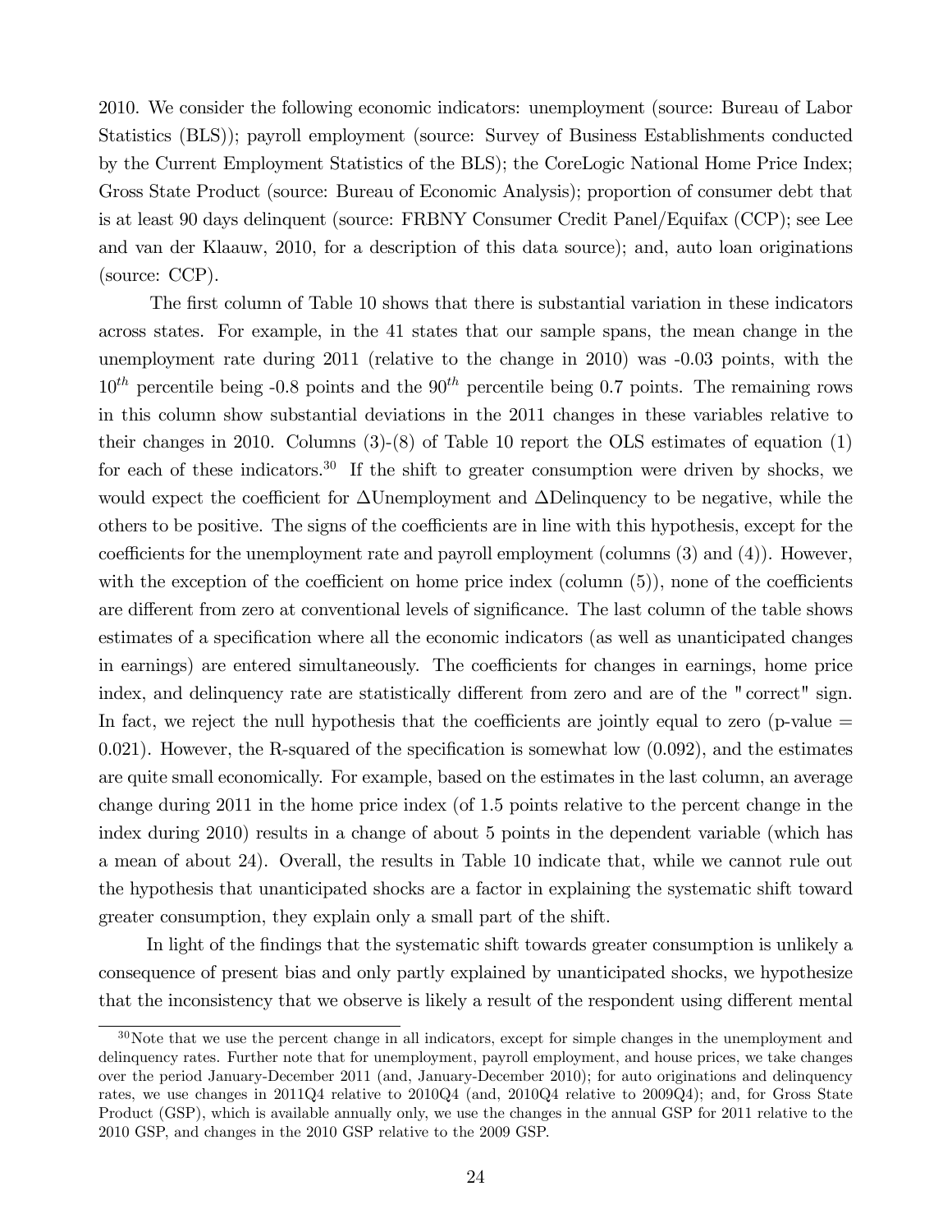2010. We consider the following economic indicators: unemployment (source: Bureau of Labor Statistics (BLS)); payroll employment (source: Survey of Business Establishments conducted by the Current Employment Statistics of the BLS); the CoreLogic National Home Price Index; Gross State Product (source: Bureau of Economic Analysis); proportion of consumer debt that is at least 90 days delinquent (source: FRBNY Consumer Credit Panel/Equifax (CCP); see Lee and van der Klaauw, 2010, for a description of this data source); and, auto loan originations (source: CCP).

The first column of Table 10 shows that there is substantial variation in these indicators across states. For example, in the 41 states that our sample spans, the mean change in the unemployment rate during 2011 (relative to the change in 2010) was -0.03 points, with the $10^{th}$ percentile being -0.8 points and the $90^{th}$ percentile being 0.7 points. The remaining rows in this column show substantial deviations in the 2011 changes in these variables relative to their changes in 2010. Columns (3)-(8) of Table 10 report the OLS estimates of equation (1) for each of these indicators.[30] If the shift to greater consumption were driven by shocks, we would expect the coefficient for $\Delta$Unemployment and $\Delta$Delinquency to be negative, while the others to be positive. The signs of the coefficients are in line with this hypothesis, except for the coefficients for the unemployment rate and payroll employment (columns (3) and (4)). However, with the exception of the coefficient on home price index (column (5)), none of the coefficients are different from zero at conventional levels of significance. The last column of the table shows estimates of a specification where all the economic indicators (as well as unanticipated changes in earnings) are entered simultaneously. The coefficients for changes in earnings, home price index, and delinquency rate are statistically different from zero and are of the "correct" sign. In fact, we reject the null hypothesis that the coefficients are jointly equal to zero (p-value = 0.021). However, the R-squared of the specification is somewhat low (0.092), and the estimates are quite small economically. For example, based on the estimates in the last column, an average change during 2011 in the home price index (of 1.5 points relative to the percent change in the index during 2010) results in a change of about 5 points in the dependent variable (which has a mean of about 24). Overall, the results in Table 10 indicate that, while we cannot rule out the hypothesis that unanticipated shocks are a factor in explaining the systematic shift toward greater consumption, they explain only a small part of the shift.

In light of the findings that the systematic shift towards greater consumption is unlikely a consequence of present bias and only partly explained by unanticipated shocks, we hypothesize that the inconsistency that we observe is likely a result of the respondent using different mental

[30] Note that we use the percent change in all indicators, except for simple changes in the unemployment and delinquency rates. Further note that for unemployment, payroll employment, and house prices, we take changes over the period January-December 2011 (and, January-December 2010); for auto originations and delinquency rates, we use changes in 2011Q4 relative to 2010Q4 (and, 2010Q4 relative to 2009Q4); and, for Gross State Product (GSP), which is available annually only, we use the changes in the annual GSP for 2011 relative to the 2010 GSP, and changes in the 2010 GSP relative to the 2009 GSP.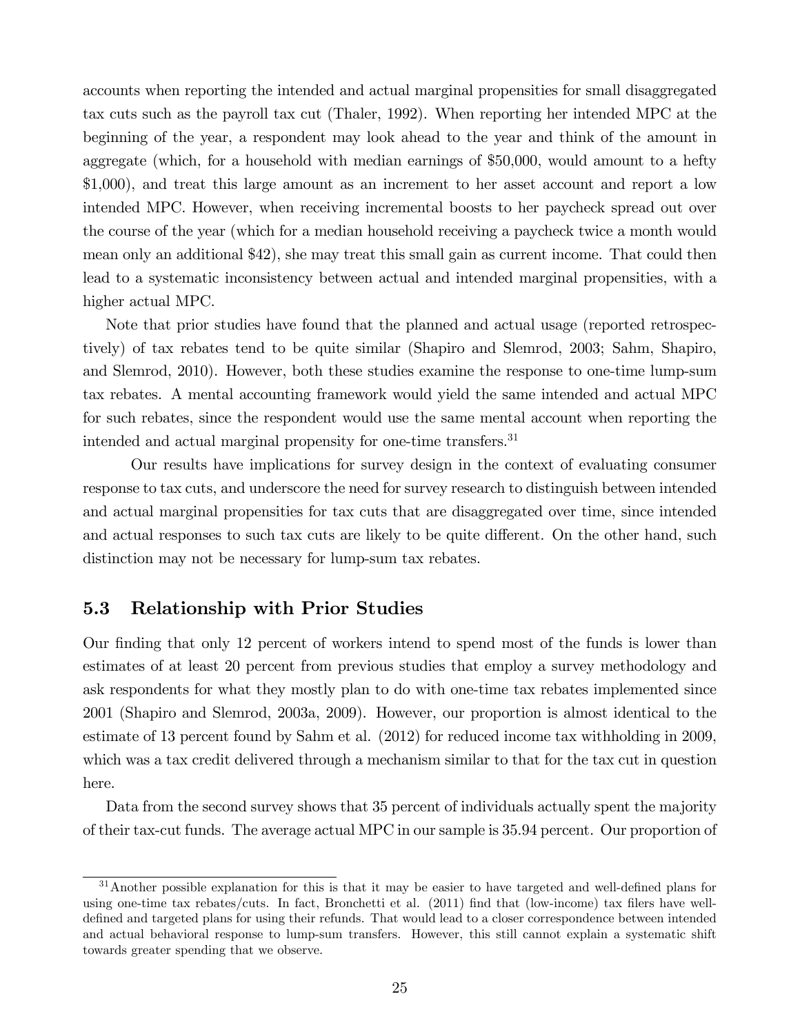accounts when reporting the intended and actual marginal propensities for small disaggregated tax cuts such as the payroll tax cut (Thaler, 1992). When reporting her intended MPC at the beginning of the year, a respondent may look ahead to the year and think of the amount in aggregate (which, for a household with median earnings of $50,000, would amount to a hefty $1,000), and treat this large amount as an increment to her asset account and report a low intended MPC. However, when receiving incremental boosts to her paycheck spread out over the course of the year (which for a median household receiving a paycheck twice a month would mean only an additional $42), she may treat this small gain as current income. That could then lead to a systematic inconsistency between actual and intended marginal propensities, with a higher actual MPC.

Note that prior studies have found that the planned and actual usage (reported retrospectively) of tax rebates tend to be quite similar (Shapiro and Slemrod, 2003; Sahm, Shapiro, and Slemrod, 2010). However, both these studies examine the response to one-time lump-sum tax rebates. A mental accounting framework would yield the same intended and actual MPC for such rebates, since the respondent would use the same mental account when reporting the intended and actual marginal propensity for one-time transfers.[31]

Our results have implications for survey design in the context of evaluating consumer response to tax cuts, and underscore the need for survey research to distinguish between intended and actual marginal propensities for tax cuts that are disaggregated over time, since intended and actual responses to such tax cuts are likely to be quite different. On the other hand, such distinction may not be necessary for lump-sum tax rebates.

## 5.3 Relationship with Prior Studies

Our finding that only 12 percent of workers intend to spend most of the funds is lower than estimates of at least 20 percent from previous studies that employ a survey methodology and ask respondents for what they mostly plan to do with one-time tax rebates implemented since 2001 (Shapiro and Slemrod, 2003a, 2009). However, our proportion is almost identical to the estimate of 13 percent found by Sahm et al. (2012) for reduced income tax withholding in 2009, which was a tax credit delivered through a mechanism similar to that for the tax cut in question here.

Data from the second survey shows that 35 percent of individuals actually spent the majority of their tax-cut funds. The average actual MPC in our sample is 35.94 percent. Our proportion of

[31] Another possible explanation for this is that it may be easier to have targeted and well-defined plans for using one-time tax rebates/cuts. In fact, Bronchetti et al. (2011) find that (low-income) tax filers have well-defined and targeted plans for using their refunds. That would lead to a closer correspondence between intended and actual behavioral response to lump-sum transfers. However, this still cannot explain a systematic shift towards greater spending that we observe.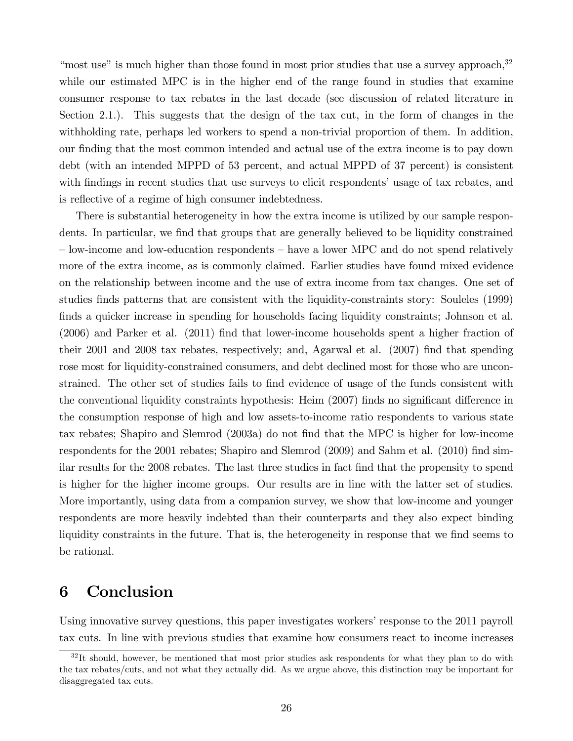"most use" is much higher than those found in most prior studies that use a survey approach,[32] while our estimated MPC is in the higher end of the range found in studies that examine consumer response to tax rebates in the last decade (see discussion of related literature in Section 2.1.). This suggests that the design of the tax cut, in the form of changes in the withholding rate, perhaps led workers to spend a non-trivial proportion of them. In addition, our finding that the most common intended and actual use of the extra income is to pay down debt (with an intended MPPD of 53 percent, and actual MPPD of 37 percent) is consistent with findings in recent studies that use surveys to elicit respondents' usage of tax rebates, and is reflective of a regime of high consumer indebtedness.

There is substantial heterogeneity in how the extra income is utilized by our sample respondents. In particular, we find that groups that are generally believed to be liquidity constrained – low-income and low-education respondents – have a lower MPC and do not spend relatively more of the extra income, as is commonly claimed. Earlier studies have found mixed evidence on the relationship between income and the use of extra income from tax changes. One set of studies finds patterns that are consistent with the liquidity-constraints story: Souleles (1999) finds a quicker increase in spending for households facing liquidity constraints; Johnson et al. (2006) and Parker et al. (2011) find that lower-income households spent a higher fraction of their 2001 and 2008 tax rebates, respectively; and, Agarwal et al. (2007) find that spending rose most for liquidity-constrained consumers, and debt declined most for those who are unconstrained. The other set of studies fails to find evidence of usage of the funds consistent with the conventional liquidity constraints hypothesis: Heim (2007) finds no significant difference in the consumption response of high and low assets-to-income ratio respondents to various state tax rebates; Shapiro and Slemrod (2003a) do not find that the MPC is higher for low-income respondents for the 2001 rebates; Shapiro and Slemrod (2009) and Sahm et al. (2010) find similar results for the 2008 rebates. The last three studies in fact find that the propensity to spend is higher for the higher income groups. Our results are in line with the latter set of studies. More importantly, using data from a companion survey, we show that low-income and younger respondents are more heavily indebted than their counterparts and they also expect binding liquidity constraints in the future. That is, the heterogeneity in response that we find seems to be rational.

# 6 Conclusion

Using innovative survey questions, this paper investigates workers' response to the 2011 payroll tax cuts. In line with previous studies that examine how consumers react to income increases

[32] It should, however, be mentioned that most prior studies ask respondents for what they plan to do with the tax rebates/cuts, and not what they actually did. As we argue above, this distinction may be important for disaggregated tax cuts.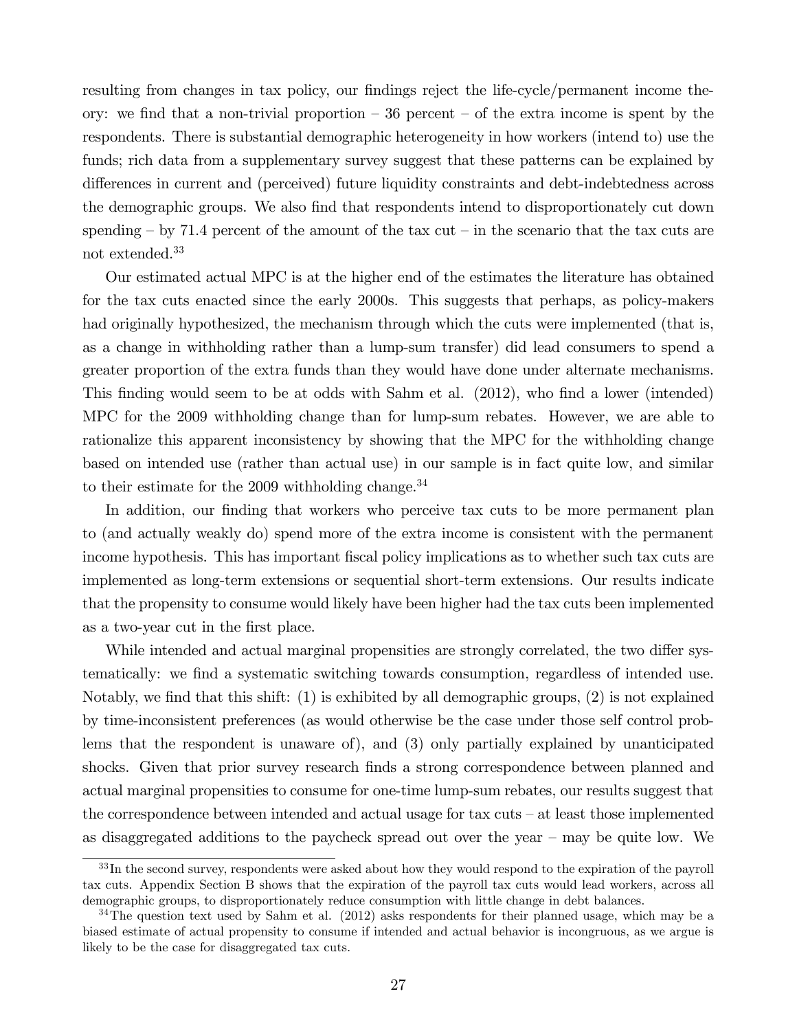resulting from changes in tax policy, our findings reject the life-cycle/permanent income theory: we find that a non-trivial proportion – 36 percent – of the extra income is spent by the respondents. There is substantial demographic heterogeneity in how workers (intend to) use the funds; rich data from a supplementary survey suggest that these patterns can be explained by differences in current and (perceived) future liquidity constraints and debt-indebtedness across the demographic groups. We also find that respondents intend to disproportionately cut down spending – by 71.4 percent of the amount of the tax cut – in the scenario that the tax cuts are not extended.[33]

Our estimated actual MPC is at the higher end of the estimates the literature has obtained for the tax cuts enacted since the early 2000s. This suggests that perhaps, as policy-makers had originally hypothesized, the mechanism through which the cuts were implemented (that is, as a change in withholding rather than a lump-sum transfer) did lead consumers to spend a greater proportion of the extra funds than they would have done under alternate mechanisms. This finding would seem to be at odds with Sahm et al. (2012), who find a lower (intended) MPC for the 2009 withholding change than for lump-sum rebates. However, we are able to rationalize this apparent inconsistency by showing that the MPC for the withholding change based on intended use (rather than actual use) in our sample is in fact quite low, and similar to their estimate for the 2009 withholding change.[34]

In addition, our finding that workers who perceive tax cuts to be more permanent plan to (and actually weakly do) spend more of the extra income is consistent with the permanent income hypothesis. This has important fiscal policy implications as to whether such tax cuts are implemented as long-term extensions or sequential short-term extensions. Our results indicate that the propensity to consume would likely have been higher had the tax cuts been implemented as a two-year cut in the first place.

While intended and actual marginal propensities are strongly correlated, the two differ systematically: we find a systematic switching towards consumption, regardless of intended use. Notably, we find that this shift: (1) is exhibited by all demographic groups, (2) is not explained by time-inconsistent preferences (as would otherwise be the case under those self control problems that the respondent is unaware of), and (3) only partially explained by unanticipated shocks. Given that prior survey research finds a strong correspondence between planned and actual marginal propensities to consume for one-time lump-sum rebates, our results suggest that the correspondence between intended and actual usage for tax cuts – at least those implemented as disaggregated additions to the paycheck spread out over the year – may be quite low. We

[33] In the second survey, respondents were asked about how they would respond to the expiration of the payroll tax cuts. Appendix Section B shows that the expiration of the payroll tax cuts would lead workers, across all demographic groups, to disproportionately reduce consumption with little change in debt balances.

[34] The question text used by Sahm et al. (2012) asks respondents for their planned usage, which may be a biased estimate of actual propensity to consume if intended and actual behavior is incongruous, as we argue is likely to be the case for disaggregated tax cuts.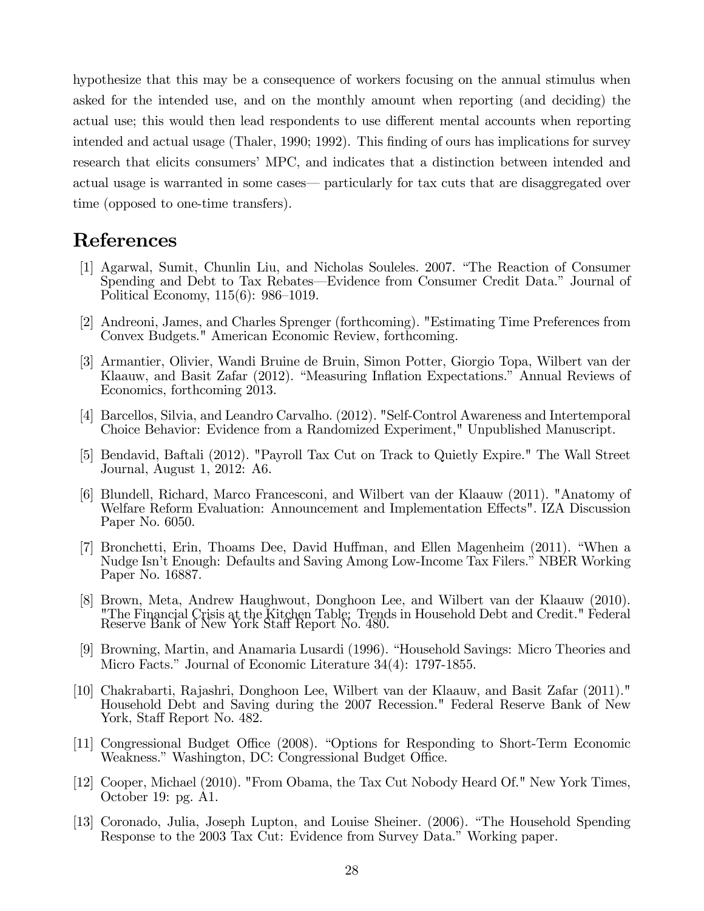hypothesize that this may be a consequence of workers focusing on the annual stimulus when asked for the intended use, and on the monthly amount when reporting (and deciding) the actual use; this would then lead respondents to use different mental accounts when reporting intended and actual usage (Thaler, 1990; 1992). This finding of ours has implications for survey research that elicits consumers' MPC, and indicates that a distinction between intended and actual usage is warranted in some cases— particularly for tax cuts that are disaggregated over time (opposed to one-time transfers).

# References

[1] Agarwal, Sumit, Chunlin Liu, and Nicholas Souleles. 2007. "The Reaction of Consumer Spending and Debt to Tax Rebates—Evidence from Consumer Credit Data." Journal of Political Economy, 115(6): 986–1019.

[2] Andreoni, James, and Charles Sprenger (forthcoming). "Estimating Time Preferences from Convex Budgets." American Economic Review, forthcoming.

[3] Armantier, Olivier, Wandi Bruine de Bruin, Simon Potter, Giorgio Topa, Wilbert van der Klaauw, and Basit Zafar (2012). "Measuring Inflation Expectations." Annual Reviews of Economics, forthcoming 2013.

[4] Barcellos, Silvia, and Leandro Carvalho. (2012). "Self-Control Awareness and Intertemporal Choice Behavior: Evidence from a Randomized Experiment," Unpublished Manuscript.

[5] Bendavid, Baftali (2012). "Payroll Tax Cut on Track to Quietly Expire." The Wall Street Journal, August 1, 2012: A6.

[6] Blundell, Richard, Marco Francesconi, and Wilbert van der Klaauw (2011). "Anatomy of Welfare Reform Evaluation: Announcement and Implementation Effects". IZA Discussion Paper No. 6050.

[7] Bronchetti, Erin, Thoams Dee, David Huffman, and Ellen Magenheim (2011). "When a Nudge Isn't Enough: Defaults and Saving Among Low-Income Tax Filers." NBER Working Paper No. 16887.

[8] Brown, Meta, Andrew Haughwout, Donghoon Lee, and Wilbert van der Klaauw (2010). "The Financial Crisis at the Kitchen Table: Trends in Household Debt and Credit." Federal Reserve Bank of New York Staff Report No. 480.

[9] Browning, Martin, and Anamaria Lusardi (1996). "Household Savings: Micro Theories and Micro Facts." Journal of Economic Literature 34(4): 1797-1855.

[10] Chakrabarti, Rajashri, Donghoon Lee, Wilbert van der Klaauw, and Basit Zafar (2011)." Household Debt and Saving during the 2007 Recession." Federal Reserve Bank of New York, Staff Report No. 482.

[11] Congressional Budget Office (2008). "Options for Responding to Short-Term Economic Weakness." Washington, DC: Congressional Budget Office.

[12] Cooper, Michael (2010). "From Obama, the Tax Cut Nobody Heard Of." New York Times, October 19: pg. A1.

[13] Coronado, Julia, Joseph Lupton, and Louise Sheiner. (2006). "The Household Spending Response to the 2003 Tax Cut: Evidence from Survey Data." Working paper.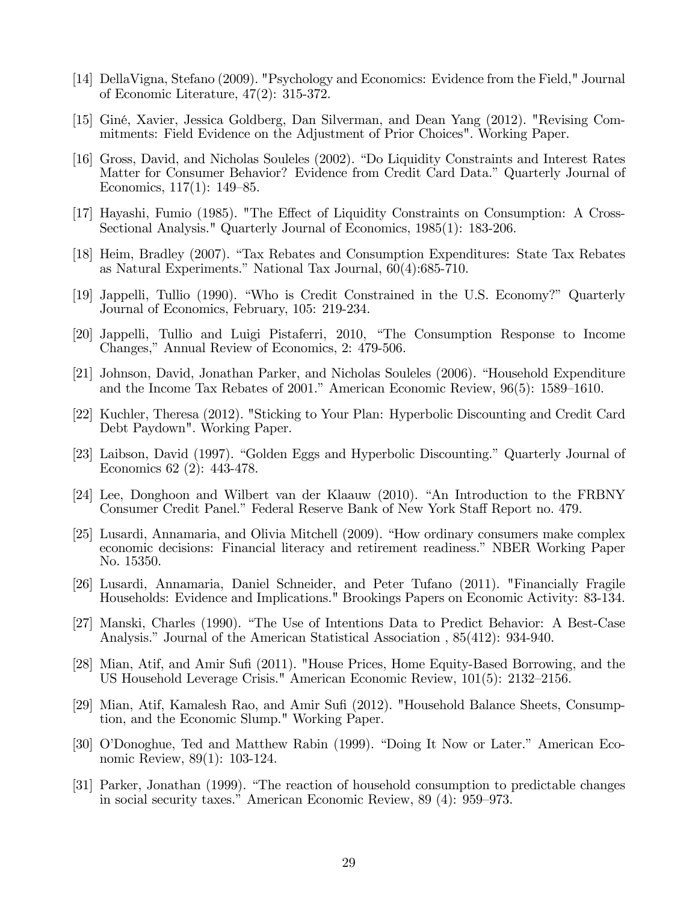[14] DellaVigna, Stefano (2009). "Psychology and Economics: Evidence from the Field," Journal of Economic Literature, 47(2): 315-372.

[15] Giné, Xavier, Jessica Goldberg, Dan Silverman, and Dean Yang (2012). "Revising Commitments: Field Evidence on the Adjustment of Prior Choices". Working Paper.

[16] Gross, David, and Nicholas Souleles (2002). "Do Liquidity Constraints and Interest Rates Matter for Consumer Behavior? Evidence from Credit Card Data." Quarterly Journal of Economics, 117(1): 149–85.

[17] Hayashi, Fumio (1985). "The Effect of Liquidity Constraints on Consumption: A Cross-Sectional Analysis." Quarterly Journal of Economics, 1985(1): 183-206.

[18] Heim, Bradley (2007). "Tax Rebates and Consumption Expenditures: State Tax Rebates as Natural Experiments." National Tax Journal, 60(4):685-710.

[19] Jappelli, Tullio (1990). "Who is Credit Constrained in the U.S. Economy?" Quarterly Journal of Economics, February, 105: 219-234.

[20] Jappelli, Tullio and Luigi Pistaferri, 2010, "The Consumption Response to Income Changes," Annual Review of Economics, 2: 479-506.

[21] Johnson, David, Jonathan Parker, and Nicholas Souleles (2006). "Household Expenditure and the Income Tax Rebates of 2001." American Economic Review, 96(5): 1589–1610.

[22] Kuchler, Theresa (2012). "Sticking to Your Plan: Hyperbolic Discounting and Credit Card Debt Paydown". Working Paper.

[23] Laibson, David (1997). "Golden Eggs and Hyperbolic Discounting." Quarterly Journal of Economics 62 (2): 443-478.

[24] Lee, Donghoon and Wilbert van der Klaauw (2010). "An Introduction to the FRBNY Consumer Credit Panel." Federal Reserve Bank of New York Staff Report no. 479.

[25] Lusardi, Annamaria, and Olivia Mitchell (2009). "How ordinary consumers make complex economic decisions: Financial literacy and retirement readiness." NBER Working Paper No. 15350.

[26] Lusardi, Annamaria, Daniel Schneider, and Peter Tufano (2011). "Financially Fragile Households: Evidence and Implications." Brookings Papers on Economic Activity: 83-134.

[27] Manski, Charles (1990). "The Use of Intentions Data to Predict Behavior: A Best-Case Analysis." Journal of the American Statistical Association , 85(412): 934-940.

[28] Mian, Atif, and Amir Sufi (2011). "House Prices, Home Equity-Based Borrowing, and the US Household Leverage Crisis." American Economic Review, 101(5): 2132–2156.

[29] Mian, Atif, Kamalesh Rao, and Amir Sufi (2012). "Household Balance Sheets, Consumption, and the Economic Slump." Working Paper.

[30] O'Donoghue, Ted and Matthew Rabin (1999). "Doing It Now or Later." American Economic Review, 89(1): 103-124.

[31] Parker, Jonathan (1999). "The reaction of household consumption to predictable changes in social security taxes." American Economic Review, 89 (4): 959–973.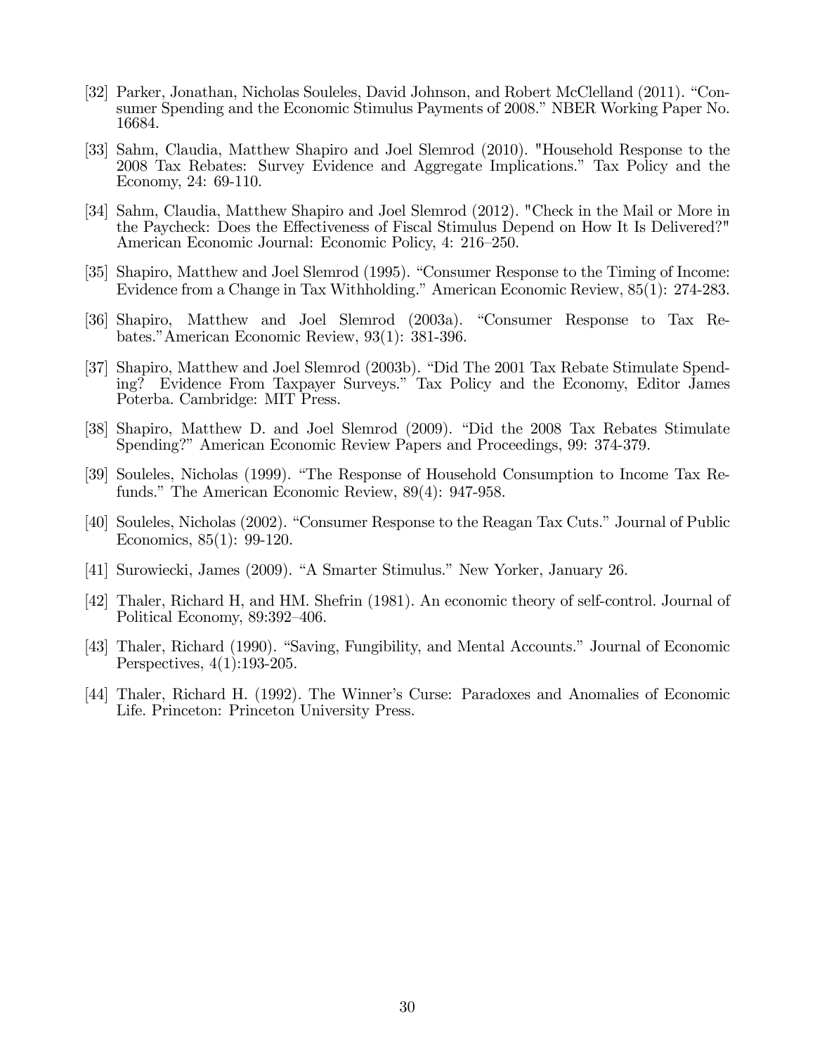[32] Parker, Jonathan, Nicholas Souleles, David Johnson, and Robert McClelland (2011). "Consumer Spending and the Economic Stimulus Payments of 2008." NBER Working Paper No. 16684.

[33] Sahm, Claudia, Matthew Shapiro and Joel Slemrod (2010). "Household Response to the 2008 Tax Rebates: Survey Evidence and Aggregate Implications." Tax Policy and the Economy, 24: 69-110.

[34] Sahm, Claudia, Matthew Shapiro and Joel Slemrod (2012). "Check in the Mail or More in the Paycheck: Does the Effectiveness of Fiscal Stimulus Depend on How It Is Delivered?" American Economic Journal: Economic Policy, 4: 216–250.

[35] Shapiro, Matthew and Joel Slemrod (1995). "Consumer Response to the Timing of Income: Evidence from a Change in Tax Withholding." American Economic Review, 85(1): 274-283.

[36] Shapiro, Matthew and Joel Slemrod (2003a). "Consumer Response to Tax Rebates." American Economic Review, 93(1): 381-396.

[37] Shapiro, Matthew and Joel Slemrod (2003b). "Did The 2001 Tax Rebate Stimulate Spending? Evidence From Taxpayer Surveys." Tax Policy and the Economy, Editor James Poterba. Cambridge: MIT Press.

[38] Shapiro, Matthew D. and Joel Slemrod (2009). "Did the 2008 Tax Rebates Stimulate Spending?" American Economic Review Papers and Proceedings, 99: 374-379.

[39] Souleles, Nicholas (1999). "The Response of Household Consumption to Income Tax Refunds." The American Economic Review, 89(4): 947-958.

[40] Souleles, Nicholas (2002). "Consumer Response to the Reagan Tax Cuts." Journal of Public Economics, 85(1): 99-120.

[41] Surowiecki, James (2009). "A Smarter Stimulus." New Yorker, January 26.

[42] Thaler, Richard H, and HM. Shefrin (1981). An economic theory of self-control. Journal of Political Economy, 89:392–406.

[43] Thaler, Richard (1990). "Saving, Fungibility, and Mental Accounts." Journal of Economic Perspectives, 4(1):193-205.

[44] Thaler, Richard H. (1992). The Winner's Curse: Paradoxes and Anomalies of Economic Life. Princeton: Princeton University Press.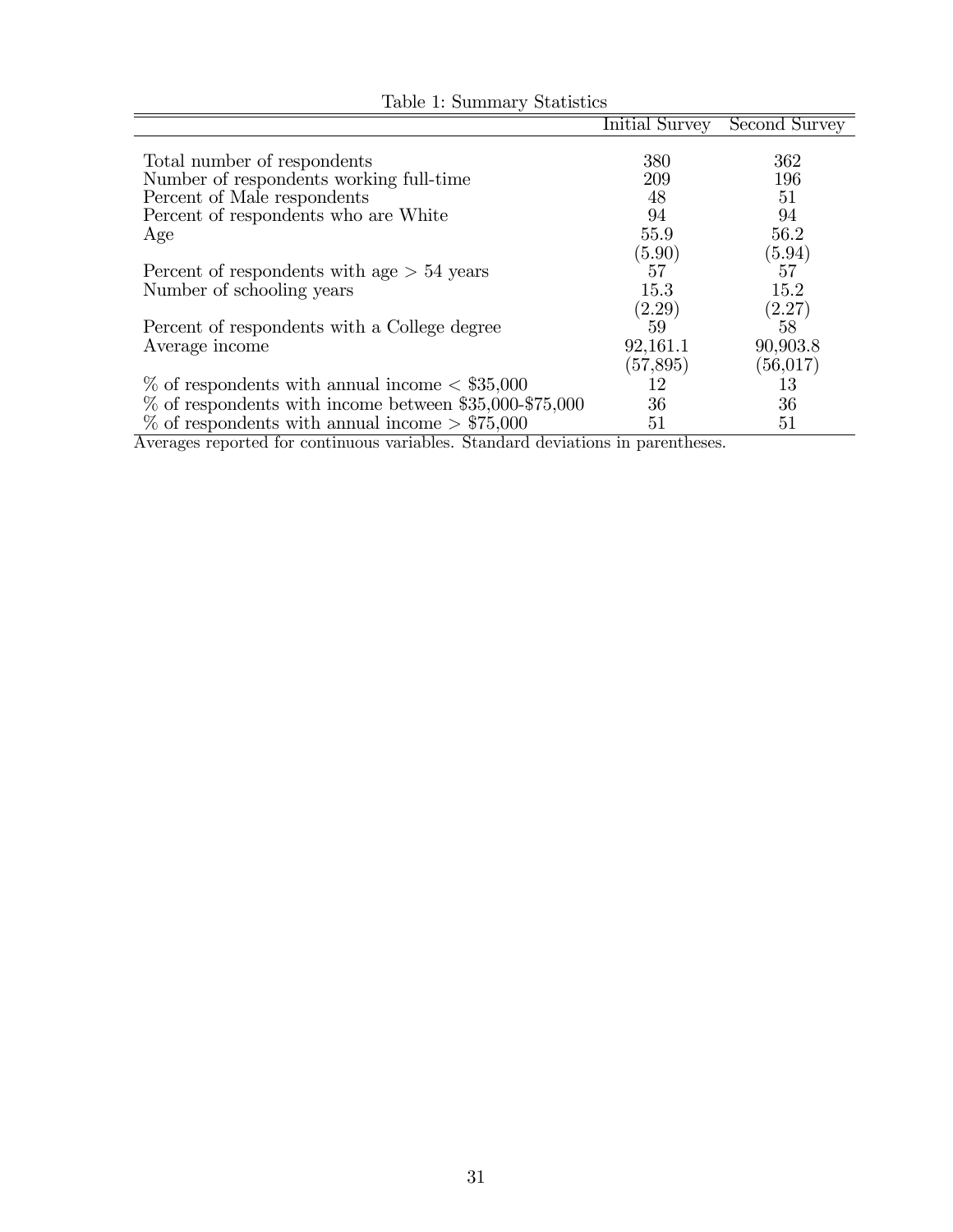Table 1: Summary Statistics

| | Initial Survey | Second Survey |
|---|---|---|
| Total number of respondents | 380 | 362 |
| Number of respondents working full-time | 209 | 196 |
| Percent of Male respondents | 48 | 51 |
| Percent of respondents who are White | 94 | 94 |
| Age | 55.9 | 56.2 |
| | (5.90) | (5.94) |
| Percent of respondents with age > 54 years | 57 | 57 |
| Number of schooling years | 15.3 | 15.2 |
| | (2.29) | (2.27) |
| Percent of respondents with a College degree | 59 | 58 |
| Average income | 92,161.1 | 90,903.8 |
| | (57,895) | (56,017) |
| % of respondents with annual income < $35,000 | 12 | 13 |
| % of respondents with income between $35,000-$75,000 | 36 | 36 |
| % of respondents with annual income > $75,000 | 51 | 51 |

Averages reported for continuous variables. Standard deviations in parentheses.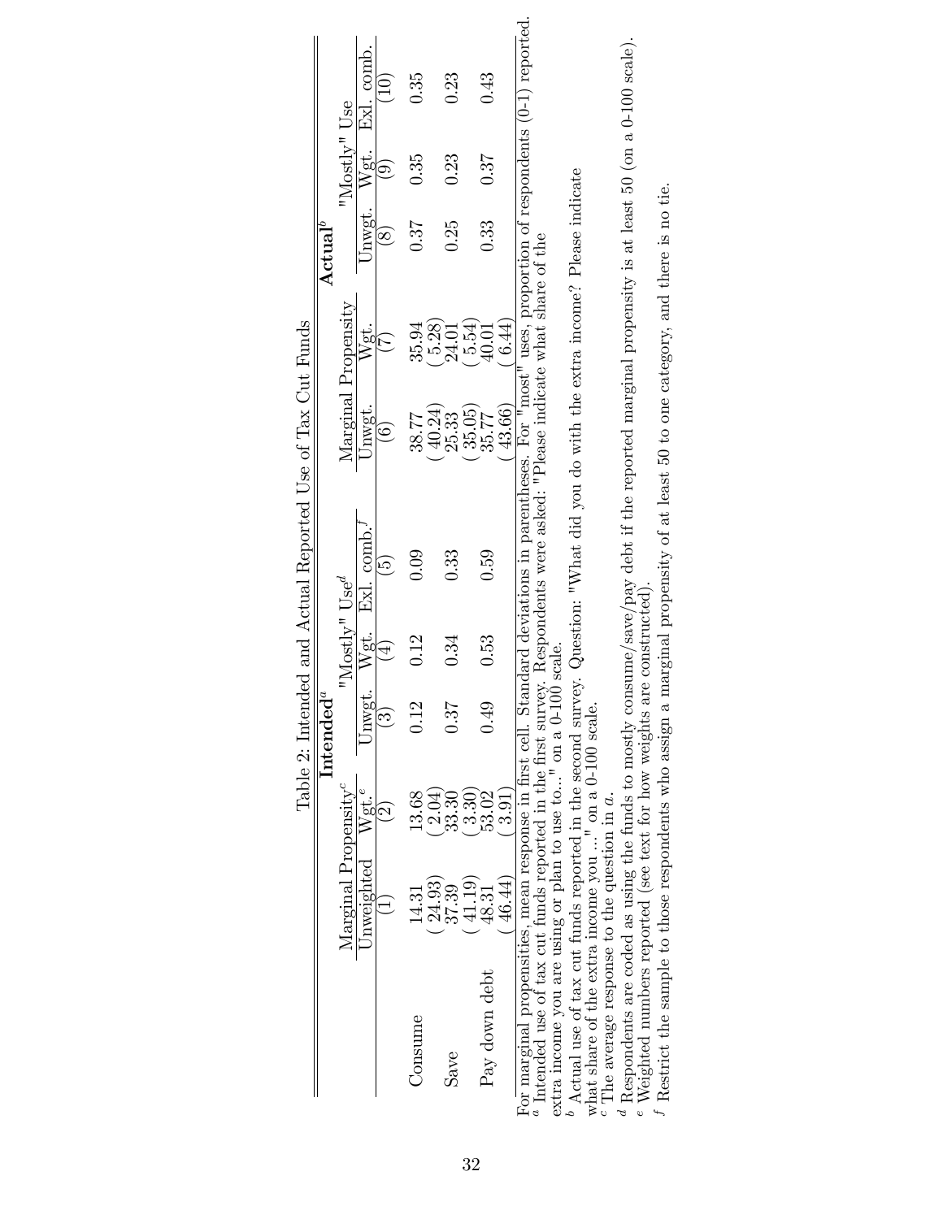Table 2: Intended and Actual Reported Use of Tax Cut Funds

| | Intended[a] | | | | | Actual[b] | | | | |
|---|---|---|---|---|---|---|---|---|---|---|
| | Marginal Propensity[c] | | "Mostly" Use[d] | | | Marginal Propensity | | "Mostly" Use | | |
| | Unweighted | Wgt.[e] | Unwgt. | Wgt. | Exl. comb.[f] | Unwgt. | Wgt. | Unwgt. | Wgt. | Exl. comb. |
| | (1) | (2) | (3) | (4) | (5) | (6) | (7) | (8) | (9) | (10) |
| Consume | 14.31 | 13.68 | 0.12 | 0.12 | 0.09 | 38.77 | 35.94 | 0.37 | 0.35 | 0.35 |
| | (24.93) | (2.04) | | | | (40.24) | (5.28) | | | |
| Save | 37.39 | 33.30 | 0.37 | 0.34 | 0.33 | 25.33 | 24.01 | 0.25 | 0.23 | 0.23 |
| | (41.19) | (3.30) | | | | (35.05) | (5.54) | | | |
| Pay down debt | 48.31 | 53.02 | 0.49 | 0.53 | 0.59 | 35.77 | 40.01 | 0.33 | 0.37 | 0.43 |
| | (46.44) | (3.91) | | | | (43.66) | (6.44) | | | |

For marginal propensities, mean response in first cell. Standard deviations in parentheses. For "most" uses, proportion of respondents (0-1) reported.
[a] Intended use of tax cut funds reported in the first survey. Respondents were asked: "Please indicate what share of the extra income you are using or plan to use to..." on a 0-100 scale.
[b] Actual use of tax cut funds reported in the second survey. Question: "What did you do with the extra income? Please indicate what share of the extra income you ..." on a 0-100 scale.
[c] The average response to the question in *a*.
[d] Respondents are coded as using the funds to mostly consume/save/pay debt if the reported marginal propensity is at least 50 (on a 0-100 scale).
[e] Weighted numbers reported (see text for how weights are constructed).
[f] Restrict the sample to those respondents who assign a marginal propensity of at least 50 to one category, and there is no tie.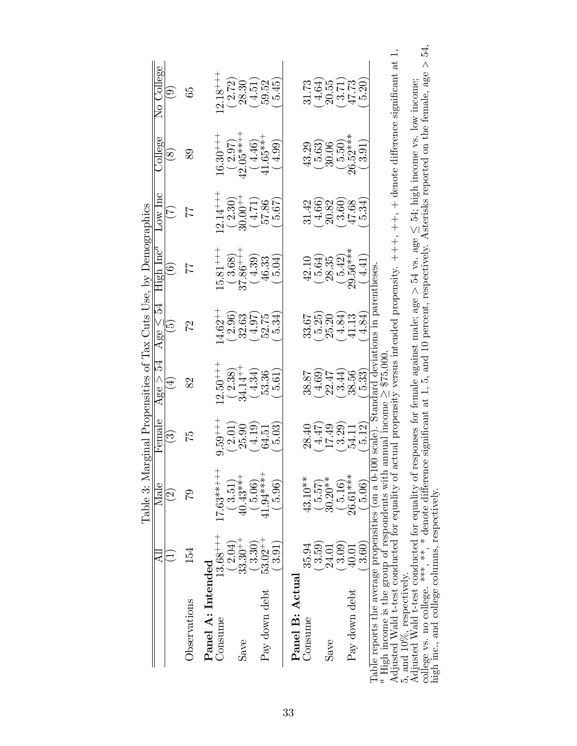Table 3: Marginal Propensities of Tax Cuts Use, by Demographics

| | All | Male | Female | Age > 54 | Age ≤ 54 | High Inc[a] | Low Inc | College | No College |
|---|---|---|---|---|---|---|---|---|---|
| | (1) | (2) | (3) | (4) | (5) | (6) | (7) | (8) | (9) |
| Observations | 154 | 79 | 75 | 82 | 72 | 77 | 77 | 89 | 65 |
| **Panel A: Intended** | | | | | | | | | |
| Consume | $13.68^{+++}$ | $17.63^{***+++}$ | $9.59^{+++}$ | $12.50^{+++}$ | $14.62^{++}$ | $15.81^{+++}$ | $12.14^{+++}$ | $16.30^{+++}$ | $12.18^{+++}$ |
| | (2.04) | (3.51) | (2.01) | (2.38) | (2.96) | (3.68) | (2.30) | (2.97) | (2.72) |
| Save | $33.30^{++}$ | $40.43^{***+}$ | 25.90 | $34.14^{++}$ | 32.63 | $37.86^{+++}$ | $30.00^{++}$ | $42.05^{***++}$ | 28.30 |
| | (3.30) | (5.06) | (4.19) | (4.34) | (4.97) | (4.39) | (4.71) | (4.46) | (4.51) |
| Pay down debt | $53.02^{++}$ | $41.94^{***+}$ | 64.51 | 53.36 | 52.75 | 46.33 | 57.86 | $41.65^{***+}$ | 59.52 |
| | (3.91) | (5.96) | (5.03) | (5.61) | (5.34) | (5.04) | (5.67) | (4.99) | (5.45) |
| **Panel B: Actual** | | | | | | | | | |
| Consume | 35.94 | $43.10^{**}$ | 28.40 | 38.87 | 33.67 | 42.10 | 31.42 | 43.29 | 31.73 |
| | (3.59) | (5.57) | (4.47) | (4.69) | (5.25) | (5.64) | (4.66) | (5.63) | (4.64) |
| Save | 24.01 | $30.20^{**}$ | 17.49 | 22.47 | 25.20 | 28.35 | 20.82 | 30.06 | 20.55 |
| | (3.09) | (5.16) | (3.29) | (3.44) | (4.84) | (5.42) | (3.60) | (5.50) | (3.71) |
| Pay down debt | 40.01 | $26.61^{***}$ | 54.11 | 38.56 | 41.13 | $29.56^{***}$ | 47.68 | $26.52^{***}$ | 47.73 |
| | (3.60) | (5.06) | (5.12) | (5.33) | (4.84) | (4.41) | (5.34) | (3.91) | (5.20) |

Table reports the average propensities (on a 0-100 scale). Standard deviations in parentheses.
[a] High income is the group of respondents with annual income ≥ \$75,000.
Adjusted Wald t-test conducted for equality of actual propensity versus intended propensity. +++, ++, + denote difference significant at 1, 5, and 10%, respectively.
Adjusted Wald t-test conducted for equality of responses for female against male; age > 54 vs. age ≤ 54; high income vs. low income; college vs. no college. ***, **, * denote difference significant at 1, 5, and 10 percent, respectively. Asterisks reported on the female, age > 54, high inc., and college columns, respectively.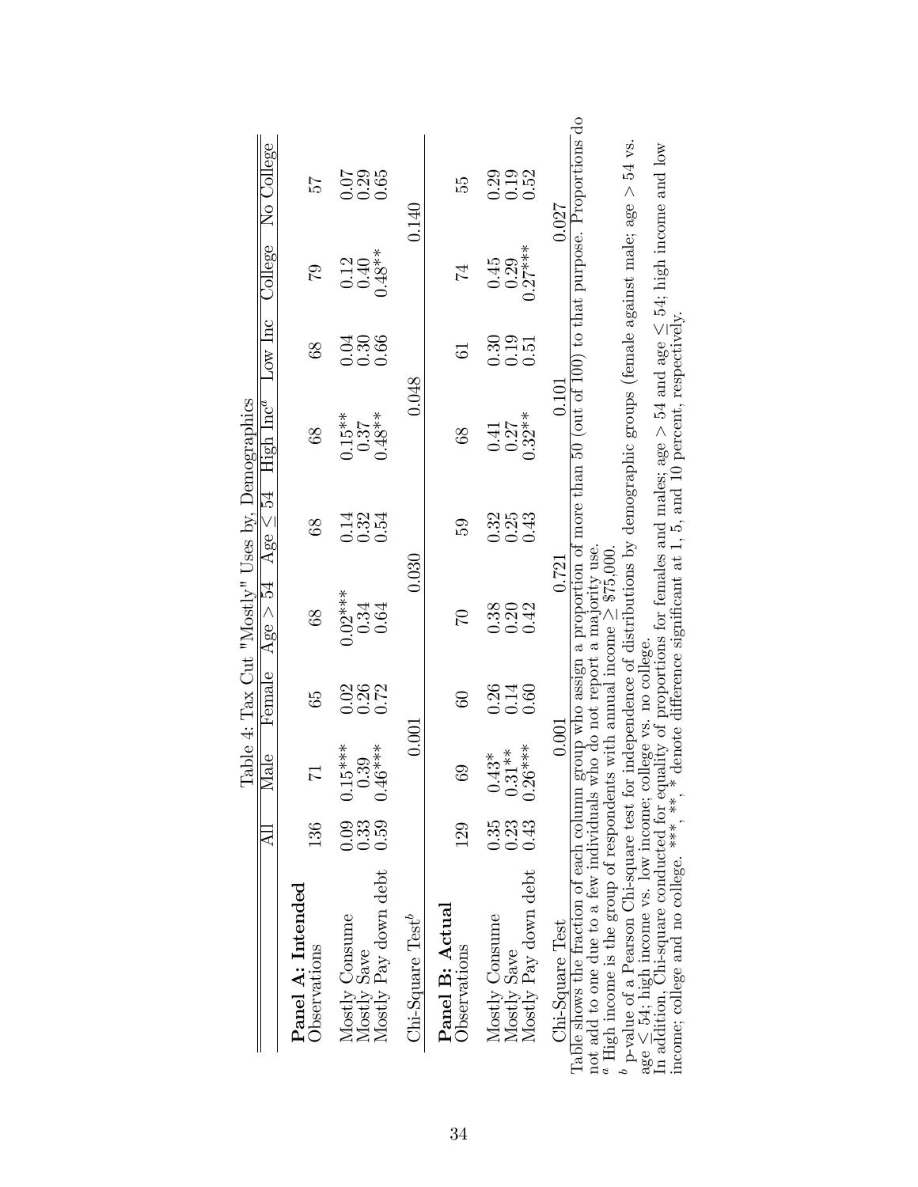Table 4: Tax Cut "Mostly" Uses by, Demographics

| | All | Male | Female | Age > 54 | Age ≤ 54 | High Inc[a] | Low Inc | College | No College |
|---|---|---|---|---|---|---|---|---|---|
| **Panel A: Intended** | | | | | | | | | |
| Observations | 136 | 71 | 65 | 68 | 68 | 68 | 68 | 79 | 57 |
| Mostly Consume | 0.09 | 0.15*** | 0.02 | 0.02*** | 0.14 | 0.15** | 0.04 | 0.12 | 0.07 |
| Mostly Save | 0.33 | 0.39 | 0.26 | 0.34 | 0.32 | 0.37 | 0.30 | 0.40 | 0.29 |
| Mostly Pay down debt | 0.59 | 0.46*** | 0.72 | 0.64 | 0.54 | 0.48** | 0.66 | 0.48** | 0.65 |
| Chi-Square Test[b] | | 0.001 | | 0.030 | | 0.048 | | 0.140 | |
| **Panel B: Actual** | | | | | | | | | |
| Observations | 129 | 69 | 60 | 70 | 59 | 68 | 61 | 74 | 55 |
| Mostly Consume | 0.35 | 0.43* | 0.26 | 0.38 | 0.32 | 0.41 | 0.30 | 0.45 | 0.29 |
| Mostly Save | 0.23 | 0.31** | 0.14 | 0.20 | 0.25 | 0.27 | 0.19 | 0.29 | 0.19 |
| Mostly Pay down debt | 0.43 | 0.26*** | 0.60 | 0.42 | 0.43 | 0.32** | 0.51 | 0.27*** | 0.52 |
| Chi-Square Test | | 0.001 | | 0.721 | | 0.101 | | 0.027 | |

Table shows the fraction of each column group who assign a proportion of more than 50 (out of 100) to that purpose. Proportions do not add to one due to a few individuals who do not report a majority use.
[a] High income is the group of respondents with annual income ≥ \$75,000.
[b] p-value of a Pearson Chi-square test for independence of distributions by demographic groups (female against male; age > 54 vs. age ≤ 54; high income vs. low income; college vs. no college.
In addition, Chi-square conducted for equality of proportions for females and males; age > 54 and age ≤ 54; high income and low income; college and no college. ***, **, * denote difference significant at 1, 5, and 10 percent, respectively.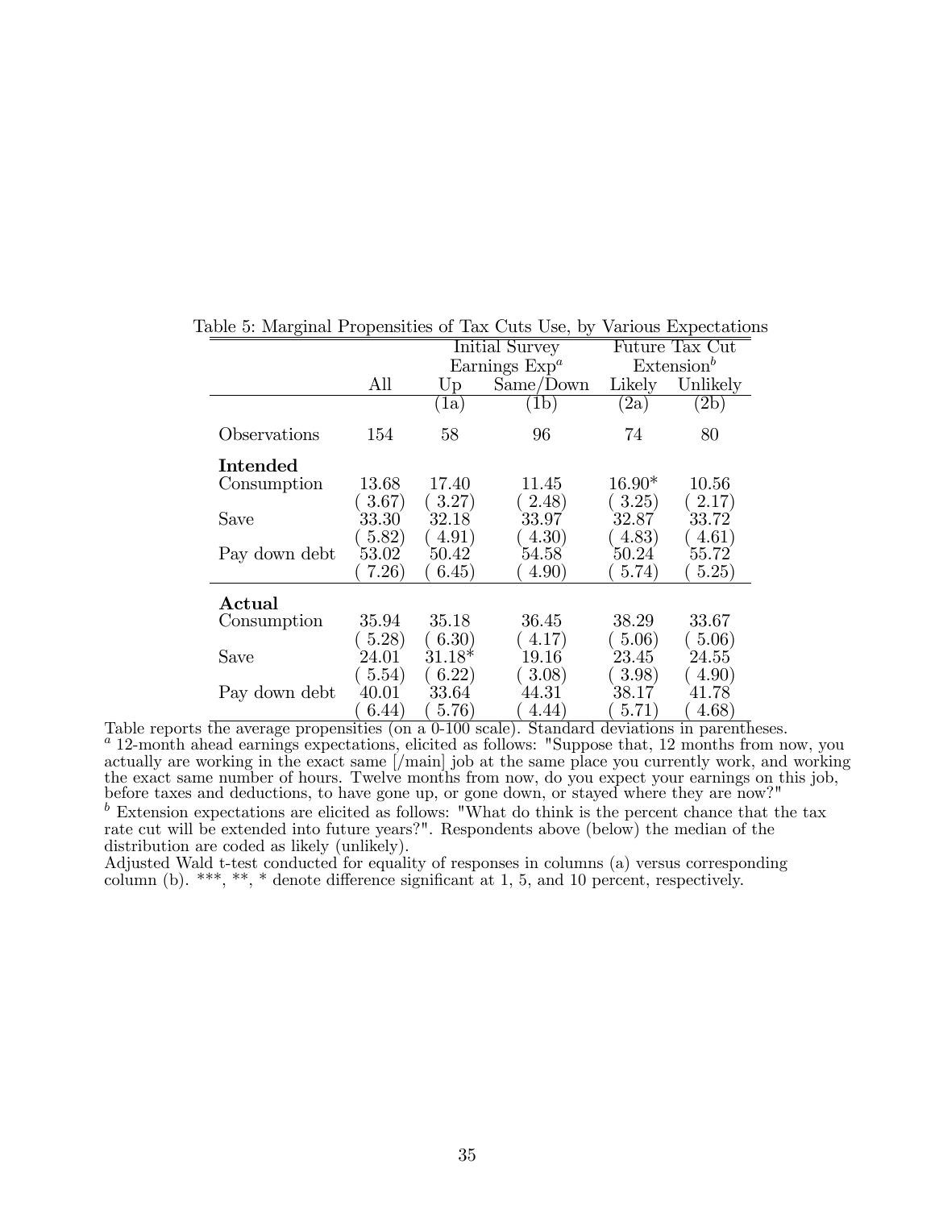Table 5: Marginal Propensities of Tax Cuts Use, by Various Expectations

| | All | Initial Survey Earnings Exp[a] | | Future Tax Cut Extension[b] | |
|---|---|---|---|---|---|
| | | Up | Same/Down | Likely | Unlikely |
| | | (1a) | (1b) | (2a) | (2b) |
| Observations | 154 | 58 | 96 | 74 | 80 |
| **Intended** | | | | | |
| Consumption | 13.68 | 17.40 | 11.45 | 16.90* | 10.56 |
| | ( 3.67) | ( 3.27) | ( 2.48) | ( 3.25) | ( 2.17) |
| Save | 33.30 | 32.18 | 33.97 | 32.87 | 33.72 |
| | ( 5.82) | ( 4.91) | ( 4.30) | ( 4.83) | ( 4.61) |
| Pay down debt | 53.02 | 50.42 | 54.58 | 50.24 | 55.72 |
| | ( 7.26) | ( 6.45) | ( 4.90) | ( 5.74) | ( 5.25) |
| **Actual** | | | | | |
| Consumption | 35.94 | 35.18 | 36.45 | 38.29 | 33.67 |
| | ( 5.28) | ( 6.30) | ( 4.17) | ( 5.06) | ( 5.06) |
| Save | 24.01 | 31.18* | 19.16 | 23.45 | 24.55 |
| | ( 5.54) | ( 6.22) | ( 3.08) | ( 3.98) | ( 4.90) |
| Pay down debt | 40.01 | 33.64 | 44.31 | 38.17 | 41.78 |
| | ( 6.44) | ( 5.76) | ( 4.44) | ( 5.71) | ( 4.68) |

Table reports the average propensities (on a 0-100 scale). Standard deviations in parentheses.

[a] 12-month ahead earnings expectations, elicited as follows: "Suppose that, 12 months from now, you actually are working in the exact same [/main] job at the same place you currently work, and working the exact same number of hours. Twelve months from now, do you expect your earnings on this job, before taxes and deductions, to have gone up, or gone down, or stayed where they are now?"

[b] Extension expectations are elicited as follows: "What do think is the percent chance that the tax rate cut will be extended into future years?". Respondents above (below) the median of the distribution are coded as likely (unlikely).

Adjusted Wald t-test conducted for equality of responses in columns (a) versus corresponding column (b). ***, **, * denote difference significant at 1, 5, and 10 percent, respectively.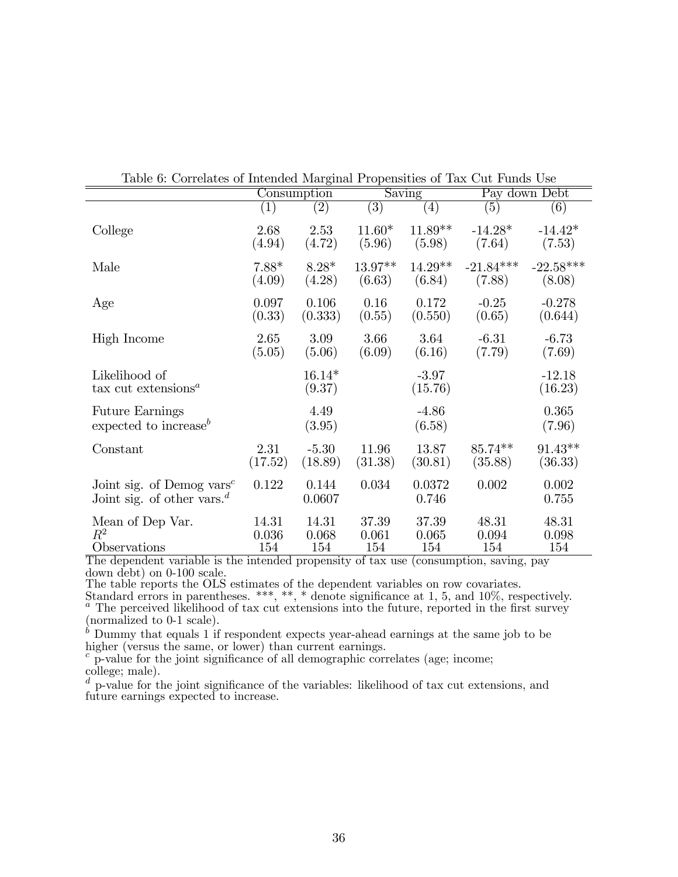Table 6: Correlates of Intended Marginal Propensities of Tax Cut Funds Use

| | Consumption | | Saving | | Pay down Debt | |
|---|---|---|---|---|---|---|
| | (1) | (2) | (3) | (4) | (5) | (6) |
| College | 2.68 | 2.53 | 11.60* | 11.89** | -14.28* | -14.42* |
| | (4.94) | (4.72) | (5.96) | (5.98) | (7.64) | (7.53) |
| Male | 7.88* | 8.28* | 13.97** | 14.29** | -21.84*** | -22.58*** |
| | (4.09) | (4.28) | (6.63) | (6.84) | (7.88) | (8.08) |
| Age | 0.097 | 0.106 | 0.16 | 0.172 | -0.25 | -0.278 |
| | (0.33) | (0.333) | (0.55) | (0.550) | (0.65) | (0.644) |
| High Income | 2.65 | 3.09 | 3.66 | 3.64 | -6.31 | -6.73 |
| | (5.05) | (5.06) | (6.09) | (6.16) | (7.79) | (7.69) |
| Likelihood of tax cut extensions[a] | | 16.14* | | -3.97 | | -12.18 |
| | | (9.37) | | (15.76) | | (16.23) |
| Future Earnings expected to increase[b] | | 4.49 | | -4.86 | | 0.365 |
| | | (3.95) | | (6.58) | | (7.96) |
| Constant | 2.31 | -5.30 | 11.96 | 13.87 | 85.74** | 91.43** |
| | (17.52) | (18.89) | (31.38) | (30.81) | (35.88) | (36.33) |
| Joint sig. of Demog vars[c] | 0.122 | 0.144 | 0.034 | 0.0372 | 0.002 | 0.002 |
| Joint sig. of other vars.[d] | | 0.0607 | | 0.746 | | 0.755 |
| Mean of Dep Var. | 14.31 | 14.31 | 37.39 | 37.39 | 48.31 | 48.31 |
| $R^2$ | 0.036 | 0.068 | 0.061 | 0.065 | 0.094 | 0.098 |
| Observations | 154 | 154 | 154 | 154 | 154 | 154 |

The dependent variable is the intended propensity of tax use (consumption, saving, pay down debt) on 0-100 scale.
The table reports the OLS estimates of the dependent variables on row covariates.
Standard errors in parentheses. ***, **, * denote significance at 1, 5, and 10%, respectively.
[a] The perceived likelihood of tax cut extensions into the future, reported in the first survey (normalized to 0-1 scale).
[b] Dummy that equals 1 if respondent expects year-ahead earnings at the same job to be higher (versus the same, or lower) than current earnings.
[c] p-value for the joint significance of all demographic correlates (age; income; college; male).
[d] p-value for the joint significance of the variables: likelihood of tax cut extensions, and future earnings expected to increase.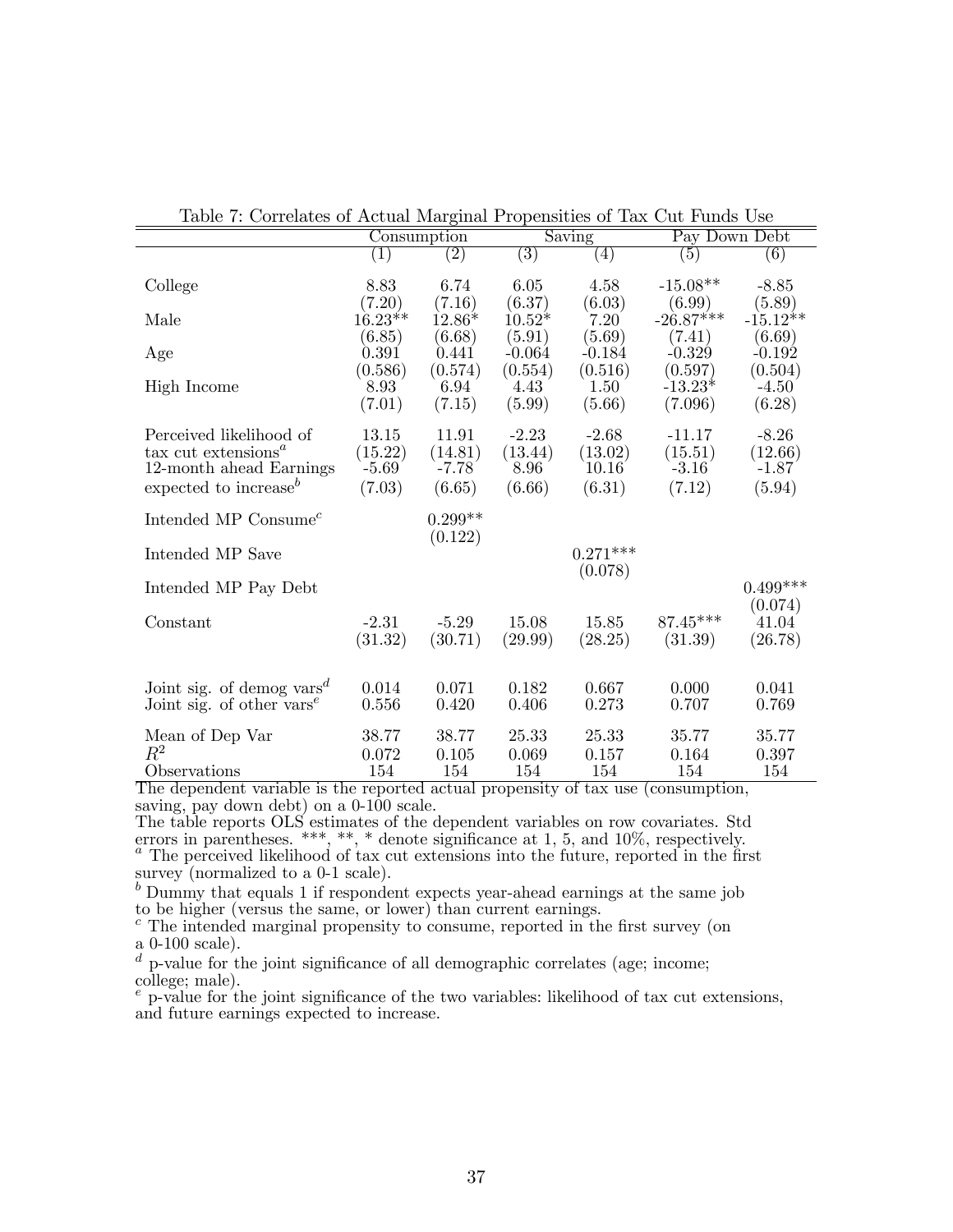Table 7: Correlates of Actual Marginal Propensities of Tax Cut Funds Use

| | Consumption | | Saving | | Pay Down Debt | |
|---|---|---|---|---|---|---|
| | (1) | (2) | (3) | (4) | (5) | (6) |
| College | 8.83 | 6.74 | 6.05 | 4.58 | -15.08** | -8.85 |
| | (7.20) | (7.16) | (6.37) | (6.03) | (6.99) | (5.89) |
| Male | 16.23** | 12.86* | 10.52* | 7.20 | -26.87*** | -15.12** |
| | (6.85) | (6.68) | (5.91) | (5.69) | (7.41) | (6.69) |
| Age | 0.391 | 0.441 | -0.064 | -0.184 | -0.329 | -0.192 |
| | (0.586) | (0.574) | (0.554) | (0.516) | (0.597) | (0.504) |
| High Income | 8.93 | 6.94 | 4.43 | 1.50 | -13.23* | -4.50 |
| | (7.01) | (7.15) | (5.99) | (5.66) | (7.096) | (6.28) |
| Perceived likelihood of tax cut extensions[a] | 13.15 | 11.91 | -2.23 | -2.68 | -11.17 | -8.26 |
| | (15.22) | (14.81) | (13.44) | (13.02) | (15.51) | (12.66) |
| 12-month ahead Earnings expected to increase[b] | -5.69 | -7.78 | 8.96 | 10.16 | -3.16 | -1.87 |
| | (7.03) | (6.65) | (6.66) | (6.31) | (7.12) | (5.94) |
| Intended MP Consume[c] | | 0.299** | | | | |
| | | (0.122) | | | | |
| Intended MP Save | | | | 0.271*** | | |
| | | | | (0.078) | | |
| Intended MP Pay Debt | | | | | | 0.499*** |
| | | | | | | (0.074) |
| Constant | -2.31 | -5.29 | 15.08 | 15.85 | 87.45*** | 41.04 |
| | (31.32) | (30.71) | (29.99) | (28.25) | (31.39) | (26.78) |
| Joint sig. of demog vars[d] | 0.014 | 0.071 | 0.182 | 0.667 | 0.000 | 0.041 |
| Joint sig. of other vars[e] | 0.556 | 0.420 | 0.406 | 0.273 | 0.707 | 0.769 |
| Mean of Dep Var | 38.77 | 38.77 | 25.33 | 25.33 | 35.77 | 35.77 |
| $R^2$ | 0.072 | 0.105 | 0.069 | 0.157 | 0.164 | 0.397 |
| Observations | 154 | 154 | 154 | 154 | 154 | 154 |

The dependent variable is the reported actual propensity of tax use (consumption, saving, pay down debt) on a 0-100 scale.

The table reports OLS estimates of the dependent variables on row covariates. Std errors in parentheses. ***, **, * denote significance at 1, 5, and 10%, respectively.

[a] The perceived likelihood of tax cut extensions into the future, reported in the first survey (normalized to a 0-1 scale).

[b] Dummy that equals 1 if respondent expects year-ahead earnings at the same job to be higher (versus the same, or lower) than current earnings.

[c] The intended marginal propensity to consume, reported in the first survey (on a 0-100 scale).

[d] p-value for the joint significance of all demographic correlates (age; income; college; male).

[e] p-value for the joint significance of the two variables: likelihood of tax cut extensions, and future earnings expected to increase.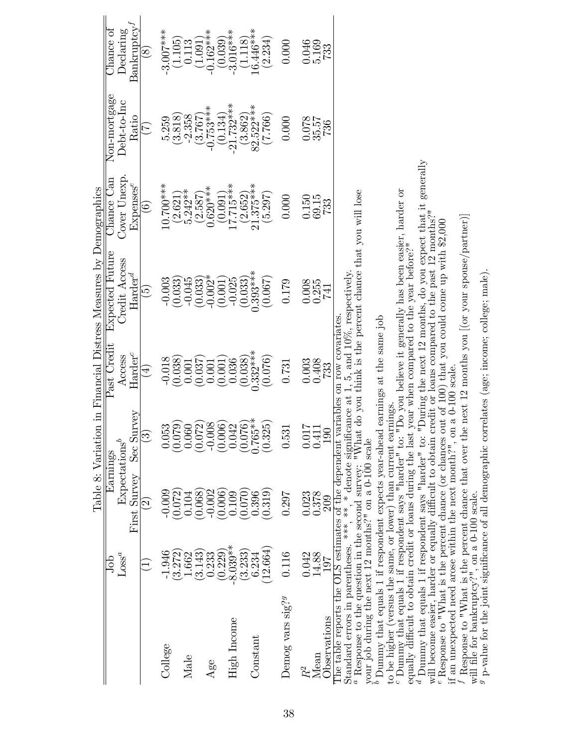Table 8: Variation in Financial Distress Measures by Demographics

| | Job Loss[a] | Earnings Expectations[b] | | Past Credit Access Harder[c] | Expected Future Credit Access Harder[d] | Chance Can Cover Unexp. Expenses[e] | Non-mortgage Debt-to-Inc Ratio | Chance of Declaring Bankruptcy[f] |
|---|---|---|---|---|---|---|---|---|
| | | First Survey | Sec Survey | | | | | |
| | (1) | (2) | (3) | (4) | (5) | (6) | (7) | (8) |
| College | -1.946 | -0.009 | 0.053 | -0.018 | -0.003 | 10.700*** | 5.259 | -3.007*** |
| | (3.272) | (0.072) | (0.079) | (0.038) | (0.033) | (2.621) | (3.818) | (1.105) |
| Male | 1.662 | 0.104 | 0.060 | 0.001 | -0.045 | 5.242** | -2.358 | 0.113 |
| | (3.143) | (0.068) | (0.072) | (0.037) | (0.033) | (2.587) | (3.767) | (1.091) |
| Age | 0.233 | -0.002 | -0.008 | 0.001 | -0.002* | 0.620*** | -0.753*** | -0.162*** |
| | (0.229) | (0.006) | (0.006) | (0.001) | (0.001) | (0.091) | (0.134) | (0.039) |
| High Income | -8.039** | 0.109 | 0.042 | 0.036 | -0.025 | 17.715*** | -21.732*** | -3.016*** |
| | (3.233) | (0.070) | (0.076) | (0.038) | (0.033) | (2.652) | (3.862) | (1.118) |
| Constant | 6.234 | 0.396 | 0.765** | 0.332*** | 0.393*** | 21.375*** | 82.522*** | 16.446*** |
| | (12.664) | (0.319) | (0.325) | (0.076) | (0.067) | (5.297) | (7.766) | (2.234) |
| Demog vars sig?[g] | 0.116 | 0.297 | 0.531 | 0.731 | 0.179 | 0.000 | 0.000 | 0.000 |
| $R^2$ | 0.042 | 0.023 | 0.017 | 0.003 | 0.008 | 0.150 | 0.078 | 0.046 |
| Mean | 14.88 | 0.378 | 0.411 | 0.408 | 0.255 | 69.15 | 35.57 | 5.169 |
| Observations | 197 | 209 | 190 | 733 | 741 | 733 | 736 | 733 |

The table reports the OLS estimates of the dependent variables on row covariates.

Standard errors in parentheses. ***, **, * denote significance at 1, 5, and 10%, respectively.

[a] Response to the question in the second survey: "What do you think is the percent chance that you will lose your job during the next 12 months?" on a 0-100 scale

[b] Dummy that equals 1 if respondent expects year-ahead earnings at the same job to be higher (versus the same, or lower) than current earnings.

[c] Dummy that equals 1 if respondent says "harder" to: "Do you believe it generally has been easier, harder or equally difficult to obtain credit or loans during the last year when compared to the year before?"

[d] Dummy that equals 1 if respondent says "harder" to: "During the next 12 months, do you expect that it generally will become easier, harder or equally difficult to obtain credit or loans compared to the past 12 months?"

[e] Response to "What is the percent chance (or chances out of 100) that you could come up with $2,000 if an unexpected need arose within the next month?", on a 0-100 scale.

[f] Response to "What is the percent chance that over the next 12 months you [(or your spouse/partner)] will file for bankruptcy?", on a 0-100 scale.

[g] p-value for the joint significance of all demographic correlates (age; income; college; male).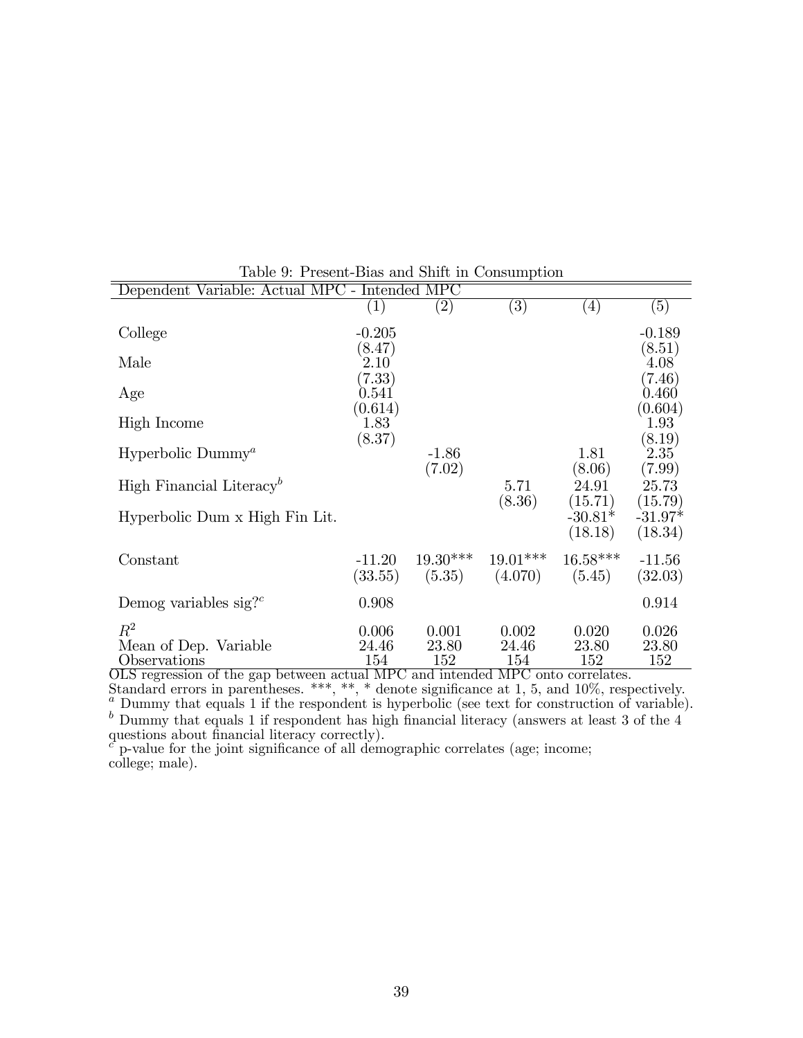Table 9: Present-Bias and Shift in Consumption

| Dependent Variable: Actual MPC - Intended MPC | | | | | |
|---|---|---|---|---|---|
| | (1) | (2) | (3) | (4) | (5) |
| College | -0.205 | | | | -0.189 |
| | (8.47) | | | | (8.51) |
| Male | 2.10 | | | | 4.08 |
| | (7.33) | | | | (7.46) |
| Age | 0.541 | | | | 0.460 |
| | (0.614) | | | | (0.604) |
| High Income | 1.83 | | | | 1.93 |
| | (8.37) | | | | (8.19) |
| Hyperbolic Dummy[a] | | -1.86 | | 1.81 | 2.35 |
| | | (7.02) | | (8.06) | (7.99) |
| High Financial Literacy[b] | | | 5.71 | 24.91 | 25.73 |
| | | | (8.36) | (15.71) | (15.79) |
| Hyperbolic Dum x High Fin Lit. | | | | -30.81* | -31.97* |
| | | | | (18.18) | (18.34) |
| Constant | -11.20 | 19.30*** | 19.01*** | 16.58*** | -11.56 |
| | (33.55) | (5.35) | (4.070) | (5.45) | (32.03) |
| Demog variables sig?[c] | 0.908 | | | | 0.914 |
| $R^2$ | 0.006 | 0.001 | 0.002 | 0.020 | 0.026 |
| Mean of Dep. Variable | 24.46 | 23.80 | 24.46 | 23.80 | 23.80 |
| Observations | 154 | 152 | 154 | 152 | 152 |

OLS regression of the gap between actual MPC and intended MPC onto correlates.
Standard errors in parentheses. ***, **, * denote significance at 1, 5, and 10%, respectively.
[a] Dummy that equals 1 if the respondent is hyperbolic (see text for construction of variable).
[b] Dummy that equals 1 if respondent has high financial literacy (answers at least 3 of the 4 questions about financial literacy correctly).
[c] p-value for the joint significance of all demographic correlates (age; income; college; male).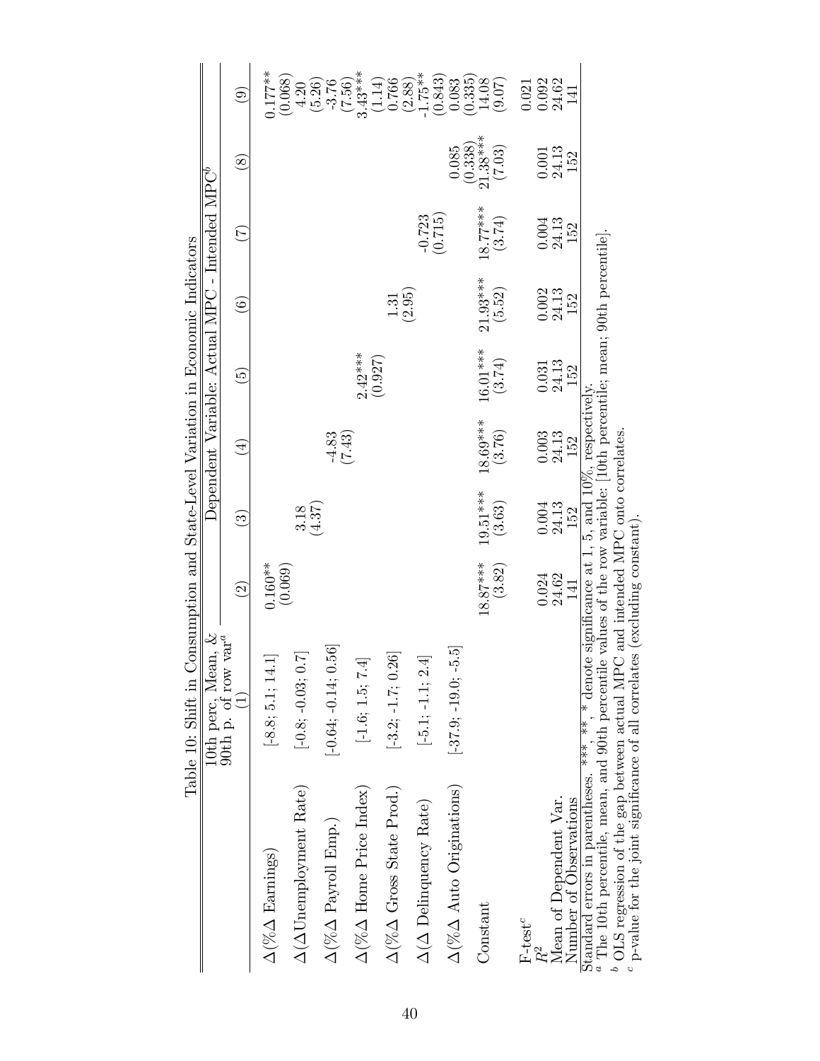Table 10: Shift in Consumption and State-Level Variation in Economic Indicators

| | 10th perc, Mean, & 90th p. of row var[a] | Dependent Variable: Actual MPC - Intended MPC[b] | | | | | | | |
|---|---|---|---|---|---|---|---|---|---|
| | (1) | (2) | (3) | (4) | (5) | (6) | (7) | (8) | (9) |
| $\Delta$(%$\Delta$ Earnings) | [-8.8; 5.1; 14.1] | 0.160** | | | | | | | 0.177** |
| | | (0.069) | | | | | | | (0.068) |
| $\Delta$($\Delta$Unemployment Rate) | [-0.8; -0.03; 0.7] | | 3.18 | | | | | | 4.20 |
| | | | (4.37) | | | | | | (5.26) |
| $\Delta$(%$\Delta$ Payroll Emp.) | [-0.64; -0.14; 0.56] | | | -4.83 | | | | | -3.76 |
| | | | | (7.43) | | | | | (7.56) |
| $\Delta$(%$\Delta$ Home Price Index) | [-1.6; 1.5; 7.4] | | | | 2.42*** | | | | 3.43*** |
| | | | | | (0.927) | | | | (1.14) |
| $\Delta$(%$\Delta$ Gross State Prod.) | [-3.2; -1.7; 0.26] | | | | | 1.31 | | | 0.766 |
| | | | | | | (2.95) | | | (2.88) |
| $\Delta$($\Delta$ Delinquency Rate) | [-5.1; -1.1; 2.4] | | | | | | -0.723 | | -1.75** |
| | | | | | | | (0.715) | | (0.843) |
| $\Delta$(%$\Delta$ Auto Originations) | [-37.9; -19.0; -5.5] | | | | | | | 0.085 | 0.083 |
| | | | | | | | | (0.338) | (0.335) |
| Constant | | 18.87*** | 19.51*** | 18.69*** | 16.01*** | 21.93*** | 18.77*** | 21.38*** | 14.08 |
| | | (3.82) | (3.63) | (3.76) | (3.74) | (5.52) | (3.74) | (7.03) | (9.07) |
| F-test[c] | | | | | | | | | 0.021 |
| $R^2$ | | 0.024 | 0.004 | 0.003 | 0.031 | 0.002 | 0.004 | 0.001 | 0.092 |
| Mean of Dependent Var. | | 24.62 | 24.13 | 24.13 | 24.13 | 24.13 | 24.13 | 24.13 | 24.62 |
| Number of Observations | | 141 | 152 | 152 | 152 | 152 | 152 | 152 | 141 |

Standard errors in parentheses. ***, **, * denote significance at 1, 5, and 10%, respectively.
[a] The 10th percentile, mean, and 90th percentile values of the row variable: [10th percentile; mean; 90th percentile].
[b] OLS regression of the gap between actual MPC and intended MPC onto correlates.
[c] p-value for the joint significance of all correlates (excluding constant).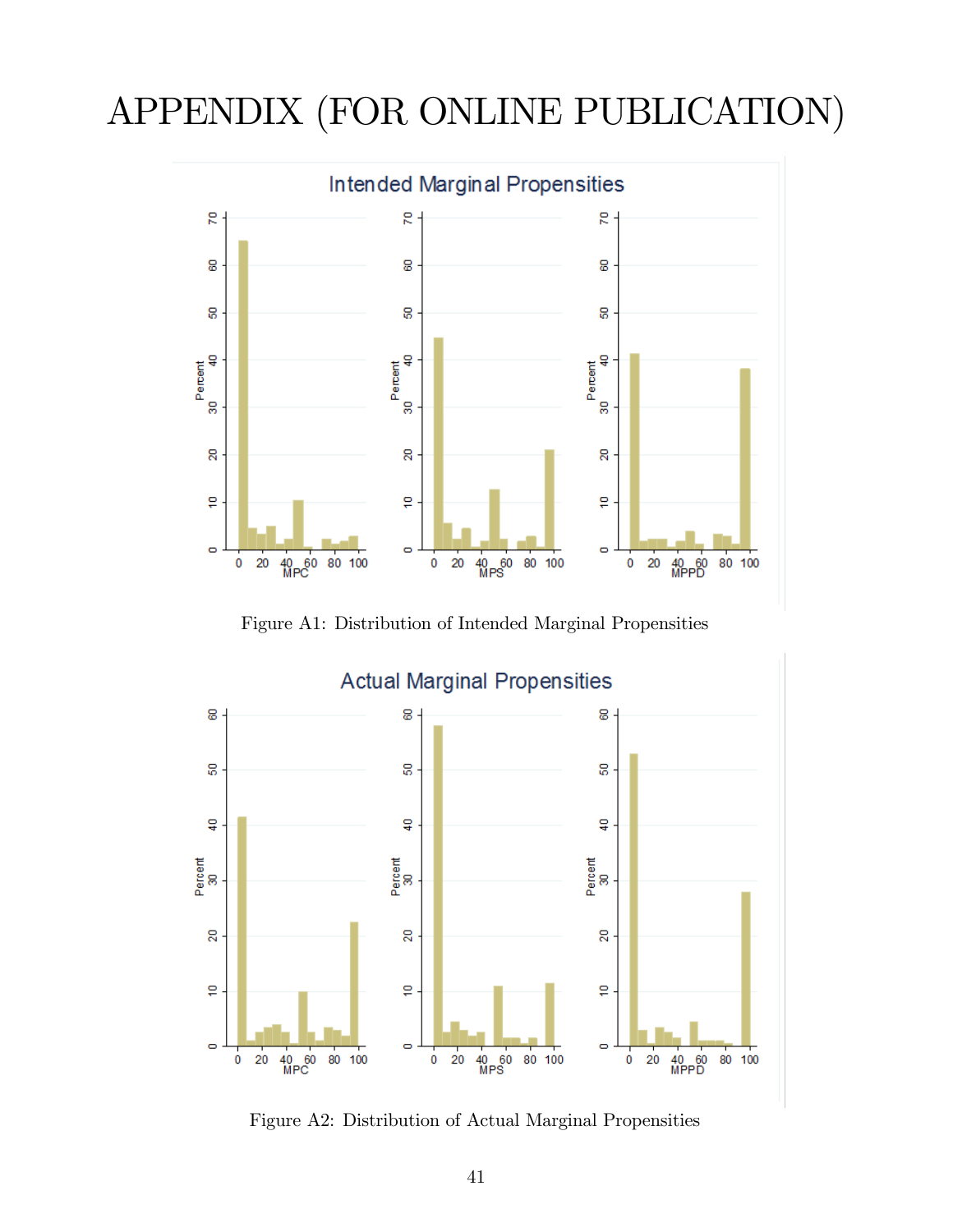# APPENDIX (FOR ONLINE PUBLICATION)

Figure A1: Distribution of Intended Marginal Propensities

Figure A2: Distribution of Actual Marginal Propensities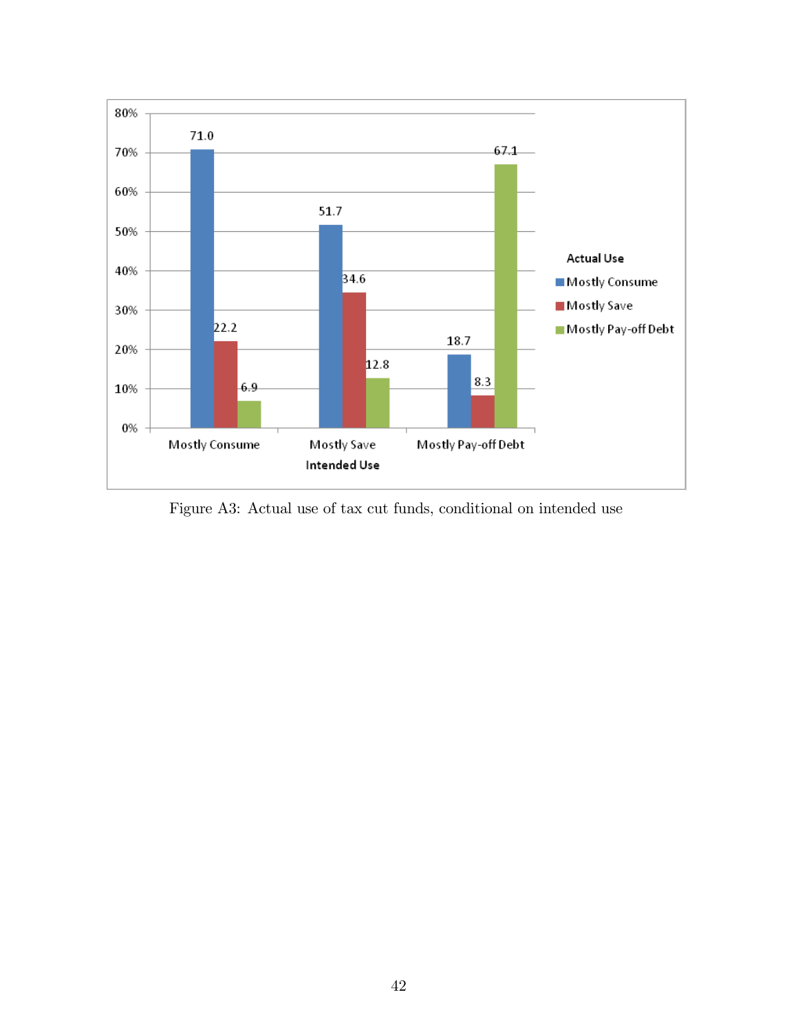| Intended Use | Actual Use: Mostly Consume | Actual Use: Mostly Save | Actual Use: Mostly Pay-off Debt |
|---|---|---|---|
| Mostly Consume | 71.0 | 22.2 | 6.9 |
| Mostly Save | 51.7 | 34.6 | 12.8 |
| Mostly Pay-off Debt | 18.7 | 8.3 | 67.1 |

Figure A3: Actual use of tax cut funds, conditional on intended use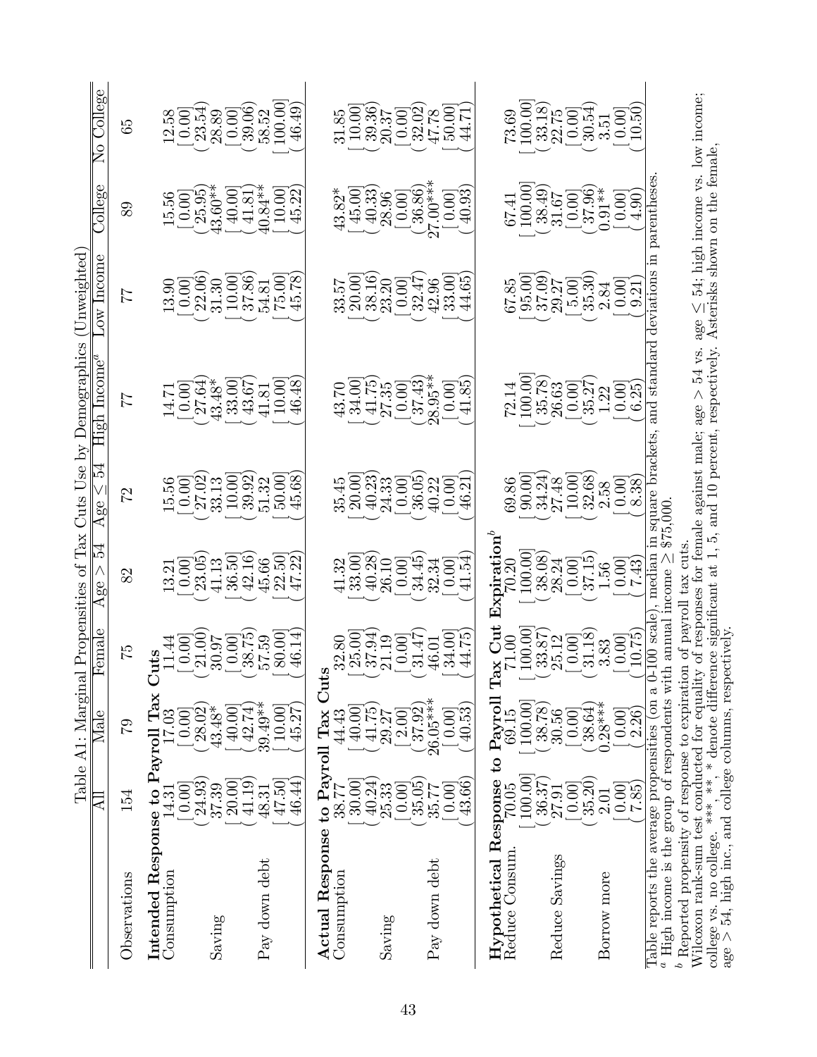Table A1: Marginal Propensities of Tax Cuts Use by Demographics (Unweighted)

| | All | Male | Female | Age > 54 | Age ≤ 54 | High Income[a] | Low Income | College | No College |
|---|---|---|---|---|---|---|---|---|---|
| Observations | 154 | 79 | 75 | 82 | 72 | 77 | 77 | 89 | 65 |
| **Intended Response to Payroll Tax Cuts** | | | | | | | | | |
| Consumption | 14.31 | 17.03 | 11.44 | 13.21 | 15.56 | 14.71 | 13.90 | 15.56 | 12.58 |
| | [0.00] | [0.00] | [0.00] | [0.00] | [0.00] | [0.00] | [0.00] | [0.00] | [0.00] |
| | (24.93) | (28.02) | (21.00) | (23.05) | (27.02) | (27.64) | (22.06) | (25.95) | (23.54) |
| Saving | 37.39 | 43.48* | 30.97 | 41.13 | 33.13 | 43.48* | 31.30 | 43.60** | 28.89 |
| | [20.00] | [40.00] | [0.00] | [36.50] | [10.00] | [33.00] | [10.00] | [40.00] | [0.00] |
| | (41.19) | (42.74) | (38.75) | (42.16) | (39.92) | (43.67) | (37.86) | (41.81) | (39.06) |
| Pay down debt | 48.31 | 39.49** | 57.59 | 45.66 | 51.32 | 41.81 | 54.81 | 40.84** | 58.52 |
| | [47.50] | [10.00] | [80.00] | [22.50] | [50.00] | [10.00] | [75.00] | [10.00] | [100.00] |
| | (46.44) | (45.27) | (46.14) | (47.22) | (45.68) | (46.48) | (45.78) | (45.22) | (46.49) |
| **Actual Response to Payroll Tax Cuts** | | | | | | | | | |
| Consumption | 38.77 | 44.43 | 32.80 | 41.32 | 35.45 | 43.70 | 33.57 | 43.82* | 31.85 |
| | [30.00] | [40.00] | [25.00] | [33.00] | [20.00] | [34.00] | [20.00] | [45.00] | [10.00] |
| | (40.24) | (41.75) | (37.94) | (40.28) | (40.23) | (41.75) | (38.16) | (40.33) | (39.36) |
| Saving | 25.33 | 29.27 | 21.19 | 26.10 | 24.33 | 27.35 | 23.20 | 28.96 | 20.37 |
| | [0.00] | [2.00] | [0.00] | [0.00] | [0.00] | [0.00] | [0.00] | [0.00] | [0.00] |
| | (35.05) | (37.92) | (31.47) | (34.45) | (36.05) | (37.43) | (32.47) | (36.86) | (32.02) |
| Pay down debt | 35.77 | 26.05*** | 46.01 | 32.34 | 40.22 | 28.95** | 42.96 | 27.00*** | 47.78 |
| | [0.00] | [0.00] | [34.00] | [0.00] | [0.00] | [0.00] | [33.00] | [0.00] | [50.00] |
| | (43.66) | (40.53) | (44.75) | (41.54) | (46.21) | (41.85) | (44.65) | (40.93) | (44.71) |
| **Hypothetical Response to Payroll Tax Cut Expiration**[b] | | | | | | | | | |
| Reduce Consum. | 70.05 | 69.15 | 71.00 | 70.20 | 69.86 | 72.14 | 67.85 | 67.41 | 73.69 |
| | [100.00] | [100.00] | [100.00] | [100.00] | [90.00] | [100.00] | [95.00] | [100.00] | [100.00] |
| | (36.37) | (38.78) | (33.87) | (38.08) | (34.24) | (35.78) | (37.09) | (38.49) | (33.18) |
| Reduce Savings | 27.91 | 30.56 | 25.12 | 28.24 | 27.48 | 26.63 | 29.27 | 31.67 | 22.75 |
| | [0.00] | [0.00] | [0.00] | [0.00] | [10.00] | [0.00] | [5.00] | [0.00] | [0.00] |
| | (35.20) | (38.64) | (31.18) | (37.15) | (32.68) | (35.27) | (35.30) | (37.96) | (30.54) |
| Borrow more | 2.01 | 0.28*** | 3.83 | 1.56 | 2.58 | 1.22 | 2.84 | 0.91** | 3.51 |
| | [0.00] | [0.00] | [0.00] | [0.00] | [0.00] | [0.00] | [0.00] | [0.00] | [0.00] |
| | (7.85) | (2.26) | (10.75) | (7.43) | (8.38) | (6.25) | (9.21) | (4.90) | (10.50) |

Table reports the average propensities (on a 0-100 scale), median in square brackets, and standard deviations in parentheses.
[a] High income is the group of respondents with annual income ≥ \$75,000.
[b] Reported propensity of response to expiration of payroll tax cuts.
Wilcoxon rank-sum test conducted for equality of responses for female against male; age > 54 vs. age ≤ 54; high income vs. low income; college vs. no college. ***, **, * denote difference significant at 1, 5, and 10 percent, respectively. Asterisks shown on the female, age > 54, high inc., and college columns, respectively.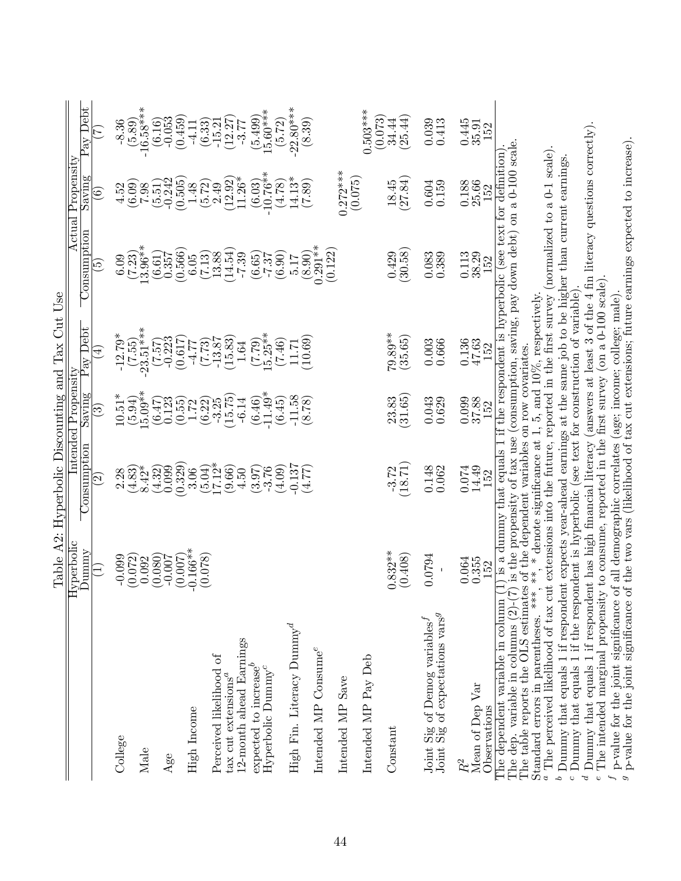Table A2: Hyperbolic Discounting and Tax Cut Use

| | Hyperbolic | Intended Propensity | | | Actual Propensity | | |
|---|---|---|---|---|---|---|---|
| | Dummy | Consumption | Saving | Pay Debt | Consumption | Saving | Pay Debt |
| | (1) | (2) | (3) | (4) | (5) | (6) | (7) |
| College | -0.099 | 2.28 | 10.51* | -12.79* | 6.09 | 4.52 | -8.36 |
| | (0.072) | (4.83) | (5.94) | (7.55) | (7.23) | (6.09) | (5.89) |
| Male | 0.092 | 8.42* | 15.09** | -23.51*** | 13.96** | 7.98 | -16.58*** |
| | (0.080) | (4.32) | (6.47) | (7.57) | (6.61) | (5.51) | (6.16) |
| Age | -0.007 | 0.099 | 0.123 | -0.223 | 0.357 | -0.242 | -0.053 |
| | (0.007) | (0.329) | (0.55) | (0.617) | (0.566) | (0.505) | (0.459) |
| High Income | -0.166** | 3.06 | 1.72 | -4.77 | 6.05 | 1.48 | -4.11 |
| | (0.078) | (5.04) | (6.22) | (7.73) | (7.13) | (5.72) | (6.33) |
| Perceived likelihood of tax cut extensions[a] | | 17.12* | -3.25 | -13.87 | 13.88 | 2.49 | -15.21 |
| | | (9.66) | (15.75) | (15.83) | (14.54) | (12.92) | (12.27) |
| 12-month ahead Earnings expected to increase[b] | | 4.50 | -6.14 | 1.64 | -7.39 | 11.26* | -3.77 |
| | | (3.97) | (6.46) | (7.79) | (6.65) | (6.03) | (5.499) |
| Hyperbolic Dummy[c] | | -3.76 | -11.49* | 15.25** | -7.37 | -10.76** | 15.60*** |
| | | (4.09) | (6.45) | (7.46) | (6.90) | (4.78) | (5.72) |
| High Fin. Literacy Dummy[d] | | -0.137 | -11.58 | 11.71 | 5.17 | 14.13* | -22.80*** |
| | | (4.77) | (8.78) | (10.69) | (8.90) | (7.89) | (8.39) |
| Intended MP Consume[e] | | | | | 0.291** | | |
| | | | | | (0.122) | | |
| Intended MP Save | | | | | | 0.272*** | |
| | | | | | | (0.075) | |
| Intended MP Pay Deb | | | | | | | 0.503*** |
| | | | | | | | (0.073) |
| Constant | 0.832** | -3.72 | 23.83 | 79.89** | 0.429 | 18.45 | 34.44 |
| | (0.408) | (18.71) | (31.65) | (35.65) | (30.58) | (27.84) | (25.44) |
| Joint Sig of Demog variables[f] | 0.0794 | 0.148 | 0.043 | 0.003 | 0.083 | 0.604 | 0.039 |
| Joint Sig of expectations vars[g] | - | 0.062 | 0.629 | 0.666 | 0.389 | 0.159 | 0.413 |
| $R^2$ | 0.064 | 0.074 | 0.099 | 0.136 | 0.113 | 0.188 | 0.445 |
| Mean of Dep Var | 0.355 | 14.49 | 37.88 | 47.63 | 38.29 | 25.66 | 35.91 |
| Observations | 152 | 152 | 152 | 152 | 152 | 152 | 152 |

The dependent variable in column (1) is a dummy that equals 1 if the respondent is hyperbolic (see text for definition).
The dep. variable in columns (2)-(7) is the propensity of tax use (consumption, saving, pay down debt) on a 0-100 scale.
The table reports the OLS estimates of the dependent variables on row covariates.
Standard errors in parentheses. ***, **, * denote significance at 1, 5, and 10%, respectively.
[a] The perceived likelihood of tax cut extensions into the future, reported in the first survey (normalized to a 0-1 scale).
[b] Dummy that equals 1 if respondent expects year-ahead earnings at the same job to be higher than current earnings.
[c] Dummy that equals 1 if the respondent is hyperbolic (see text for construction of variable).
[d] Dummy that equals 1 if respondent has high financial literacy (answers at least 3 of the 4 fin literacy questions correctly).
[e] The intended marginal propensity to consume, reported in the first survey (on a 0-100 scale).
[f] p-value for the joint significance of all demographic correlates (age; income; college; male).
[g] p-value for the joint significance of the two vars (likelihood of tax cut extensions; future earnings expected to increase).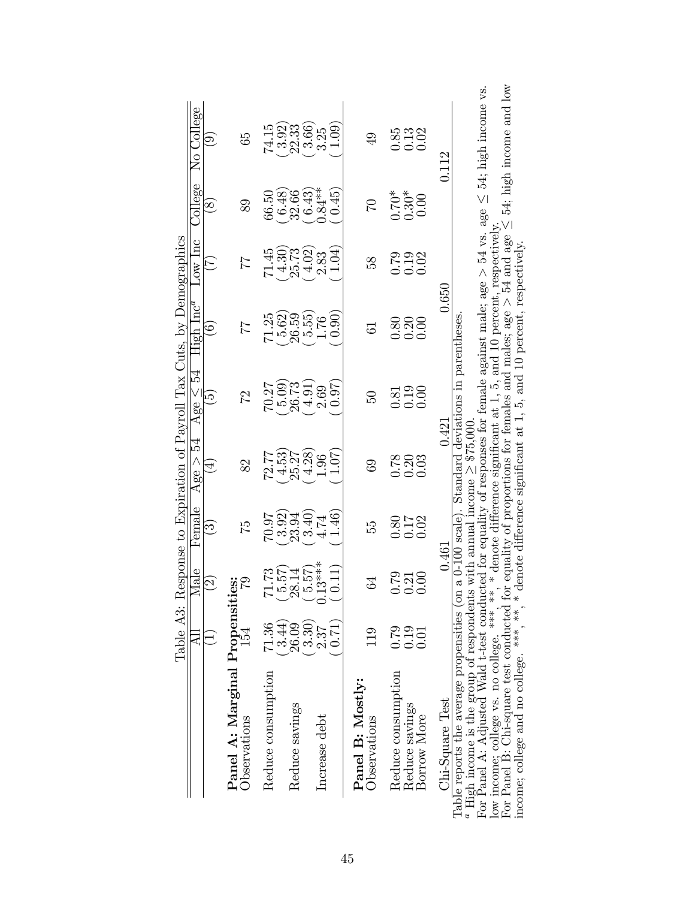Table A3: Response to Expiration of Payroll Tax Cuts, by Demographics

| | All | Male | Female | Age > 54 | Age ≤ 54 | High Inc[a] | Low Inc | College | No College |
|---|---|---|---|---|---|---|---|---|---|
| | (1) | (2) | (3) | (4) | (5) | (6) | (7) | (8) | (9) |
| **Panel A: Marginal Propensities:** | | | | | | | | | |
| Observations | 154 | 79 | 75 | 82 | 72 | 77 | 77 | 89 | 65 |
| Reduce consumption | 71.36 | 71.73 | 70.97 | 72.77 | 70.27 | 71.25 | 71.45 | 66.50 | 74.15 |
| | (3.44) | (5.57) | (3.92) | (4.53) | (5.09) | (5.62) | (4.30) | (6.48) | (3.92) |
| Reduce savings | 26.09 | 28.14 | 23.94 | 25.27 | 26.73 | 26.59 | 25.73 | 32.66 | 22.33 |
| | (3.30) | (5.57) | (3.40) | (4.28) | (4.91) | (5.55) | (4.02) | (6.43) | (3.66) |
| Increase debt | 2.37 | 0.13*** | 4.74 | 1.96 | 2.69 | 1.76 | 2.83 | 0.84** | 3.25 |
| | (0.71) | (0.11) | (1.46) | (1.07) | (0.97) | (0.90) | (1.04) | (0.45) | (1.09) |
| **Panel B: Mostly:** | | | | | | | | | |
| Observations | 119 | 64 | 55 | 69 | 50 | 61 | 58 | 70 | 49 |
| Reduce consumption | 0.79 | 0.79 | 0.80 | 0.78 | 0.81 | 0.80 | 0.79 | 0.70* | 0.85 |
| Reduce savings | 0.19 | 0.21 | 0.17 | 0.20 | 0.19 | 0.20 | 0.19 | 0.30* | 0.13 |
| Borrow More | 0.01 | 0.00 | 0.02 | 0.03 | 0.00 | 0.00 | 0.02 | 0.00 | 0.02 |
| Chi-Square Test | | 0.461 | | 0.421 | | 0.650 | | 0.112 | |

Table reports the average propensities (on a 0-100 scale). Standard deviations in parentheses.

[a] High income is the group of respondents with annual income ≥ \$75,000.

For Panel A: Adjusted Wald t-test conducted for equality of responses for female against male; age > 54 vs. age ≤ 54; high income vs. low income; college vs. no college. ***, **, * denote difference significant at 1, 5, and 10 percent, respectively.

For Panel B: Chi-square test conducted for equality of proportions for females and males; age > 54 and age ≤ 54; high income and low income; college and no college. ***, **, * denote difference significant at 1, 5, and 10 percent, respectively.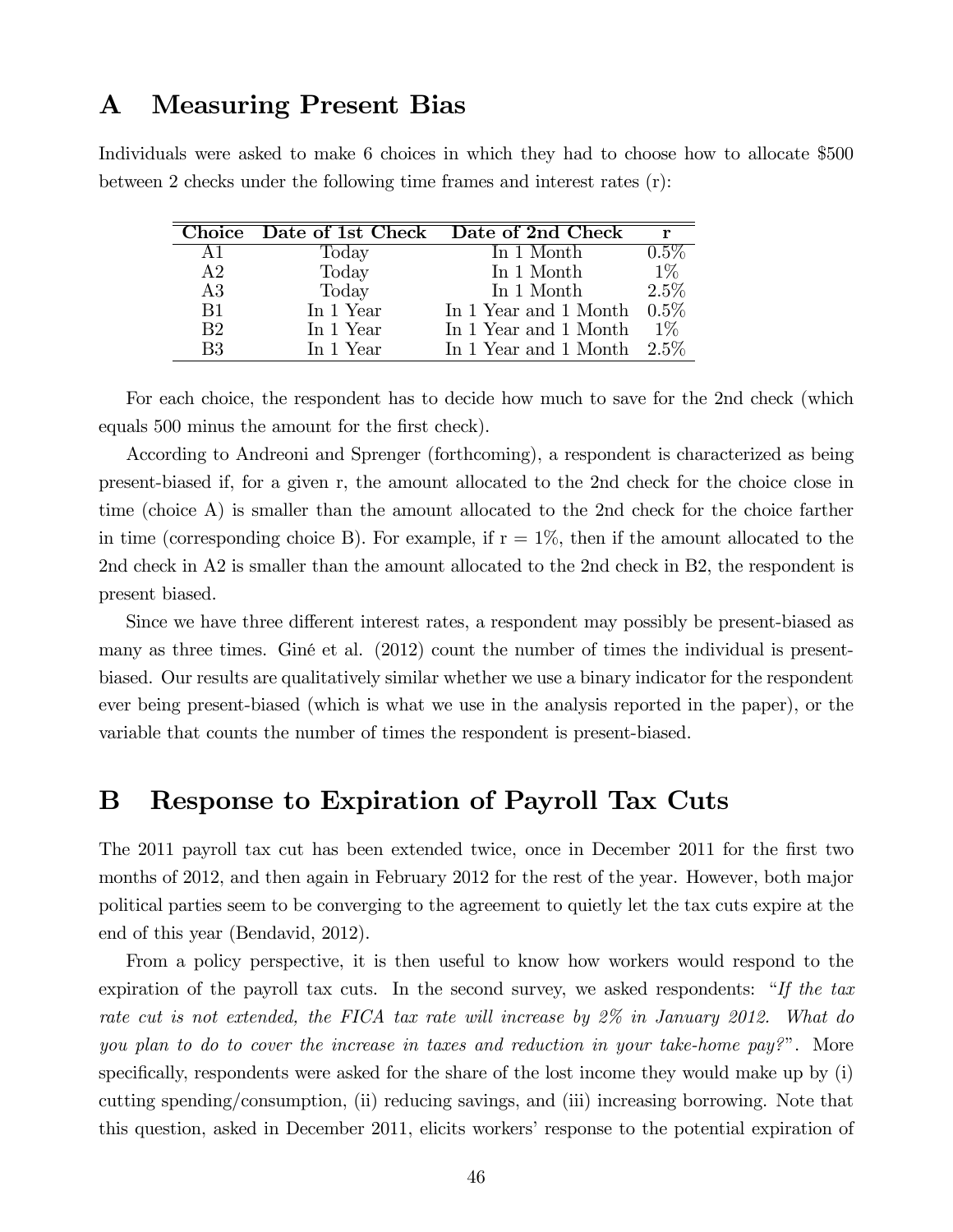# A Measuring Present Bias

Individuals were asked to make 6 choices in which they had to choose how to allocate $500 between 2 checks under the following time frames and interest rates (r):

| Choice | Date of 1st Check | Date of 2nd Check | r |
|---|---|---|---|
| A1 | Today | In 1 Month | 0.5% |
| A2 | Today | In 1 Month | 1% |
| A3 | Today | In 1 Month | 2.5% |
| B1 | In 1 Year | In 1 Year and 1 Month | 0.5% |
| B2 | In 1 Year | In 1 Year and 1 Month | 1% |
| B3 | In 1 Year | In 1 Year and 1 Month | 2.5% |

For each choice, the respondent has to decide how much to save for the 2nd check (which equals 500 minus the amount for the first check).

According to Andreoni and Sprenger (forthcoming), a respondent is characterized as being present-biased if, for a given r, the amount allocated to the 2nd check for the choice close in time (choice A) is smaller than the amount allocated to the 2nd check for the choice farther in time (corresponding choice B). For example, if r = 1%, then if the amount allocated to the 2nd check in A2 is smaller than the amount allocated to the 2nd check in B2, the respondent is present biased.

Since we have three different interest rates, a respondent may possibly be present-biased as many as three times. Giné et al. (2012) count the number of times the individual is present-biased. Our results are qualitatively similar whether we use a binary indicator for the respondent ever being present-biased (which is what we use in the analysis reported in the paper), or the variable that counts the number of times the respondent is present-biased.

# B Response to Expiration of Payroll Tax Cuts

The 2011 payroll tax cut has been extended twice, once in December 2011 for the first two months of 2012, and then again in February 2012 for the rest of the year. However, both major political parties seem to be converging to the agreement to quietly let the tax cuts expire at the end of this year (Bendavid, 2012).

From a policy perspective, it is then useful to know how workers would respond to the expiration of the payroll tax cuts. In the second survey, we asked respondents: *"If the tax rate cut is not extended, the FICA tax rate will increase by 2% in January 2012. What do you plan to do to cover the increase in taxes and reduction in your take-home pay?"*. More specifically, respondents were asked for the share of the lost income they would make up by (i) cutting spending/consumption, (ii) reducing savings, and (iii) increasing borrowing. Note that this question, asked in December 2011, elicits workers' response to the potential expiration of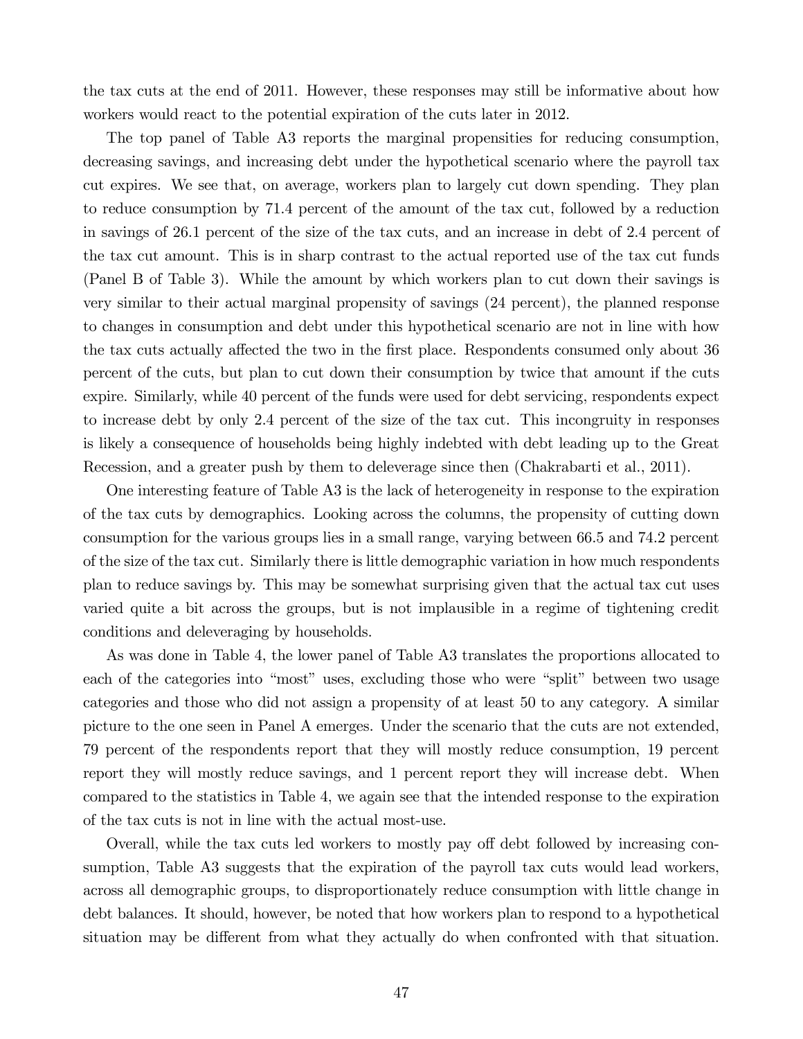the tax cuts at the end of 2011. However, these responses may still be informative about how workers would react to the potential expiration of the cuts later in 2012.

The top panel of Table A3 reports the marginal propensities for reducing consumption, decreasing savings, and increasing debt under the hypothetical scenario where the payroll tax cut expires. We see that, on average, workers plan to largely cut down spending. They plan to reduce consumption by 71.4 percent of the amount of the tax cut, followed by a reduction in savings of 26.1 percent of the size of the tax cuts, and an increase in debt of 2.4 percent of the tax cut amount. This is in sharp contrast to the actual reported use of the tax cut funds (Panel B of Table 3). While the amount by which workers plan to cut down their savings is very similar to their actual marginal propensity of savings (24 percent), the planned response to changes in consumption and debt under this hypothetical scenario are not in line with how the tax cuts actually affected the two in the first place. Respondents consumed only about 36 percent of the cuts, but plan to cut down their consumption by twice that amount if the cuts expire. Similarly, while 40 percent of the funds were used for debt servicing, respondents expect to increase debt by only 2.4 percent of the size of the tax cut. This incongruity in responses is likely a consequence of households being highly indebted with debt leading up to the Great Recession, and a greater push by them to deleverage since then (Chakrabarti et al., 2011).

One interesting feature of Table A3 is the lack of heterogeneity in response to the expiration of the tax cuts by demographics. Looking across the columns, the propensity of cutting down consumption for the various groups lies in a small range, varying between 66.5 and 74.2 percent of the size of the tax cut. Similarly there is little demographic variation in how much respondents plan to reduce savings by. This may be somewhat surprising given that the actual tax cut uses varied quite a bit across the groups, but is not implausible in a regime of tightening credit conditions and deleveraging by households.

As was done in Table 4, the lower panel of Table A3 translates the proportions allocated to each of the categories into "most" uses, excluding those who were "split" between two usage categories and those who did not assign a propensity of at least 50 to any category. A similar picture to the one seen in Panel A emerges. Under the scenario that the cuts are not extended, 79 percent of the respondents report that they will mostly reduce consumption, 19 percent report they will mostly reduce savings, and 1 percent report they will increase debt. When compared to the statistics in Table 4, we again see that the intended response to the expiration of the tax cuts is not in line with the actual most-use.

Overall, while the tax cuts led workers to mostly pay off debt followed by increasing consumption, Table A3 suggests that the expiration of the payroll tax cuts would lead workers, across all demographic groups, to disproportionately reduce consumption with little change in debt balances. It should, however, be noted that how workers plan to respond to a hypothetical situation may be different from what they actually do when confronted with that situation.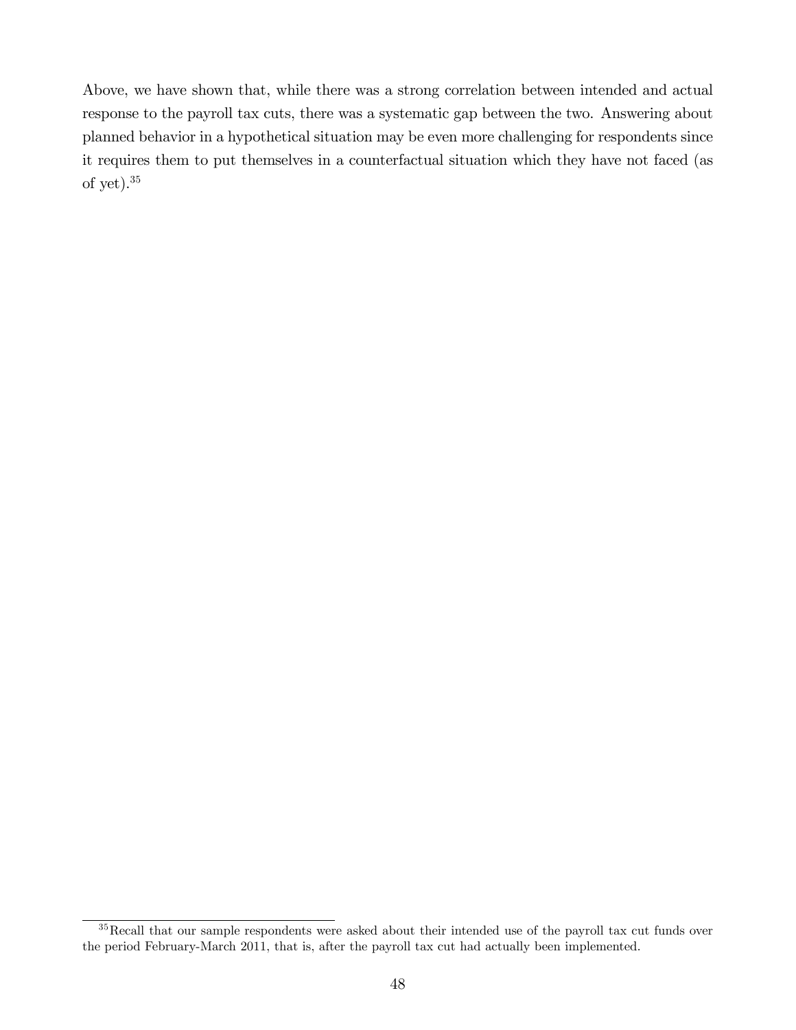Above, we have shown that, while there was a strong correlation between intended and actual response to the payroll tax cuts, there was a systematic gap between the two. Answering about planned behavior in a hypothetical situation may be even more challenging for respondents since it requires them to put themselves in a counterfactual situation which they have not faced (as of yet).[35]

[35] Recall that our sample respondents were asked about their intended use of the payroll tax cut funds over the period February-March 2011, that is, after the payroll tax cut had actually been implemented.